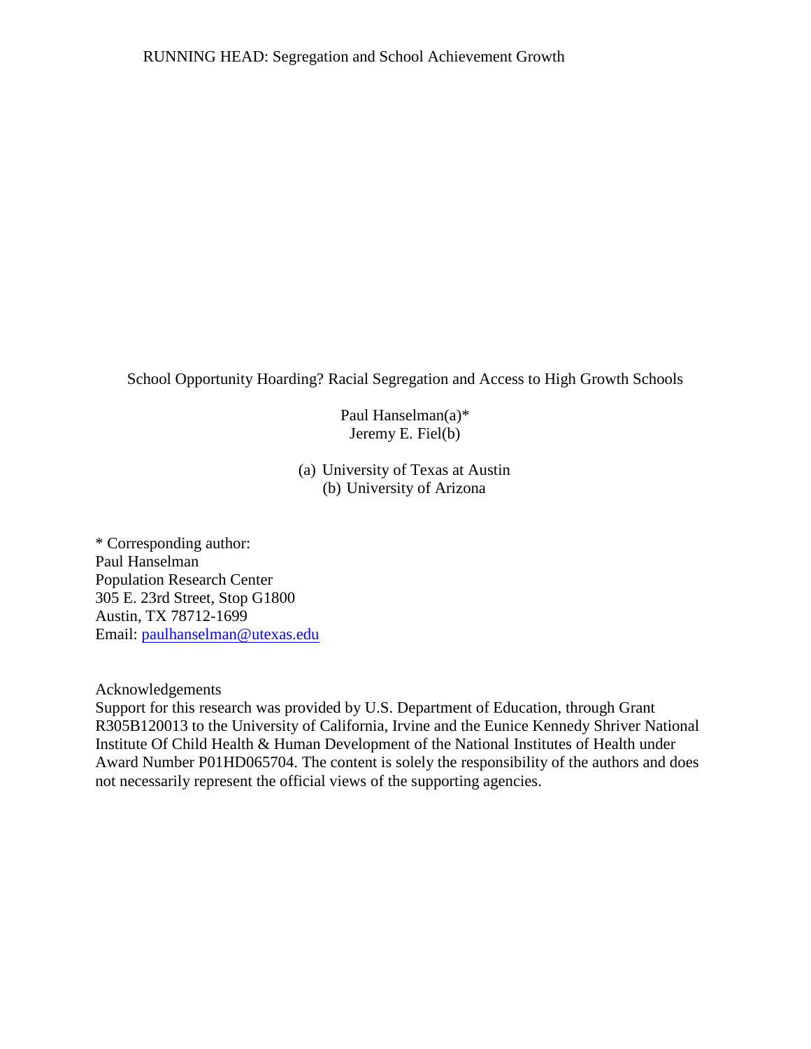# School Opportunity Hoarding? Racial Segregation and Access to High Growth Schools

Paul Hanselman(a)*
Jeremy E. Fiel(b)

(a) University of Texas at Austin
(b) University of Arizona

\* Corresponding author:
Paul Hanselman
Population Research Center
305 E. 23rd Street, Stop G1800
Austin, TX 78712-1699
Email: paulhanselman@utexas.edu

Acknowledgements

Support for this research was provided by U.S. Department of Education, through Grant R305B120013 to the University of California, Irvine and the Eunice Kennedy Shriver National Institute Of Child Health & Human Development of the National Institutes of Health under Award Number P01HD065704. The content is solely the responsibility of the authors and does not necessarily represent the official views of the supporting agencies.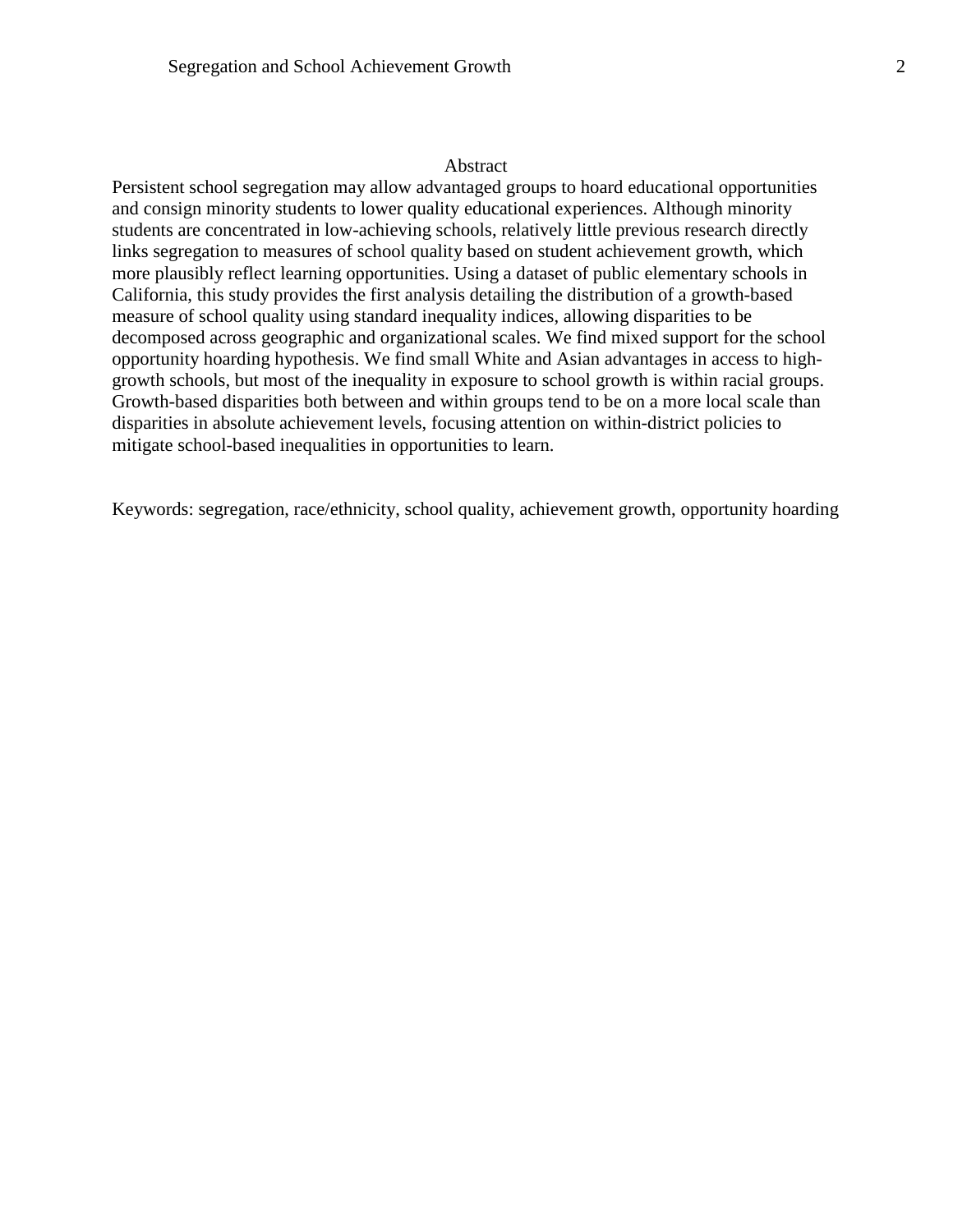## Abstract

Persistent school segregation may allow advantaged groups to hoard educational opportunities and consign minority students to lower quality educational experiences. Although minority students are concentrated in low-achieving schools, relatively little previous research directly links segregation to measures of school quality based on student achievement growth, which more plausibly reflect learning opportunities. Using a dataset of public elementary schools in California, this study provides the first analysis detailing the distribution of a growth-based measure of school quality using standard inequality indices, allowing disparities to be decomposed across geographic and organizational scales. We find mixed support for the school opportunity hoarding hypothesis. We find small White and Asian advantages in access to high-growth schools, but most of the inequality in exposure to school growth is within racial groups. Growth-based disparities both between and within groups tend to be on a more local scale than disparities in absolute achievement levels, focusing attention on within-district policies to mitigate school-based inequalities in opportunities to learn.

Keywords: segregation, race/ethnicity, school quality, achievement growth, opportunity hoarding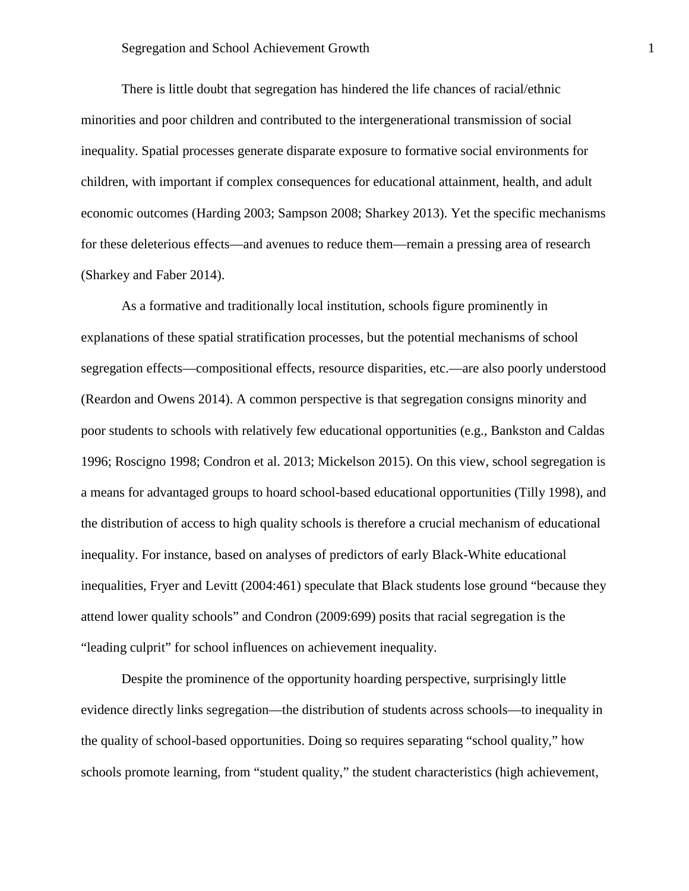There is little doubt that segregation has hindered the life chances of racial/ethnic minorities and poor children and contributed to the intergenerational transmission of social inequality. Spatial processes generate disparate exposure to formative social environments for children, with important if complex consequences for educational attainment, health, and adult economic outcomes (Harding 2003; Sampson 2008; Sharkey 2013). Yet the specific mechanisms for these deleterious effects—and avenues to reduce them—remain a pressing area of research (Sharkey and Faber 2014).

As a formative and traditionally local institution, schools figure prominently in explanations of these spatial stratification processes, but the potential mechanisms of school segregation effects—compositional effects, resource disparities, etc.—are also poorly understood (Reardon and Owens 2014). A common perspective is that segregation consigns minority and poor students to schools with relatively few educational opportunities (e.g., Bankston and Caldas 1996; Roscigno 1998; Condron et al. 2013; Mickelson 2015). On this view, school segregation is a means for advantaged groups to hoard school-based educational opportunities (Tilly 1998), and the distribution of access to high quality schools is therefore a crucial mechanism of educational inequality. For instance, based on analyses of predictors of early Black-White educational inequalities, Fryer and Levitt (2004:461) speculate that Black students lose ground "because they attend lower quality schools" and Condron (2009:699) posits that racial segregation is the "leading culprit" for school influences on achievement inequality.

Despite the prominence of the opportunity hoarding perspective, surprisingly little evidence directly links segregation—the distribution of students across schools—to inequality in the quality of school-based opportunities. Doing so requires separating "school quality," how schools promote learning, from "student quality," the student characteristics (high achievement,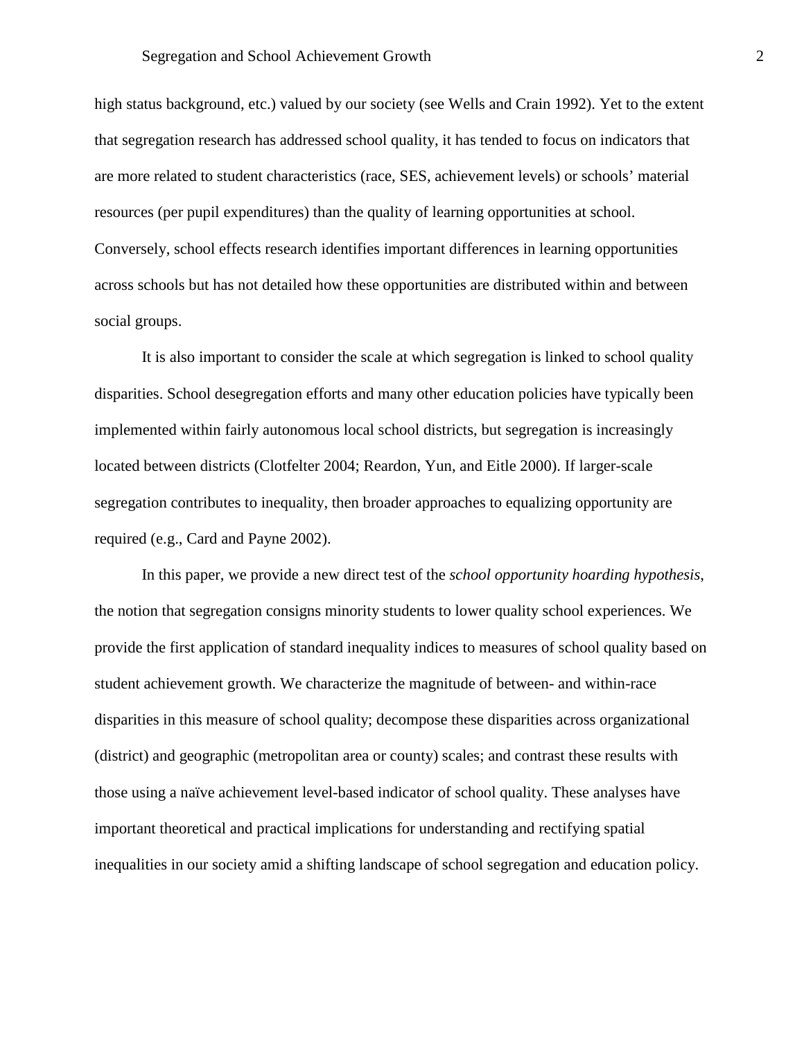high status background, etc.) valued by our society (see Wells and Crain 1992). Yet to the extent that segregation research has addressed school quality, it has tended to focus on indicators that are more related to student characteristics (race, SES, achievement levels) or schools' material resources (per pupil expenditures) than the quality of learning opportunities at school. Conversely, school effects research identifies important differences in learning opportunities across schools but has not detailed how these opportunities are distributed within and between social groups.

It is also important to consider the scale at which segregation is linked to school quality disparities. School desegregation efforts and many other education policies have typically been implemented within fairly autonomous local school districts, but segregation is increasingly located between districts (Clotfelter 2004; Reardon, Yun, and Eitle 2000). If larger-scale segregation contributes to inequality, then broader approaches to equalizing opportunity are required (e.g., Card and Payne 2002).

In this paper, we provide a new direct test of the *school opportunity hoarding hypothesis*, the notion that segregation consigns minority students to lower quality school experiences. We provide the first application of standard inequality indices to measures of school quality based on student achievement growth. We characterize the magnitude of between- and within-race disparities in this measure of school quality; decompose these disparities across organizational (district) and geographic (metropolitan area or county) scales; and contrast these results with those using a naïve achievement level-based indicator of school quality. These analyses have important theoretical and practical implications for understanding and rectifying spatial inequalities in our society amid a shifting landscape of school segregation and education policy.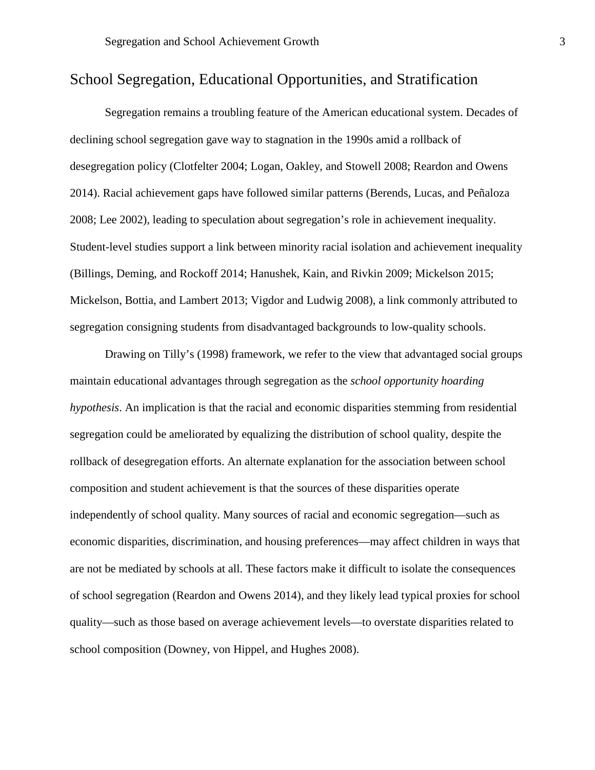## School Segregation, Educational Opportunities, and Stratification

Segregation remains a troubling feature of the American educational system. Decades of declining school segregation gave way to stagnation in the 1990s amid a rollback of desegregation policy (Clotfelter 2004; Logan, Oakley, and Stowell 2008; Reardon and Owens 2014). Racial achievement gaps have followed similar patterns (Berends, Lucas, and Peñaloza 2008; Lee 2002), leading to speculation about segregation's role in achievement inequality. Student-level studies support a link between minority racial isolation and achievement inequality (Billings, Deming, and Rockoff 2014; Hanushek, Kain, and Rivkin 2009; Mickelson 2015; Mickelson, Bottia, and Lambert 2013; Vigdor and Ludwig 2008), a link commonly attributed to segregation consigning students from disadvantaged backgrounds to low-quality schools.

Drawing on Tilly's (1998) framework, we refer to the view that advantaged social groups maintain educational advantages through segregation as the *school opportunity hoarding hypothesis*. An implication is that the racial and economic disparities stemming from residential segregation could be ameliorated by equalizing the distribution of school quality, despite the rollback of desegregation efforts. An alternate explanation for the association between school composition and student achievement is that the sources of these disparities operate independently of school quality. Many sources of racial and economic segregation—such as economic disparities, discrimination, and housing preferences—may affect children in ways that are not be mediated by schools at all. These factors make it difficult to isolate the consequences of school segregation (Reardon and Owens 2014), and they likely lead typical proxies for school quality—such as those based on average achievement levels—to overstate disparities related to school composition (Downey, von Hippel, and Hughes 2008).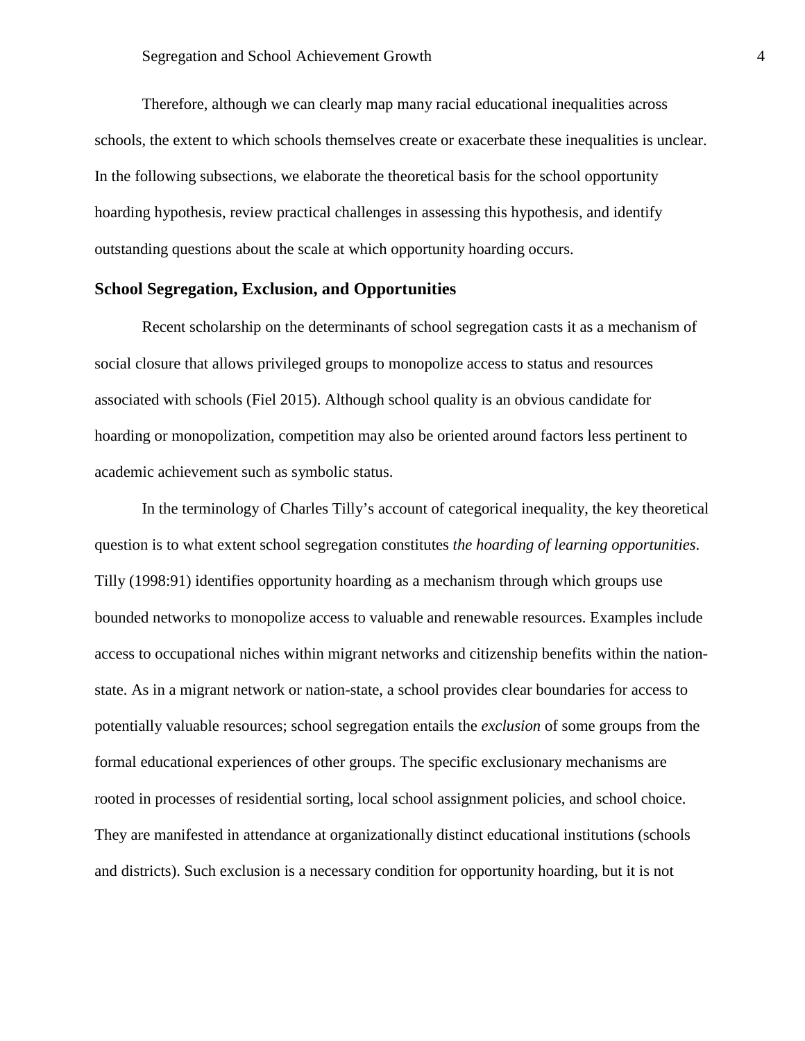Therefore, although we can clearly map many racial educational inequalities across schools, the extent to which schools themselves create or exacerbate these inequalities is unclear. In the following subsections, we elaborate the theoretical basis for the school opportunity hoarding hypothesis, review practical challenges in assessing this hypothesis, and identify outstanding questions about the scale at which opportunity hoarding occurs.

### School Segregation, Exclusion, and Opportunities

Recent scholarship on the determinants of school segregation casts it as a mechanism of social closure that allows privileged groups to monopolize access to status and resources associated with schools (Fiel 2015). Although school quality is an obvious candidate for hoarding or monopolization, competition may also be oriented around factors less pertinent to academic achievement such as symbolic status.

In the terminology of Charles Tilly's account of categorical inequality, the key theoretical question is to what extent school segregation constitutes *the hoarding of learning opportunities*. Tilly (1998:91) identifies opportunity hoarding as a mechanism through which groups use bounded networks to monopolize access to valuable and renewable resources. Examples include access to occupational niches within migrant networks and citizenship benefits within the nation-state. As in a migrant network or nation-state, a school provides clear boundaries for access to potentially valuable resources; school segregation entails the *exclusion* of some groups from the formal educational experiences of other groups. The specific exclusionary mechanisms are rooted in processes of residential sorting, local school assignment policies, and school choice. They are manifested in attendance at organizationally distinct educational institutions (schools and districts). Such exclusion is a necessary condition for opportunity hoarding, but it is not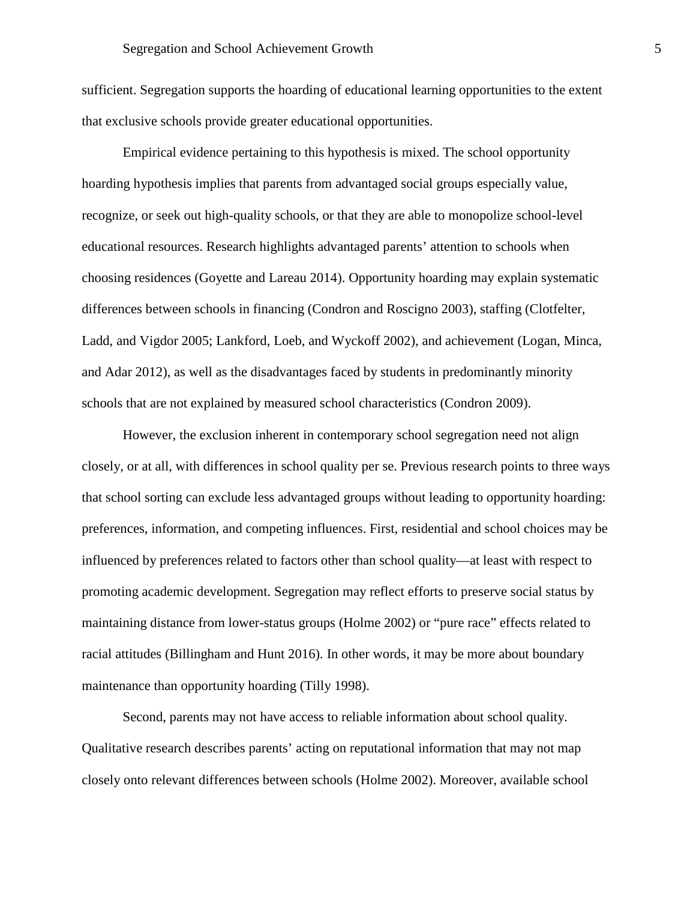sufficient. Segregation supports the hoarding of educational learning opportunities to the extent that exclusive schools provide greater educational opportunities.

Empirical evidence pertaining to this hypothesis is mixed. The school opportunity hoarding hypothesis implies that parents from advantaged social groups especially value, recognize, or seek out high-quality schools, or that they are able to monopolize school-level educational resources. Research highlights advantaged parents' attention to schools when choosing residences (Goyette and Lareau 2014). Opportunity hoarding may explain systematic differences between schools in financing (Condron and Roscigno 2003), staffing (Clotfelter, Ladd, and Vigdor 2005; Lankford, Loeb, and Wyckoff 2002), and achievement (Logan, Minca, and Adar 2012), as well as the disadvantages faced by students in predominantly minority schools that are not explained by measured school characteristics (Condron 2009).

However, the exclusion inherent in contemporary school segregation need not align closely, or at all, with differences in school quality per se. Previous research points to three ways that school sorting can exclude less advantaged groups without leading to opportunity hoarding: preferences, information, and competing influences. First, residential and school choices may be influenced by preferences related to factors other than school quality—at least with respect to promoting academic development. Segregation may reflect efforts to preserve social status by maintaining distance from lower-status groups (Holme 2002) or "pure race" effects related to racial attitudes (Billingham and Hunt 2016). In other words, it may be more about boundary maintenance than opportunity hoarding (Tilly 1998).

Second, parents may not have access to reliable information about school quality. Qualitative research describes parents' acting on reputational information that may not map closely onto relevant differences between schools (Holme 2002). Moreover, available school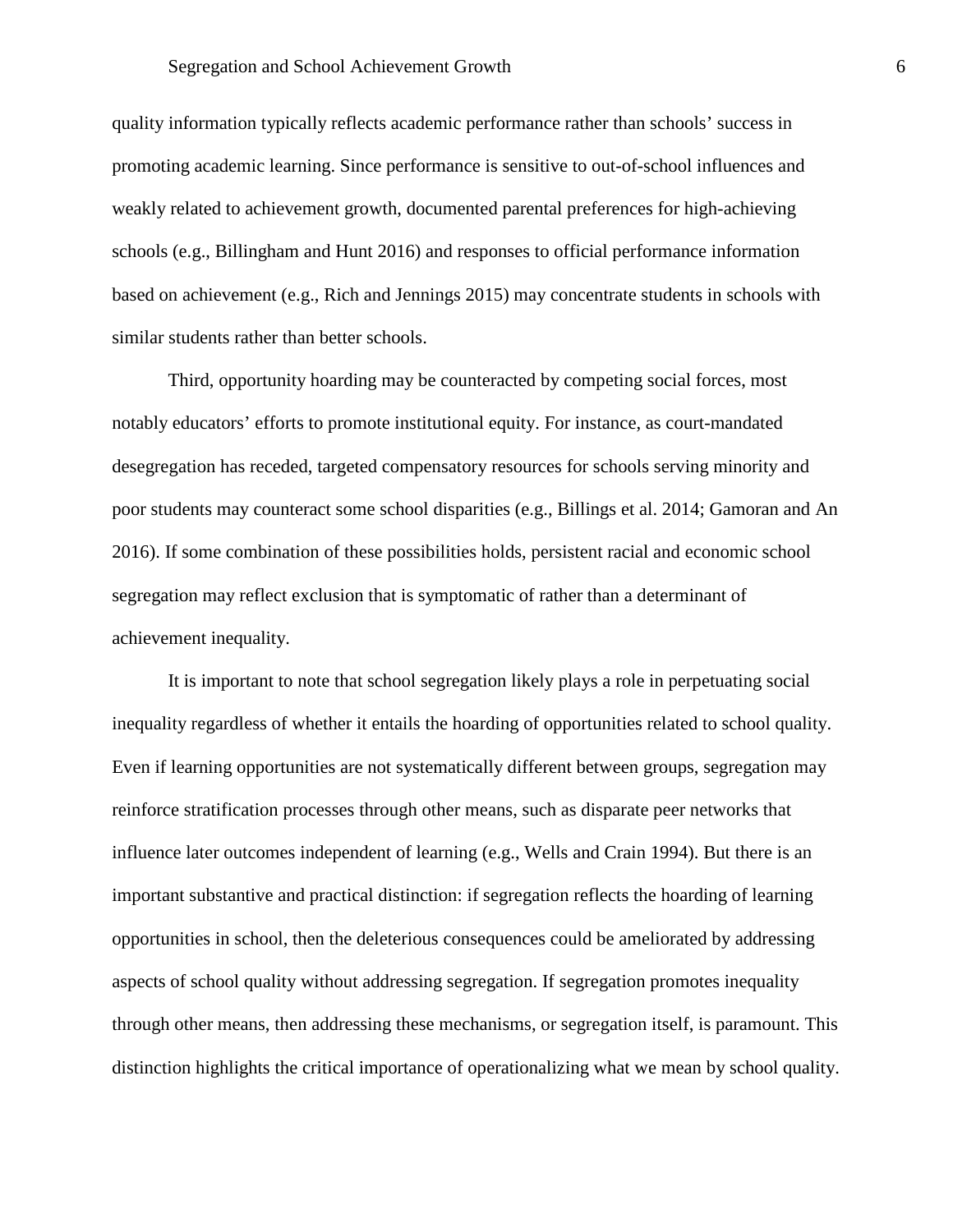quality information typically reflects academic performance rather than schools' success in promoting academic learning. Since performance is sensitive to out-of-school influences and weakly related to achievement growth, documented parental preferences for high-achieving schools (e.g., Billingham and Hunt 2016) and responses to official performance information based on achievement (e.g., Rich and Jennings 2015) may concentrate students in schools with similar students rather than better schools.

Third, opportunity hoarding may be counteracted by competing social forces, most notably educators' efforts to promote institutional equity. For instance, as court-mandated desegregation has receded, targeted compensatory resources for schools serving minority and poor students may counteract some school disparities (e.g., Billings et al. 2014; Gamoran and An 2016). If some combination of these possibilities holds, persistent racial and economic school segregation may reflect exclusion that is symptomatic of rather than a determinant of achievement inequality.

It is important to note that school segregation likely plays a role in perpetuating social inequality regardless of whether it entails the hoarding of opportunities related to school quality. Even if learning opportunities are not systematically different between groups, segregation may reinforce stratification processes through other means, such as disparate peer networks that influence later outcomes independent of learning (e.g., Wells and Crain 1994). But there is an important substantive and practical distinction: if segregation reflects the hoarding of learning opportunities in school, then the deleterious consequences could be ameliorated by addressing aspects of school quality without addressing segregation. If segregation promotes inequality through other means, then addressing these mechanisms, or segregation itself, is paramount. This distinction highlights the critical importance of operationalizing what we mean by school quality.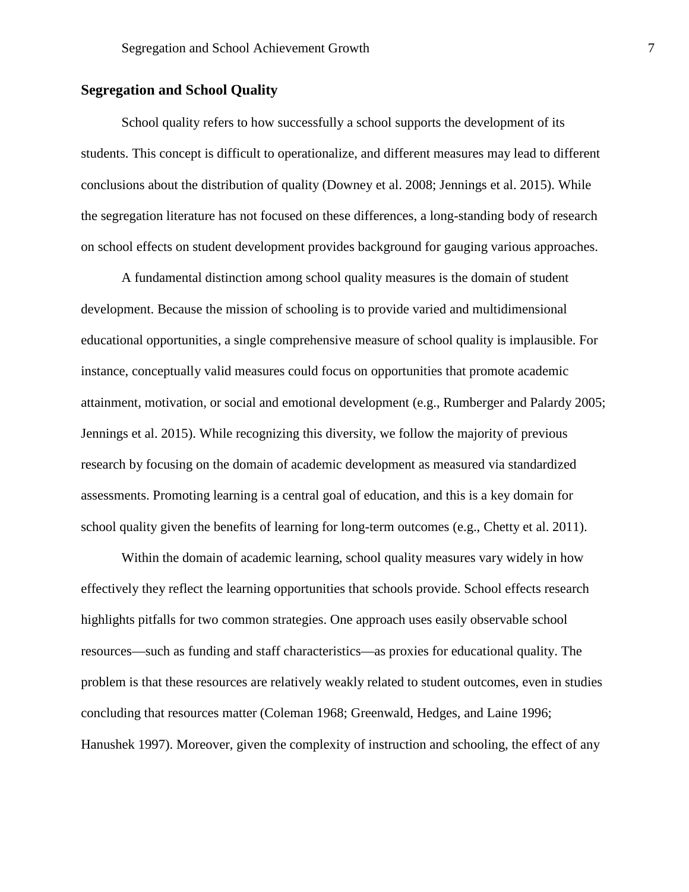## Segregation and School Quality

School quality refers to how successfully a school supports the development of its students. This concept is difficult to operationalize, and different measures may lead to different conclusions about the distribution of quality (Downey et al. 2008; Jennings et al. 2015). While the segregation literature has not focused on these differences, a long-standing body of research on school effects on student development provides background for gauging various approaches.

A fundamental distinction among school quality measures is the domain of student development. Because the mission of schooling is to provide varied and multidimensional educational opportunities, a single comprehensive measure of school quality is implausible. For instance, conceptually valid measures could focus on opportunities that promote academic attainment, motivation, or social and emotional development (e.g., Rumberger and Palardy 2005; Jennings et al. 2015). While recognizing this diversity, we follow the majority of previous research by focusing on the domain of academic development as measured via standardized assessments. Promoting learning is a central goal of education, and this is a key domain for school quality given the benefits of learning for long-term outcomes (e.g., Chetty et al. 2011).

Within the domain of academic learning, school quality measures vary widely in how effectively they reflect the learning opportunities that schools provide. School effects research highlights pitfalls for two common strategies. One approach uses easily observable school resources—such as funding and staff characteristics—as proxies for educational quality. The problem is that these resources are relatively weakly related to student outcomes, even in studies concluding that resources matter (Coleman 1968; Greenwald, Hedges, and Laine 1996; Hanushek 1997). Moreover, given the complexity of instruction and schooling, the effect of any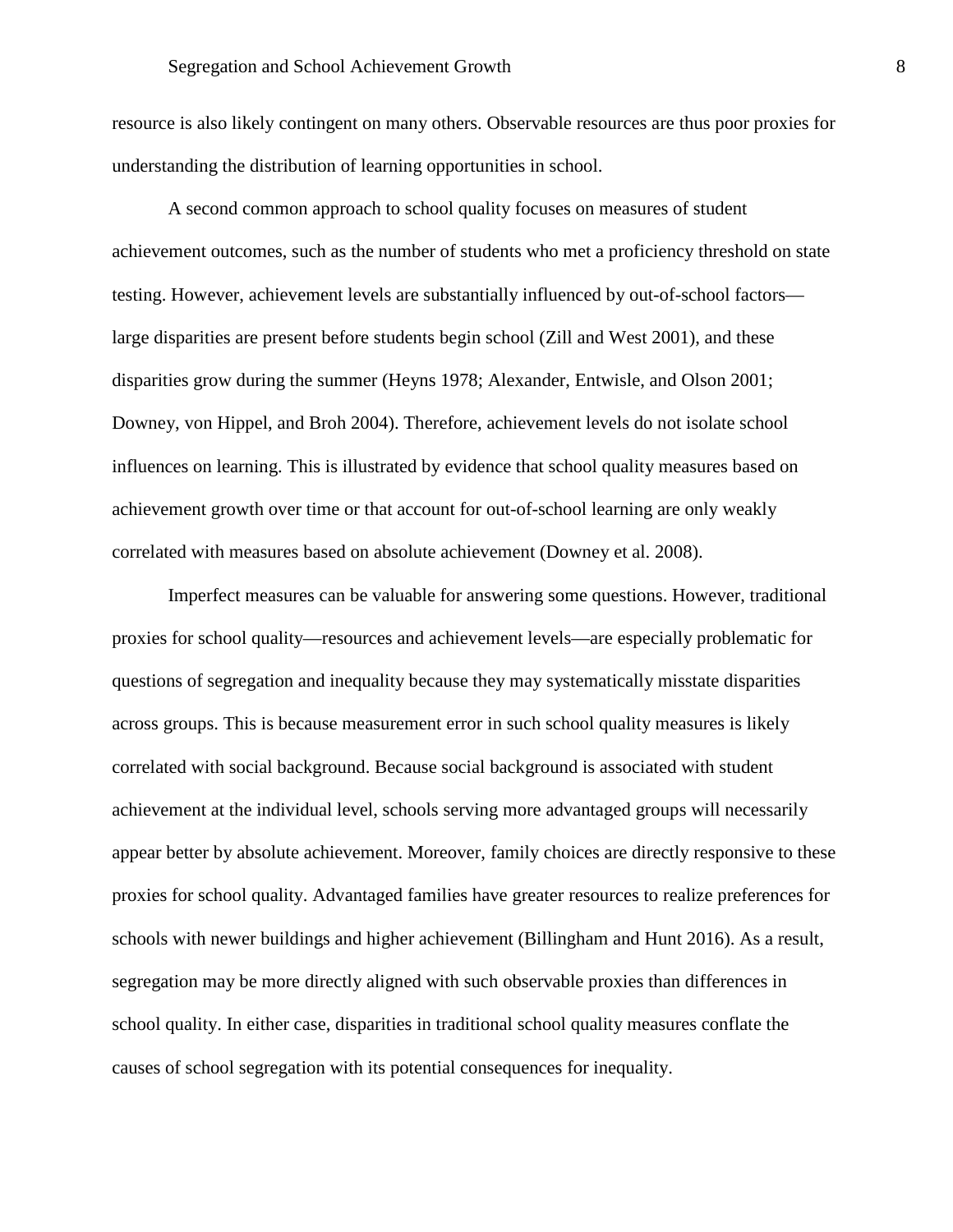resource is also likely contingent on many others. Observable resources are thus poor proxies for understanding the distribution of learning opportunities in school.

A second common approach to school quality focuses on measures of student achievement outcomes, such as the number of students who met a proficiency threshold on state testing. However, achievement levels are substantially influenced by out-of-school factors—large disparities are present before students begin school (Zill and West 2001), and these disparities grow during the summer (Heyns 1978; Alexander, Entwisle, and Olson 2001; Downey, von Hippel, and Broh 2004). Therefore, achievement levels do not isolate school influences on learning. This is illustrated by evidence that school quality measures based on achievement growth over time or that account for out-of-school learning are only weakly correlated with measures based on absolute achievement (Downey et al. 2008).

Imperfect measures can be valuable for answering some questions. However, traditional proxies for school quality—resources and achievement levels—are especially problematic for questions of segregation and inequality because they may systematically misstate disparities across groups. This is because measurement error in such school quality measures is likely correlated with social background. Because social background is associated with student achievement at the individual level, schools serving more advantaged groups will necessarily appear better by absolute achievement. Moreover, family choices are directly responsive to these proxies for school quality. Advantaged families have greater resources to realize preferences for schools with newer buildings and higher achievement (Billingham and Hunt 2016). As a result, segregation may be more directly aligned with such observable proxies than differences in school quality. In either case, disparities in traditional school quality measures conflate the causes of school segregation with its potential consequences for inequality.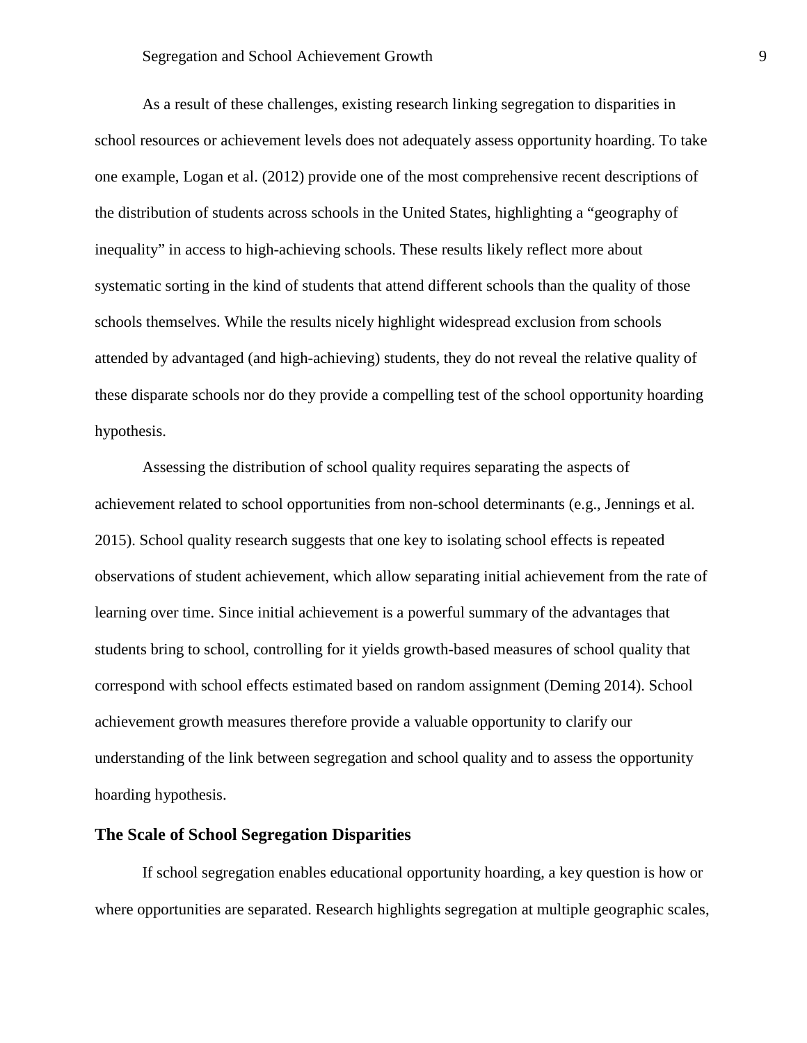As a result of these challenges, existing research linking segregation to disparities in school resources or achievement levels does not adequately assess opportunity hoarding. To take one example, Logan et al. (2012) provide one of the most comprehensive recent descriptions of the distribution of students across schools in the United States, highlighting a "geography of inequality" in access to high-achieving schools. These results likely reflect more about systematic sorting in the kind of students that attend different schools than the quality of those schools themselves. While the results nicely highlight widespread exclusion from schools attended by advantaged (and high-achieving) students, they do not reveal the relative quality of these disparate schools nor do they provide a compelling test of the school opportunity hoarding hypothesis.

Assessing the distribution of school quality requires separating the aspects of achievement related to school opportunities from non-school determinants (e.g., Jennings et al. 2015). School quality research suggests that one key to isolating school effects is repeated observations of student achievement, which allow separating initial achievement from the rate of learning over time. Since initial achievement is a powerful summary of the advantages that students bring to school, controlling for it yields growth-based measures of school quality that correspond with school effects estimated based on random assignment (Deming 2014). School achievement growth measures therefore provide a valuable opportunity to clarify our understanding of the link between segregation and school quality and to assess the opportunity hoarding hypothesis.

## The Scale of School Segregation Disparities

If school segregation enables educational opportunity hoarding, a key question is how or where opportunities are separated. Research highlights segregation at multiple geographic scales,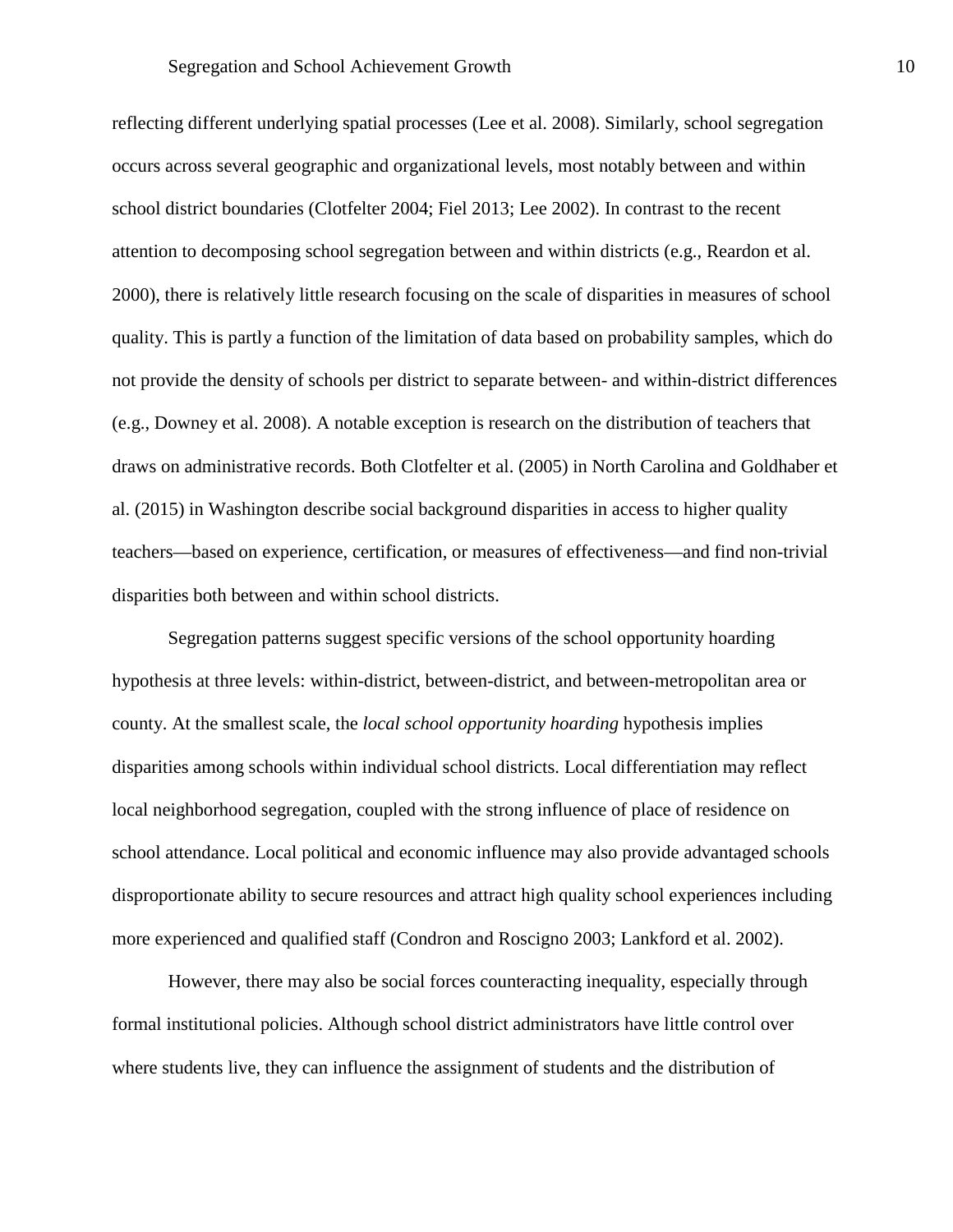reflecting different underlying spatial processes (Lee et al. 2008). Similarly, school segregation occurs across several geographic and organizational levels, most notably between and within school district boundaries (Clotfelter 2004; Fiel 2013; Lee 2002). In contrast to the recent attention to decomposing school segregation between and within districts (e.g., Reardon et al. 2000), there is relatively little research focusing on the scale of disparities in measures of school quality. This is partly a function of the limitation of data based on probability samples, which do not provide the density of schools per district to separate between- and within-district differences (e.g., Downey et al. 2008). A notable exception is research on the distribution of teachers that draws on administrative records. Both Clotfelter et al. (2005) in North Carolina and Goldhaber et al. (2015) in Washington describe social background disparities in access to higher quality teachers—based on experience, certification, or measures of effectiveness—and find non-trivial disparities both between and within school districts.

Segregation patterns suggest specific versions of the school opportunity hoarding hypothesis at three levels: within-district, between-district, and between-metropolitan area or county. At the smallest scale, the *local school opportunity hoarding* hypothesis implies disparities among schools within individual school districts. Local differentiation may reflect local neighborhood segregation, coupled with the strong influence of place of residence on school attendance. Local political and economic influence may also provide advantaged schools disproportionate ability to secure resources and attract high quality school experiences including more experienced and qualified staff (Condron and Roscigno 2003; Lankford et al. 2002).

However, there may also be social forces counteracting inequality, especially through formal institutional policies. Although school district administrators have little control over where students live, they can influence the assignment of students and the distribution of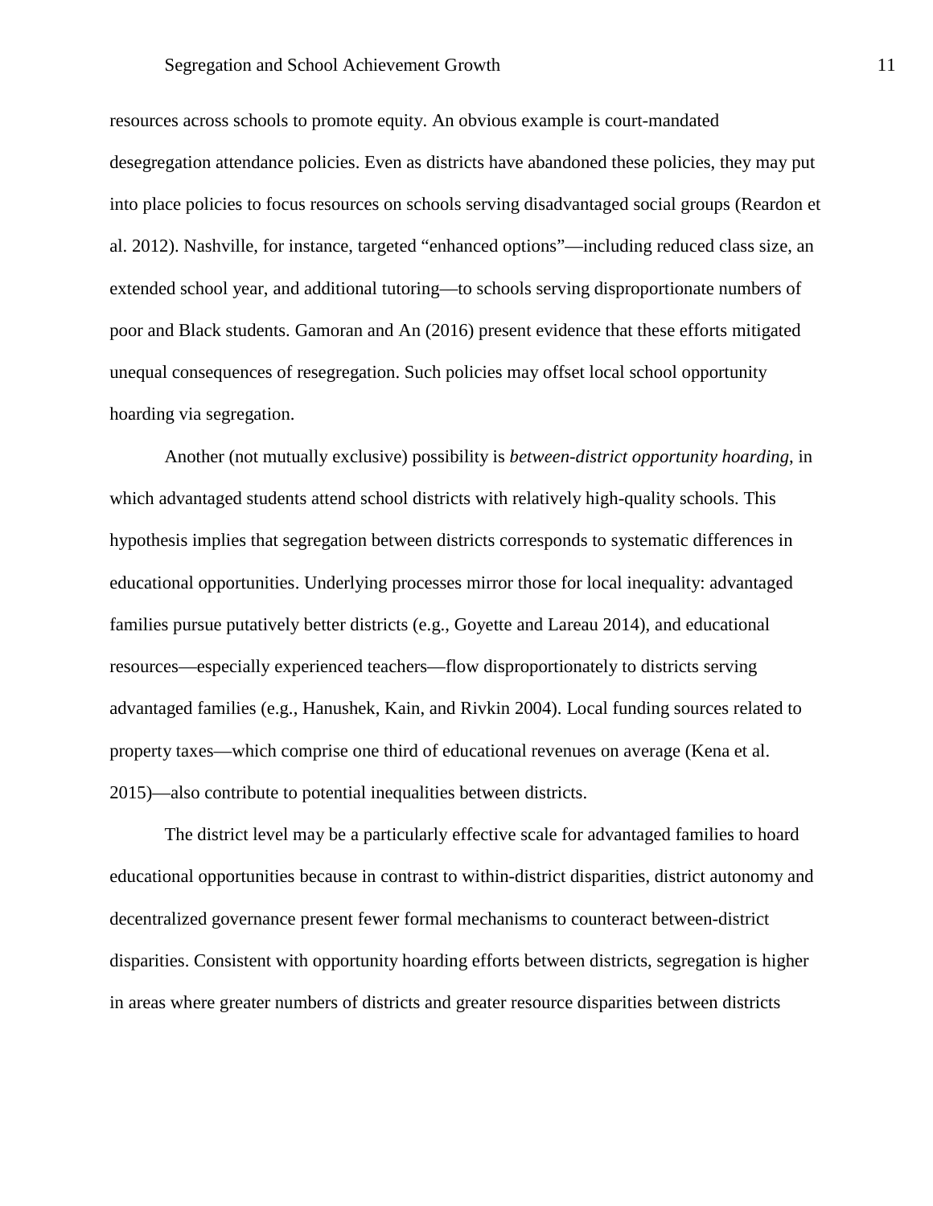resources across schools to promote equity. An obvious example is court-mandated desegregation attendance policies. Even as districts have abandoned these policies, they may put into place policies to focus resources on schools serving disadvantaged social groups (Reardon et al. 2012). Nashville, for instance, targeted "enhanced options"—including reduced class size, an extended school year, and additional tutoring—to schools serving disproportionate numbers of poor and Black students. Gamoran and An (2016) present evidence that these efforts mitigated unequal consequences of resegregation. Such policies may offset local school opportunity hoarding via segregation.

Another (not mutually exclusive) possibility is *between-district opportunity hoarding*, in which advantaged students attend school districts with relatively high-quality schools. This hypothesis implies that segregation between districts corresponds to systematic differences in educational opportunities. Underlying processes mirror those for local inequality: advantaged families pursue putatively better districts (e.g., Goyette and Lareau 2014), and educational resources—especially experienced teachers—flow disproportionately to districts serving advantaged families (e.g., Hanushek, Kain, and Rivkin 2004). Local funding sources related to property taxes—which comprise one third of educational revenues on average (Kena et al. 2015)—also contribute to potential inequalities between districts.

The district level may be a particularly effective scale for advantaged families to hoard educational opportunities because in contrast to within-district disparities, district autonomy and decentralized governance present fewer formal mechanisms to counteract between-district disparities. Consistent with opportunity hoarding efforts between districts, segregation is higher in areas where greater numbers of districts and greater resource disparities between districts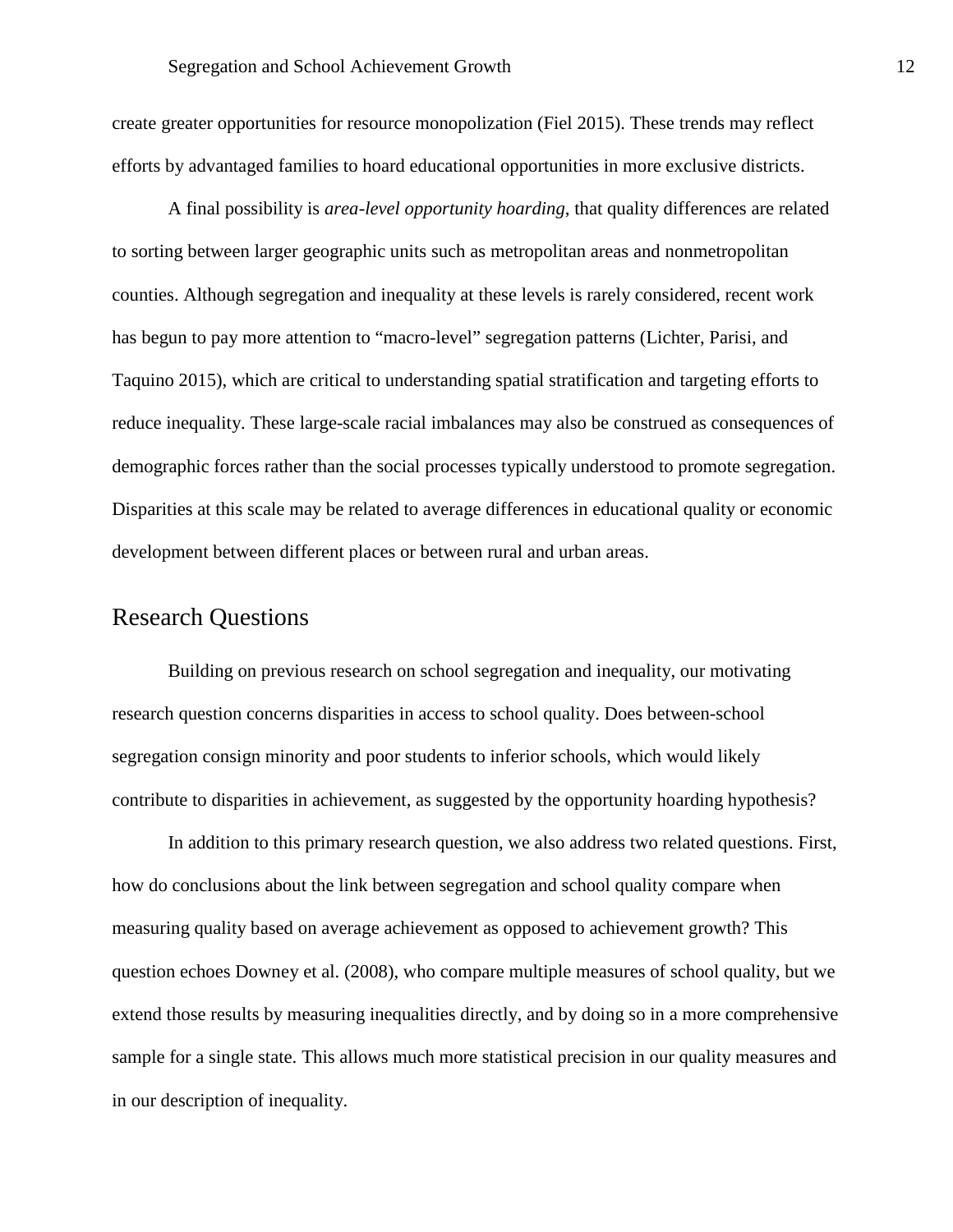create greater opportunities for resource monopolization (Fiel 2015). These trends may reflect efforts by advantaged families to hoard educational opportunities in more exclusive districts.

A final possibility is *area-level opportunity hoarding*, that quality differences are related to sorting between larger geographic units such as metropolitan areas and nonmetropolitan counties. Although segregation and inequality at these levels is rarely considered, recent work has begun to pay more attention to "macro-level" segregation patterns (Lichter, Parisi, and Taquino 2015), which are critical to understanding spatial stratification and targeting efforts to reduce inequality. These large-scale racial imbalances may also be construed as consequences of demographic forces rather than the social processes typically understood to promote segregation. Disparities at this scale may be related to average differences in educational quality or economic development between different places or between rural and urban areas.

## Research Questions

Building on previous research on school segregation and inequality, our motivating research question concerns disparities in access to school quality. Does between-school segregation consign minority and poor students to inferior schools, which would likely contribute to disparities in achievement, as suggested by the opportunity hoarding hypothesis?

In addition to this primary research question, we also address two related questions. First, how do conclusions about the link between segregation and school quality compare when measuring quality based on average achievement as opposed to achievement growth? This question echoes Downey et al. (2008), who compare multiple measures of school quality, but we extend those results by measuring inequalities directly, and by doing so in a more comprehensive sample for a single state. This allows much more statistical precision in our quality measures and in our description of inequality.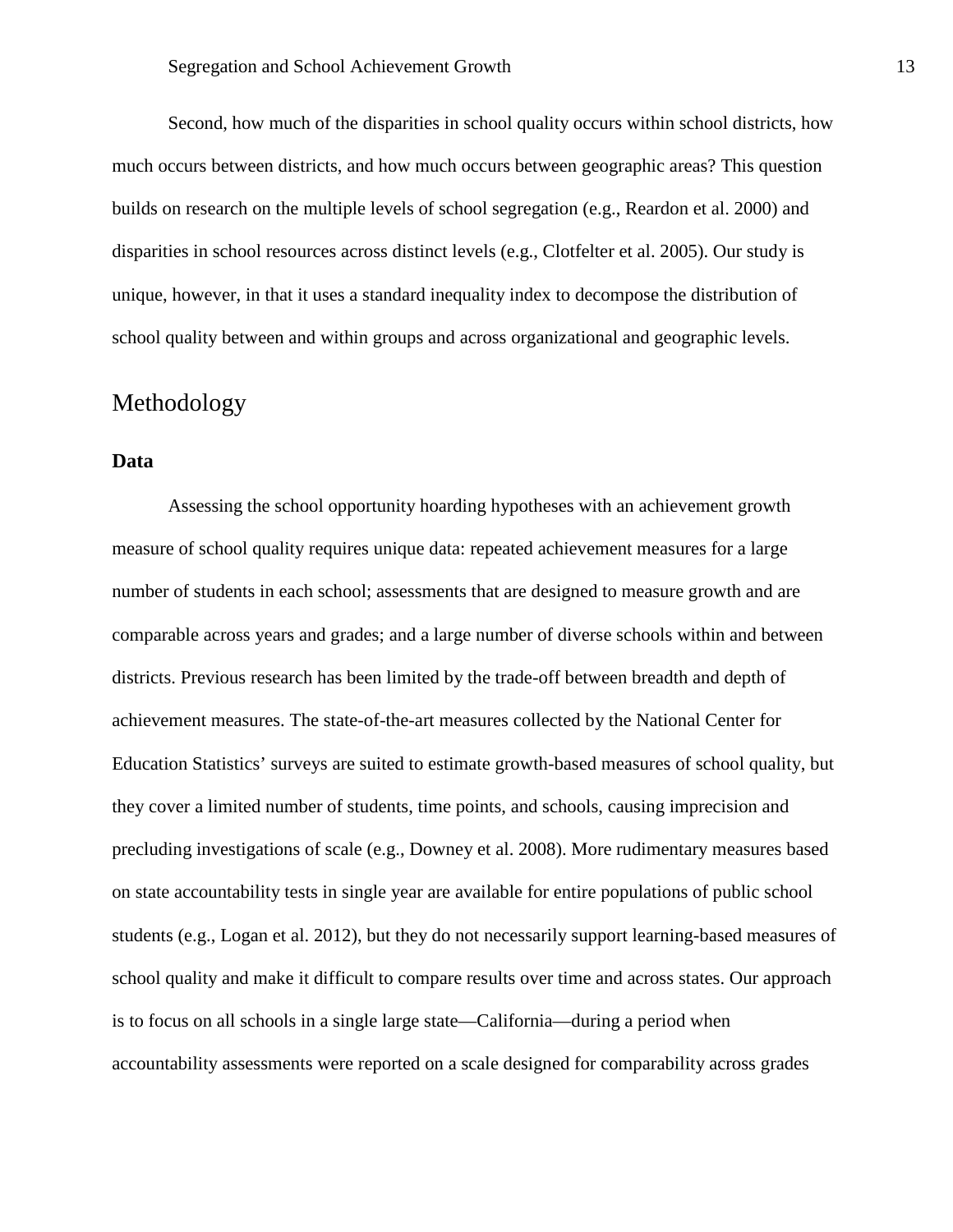Second, how much of the disparities in school quality occurs within school districts, how much occurs between districts, and how much occurs between geographic areas? This question builds on research on the multiple levels of school segregation (e.g., Reardon et al. 2000) and disparities in school resources across distinct levels (e.g., Clotfelter et al. 2005). Our study is unique, however, in that it uses a standard inequality index to decompose the distribution of school quality between and within groups and across organizational and geographic levels.

# Methodology

## Data

Assessing the school opportunity hoarding hypotheses with an achievement growth measure of school quality requires unique data: repeated achievement measures for a large number of students in each school; assessments that are designed to measure growth and are comparable across years and grades; and a large number of diverse schools within and between districts. Previous research has been limited by the trade-off between breadth and depth of achievement measures. The state-of-the-art measures collected by the National Center for Education Statistics' surveys are suited to estimate growth-based measures of school quality, but they cover a limited number of students, time points, and schools, causing imprecision and precluding investigations of scale (e.g., Downey et al. 2008). More rudimentary measures based on state accountability tests in single year are available for entire populations of public school students (e.g., Logan et al. 2012), but they do not necessarily support learning-based measures of school quality and make it difficult to compare results over time and across states. Our approach is to focus on all schools in a single large state—California—during a period when accountability assessments were reported on a scale designed for comparability across grades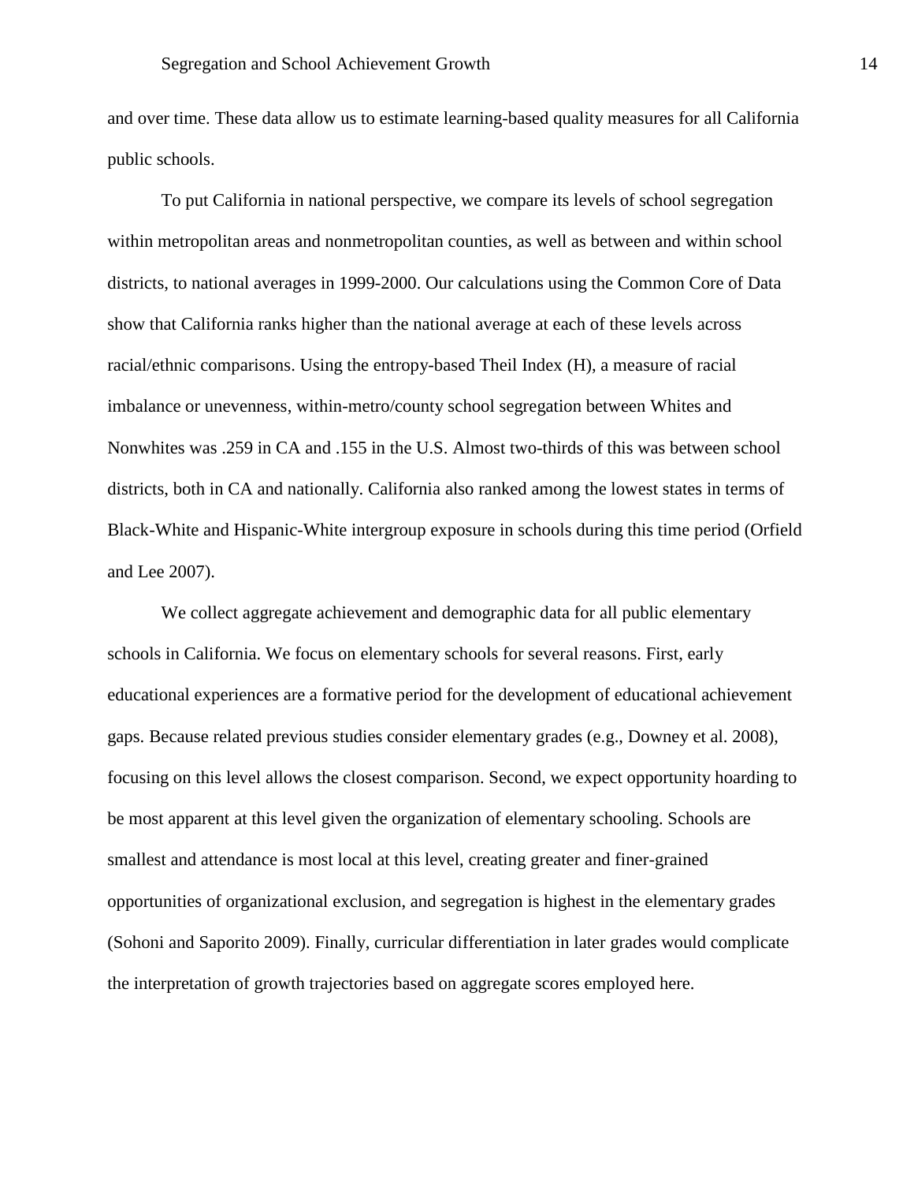and over time. These data allow us to estimate learning-based quality measures for all California public schools.

To put California in national perspective, we compare its levels of school segregation within metropolitan areas and nonmetropolitan counties, as well as between and within school districts, to national averages in 1999-2000. Our calculations using the Common Core of Data show that California ranks higher than the national average at each of these levels across racial/ethnic comparisons. Using the entropy-based Theil Index (H), a measure of racial imbalance or unevenness, within-metro/county school segregation between Whites and Nonwhites was .259 in CA and .155 in the U.S. Almost two-thirds of this was between school districts, both in CA and nationally. California also ranked among the lowest states in terms of Black-White and Hispanic-White intergroup exposure in schools during this time period (Orfield and Lee 2007).

We collect aggregate achievement and demographic data for all public elementary schools in California. We focus on elementary schools for several reasons. First, early educational experiences are a formative period for the development of educational achievement gaps. Because related previous studies consider elementary grades (e.g., Downey et al. 2008), focusing on this level allows the closest comparison. Second, we expect opportunity hoarding to be most apparent at this level given the organization of elementary schooling. Schools are smallest and attendance is most local at this level, creating greater and finer-grained opportunities of organizational exclusion, and segregation is highest in the elementary grades (Sohoni and Saporito 2009). Finally, curricular differentiation in later grades would complicate the interpretation of growth trajectories based on aggregate scores employed here.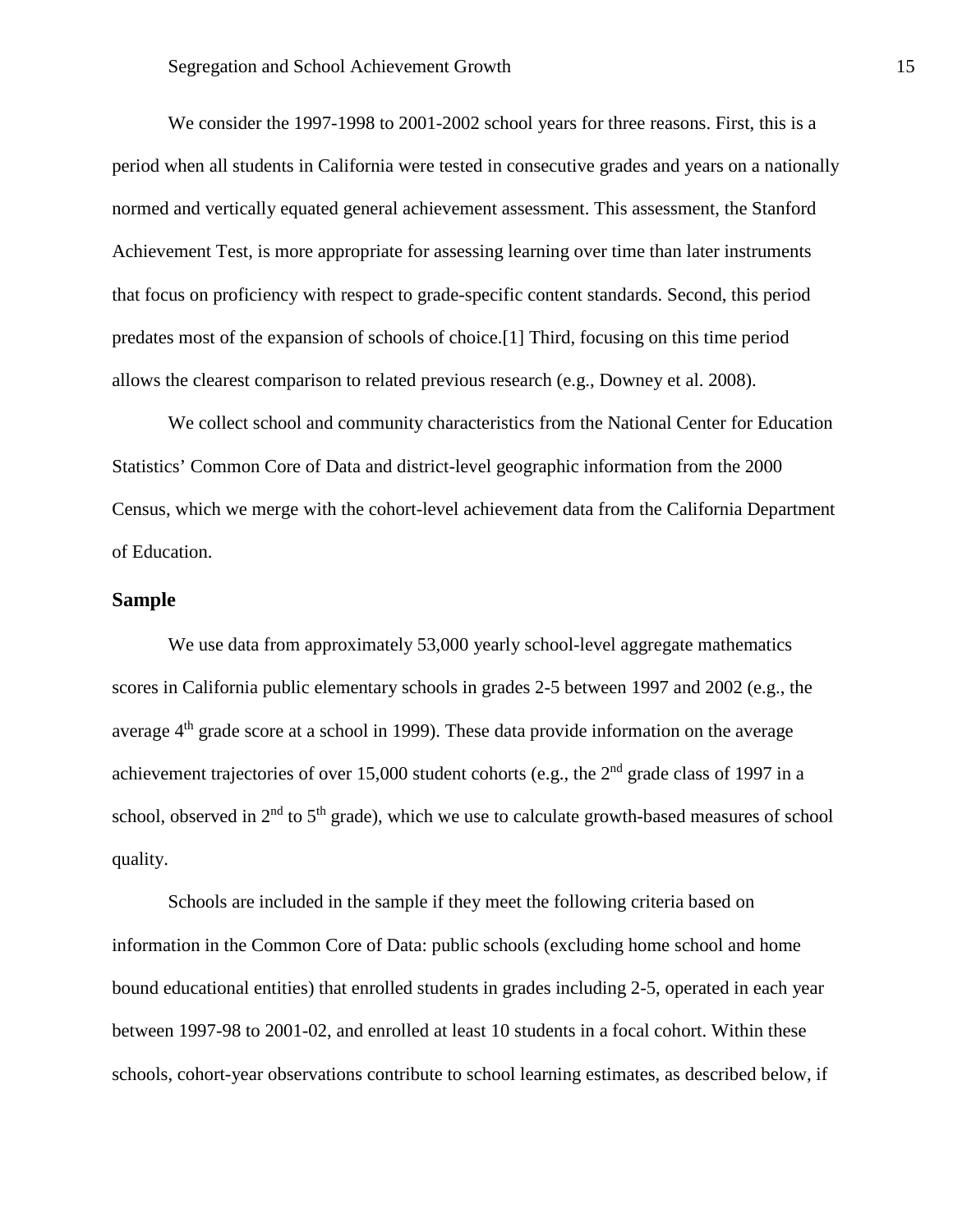We consider the 1997-1998 to 2001-2002 school years for three reasons. First, this is a period when all students in California were tested in consecutive grades and years on a nationally normed and vertically equated general achievement assessment. This assessment, the Stanford Achievement Test, is more appropriate for assessing learning over time than later instruments that focus on proficiency with respect to grade-specific content standards. Second, this period predates most of the expansion of schools of choice.[1] Third, focusing on this time period allows the clearest comparison to related previous research (e.g., Downey et al. 2008).

We collect school and community characteristics from the National Center for Education Statistics' Common Core of Data and district-level geographic information from the 2000 Census, which we merge with the cohort-level achievement data from the California Department of Education.

## Sample

We use data from approximately 53,000 yearly school-level aggregate mathematics scores in California public elementary schools in grades 2-5 between 1997 and 2002 (e.g., the average 4th grade score at a school in 1999). These data provide information on the average achievement trajectories of over 15,000 student cohorts (e.g., the 2nd grade class of 1997 in a school, observed in 2nd to 5th grade), which we use to calculate growth-based measures of school quality.

Schools are included in the sample if they meet the following criteria based on information in the Common Core of Data: public schools (excluding home school and home bound educational entities) that enrolled students in grades including 2-5, operated in each year between 1997-98 to 2001-02, and enrolled at least 10 students in a focal cohort. Within these schools, cohort-year observations contribute to school learning estimates, as described below, if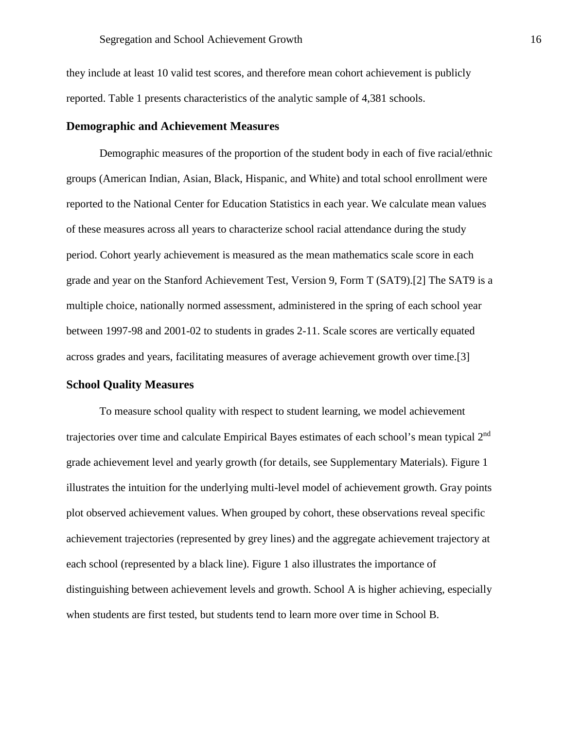they include at least 10 valid test scores, and therefore mean cohort achievement is publicly reported. Table 1 presents characteristics of the analytic sample of 4,381 schools.

## Demographic and Achievement Measures

Demographic measures of the proportion of the student body in each of five racial/ethnic groups (American Indian, Asian, Black, Hispanic, and White) and total school enrollment were reported to the National Center for Education Statistics in each year. We calculate mean values of these measures across all years to characterize school racial attendance during the study period. Cohort yearly achievement is measured as the mean mathematics scale score in each grade and year on the Stanford Achievement Test, Version 9, Form T (SAT9).[2] The SAT9 is a multiple choice, nationally normed assessment, administered in the spring of each school year between 1997-98 and 2001-02 to students in grades 2-11. Scale scores are vertically equated across grades and years, facilitating measures of average achievement growth over time.[3]

## School Quality Measures

To measure school quality with respect to student learning, we model achievement trajectories over time and calculate Empirical Bayes estimates of each school's mean typical 2nd grade achievement level and yearly growth (for details, see Supplementary Materials). Figure 1 illustrates the intuition for the underlying multi-level model of achievement growth. Gray points plot observed achievement values. When grouped by cohort, these observations reveal specific achievement trajectories (represented by grey lines) and the aggregate achievement trajectory at each school (represented by a black line). Figure 1 also illustrates the importance of distinguishing between achievement levels and growth. School A is higher achieving, especially when students are first tested, but students tend to learn more over time in School B.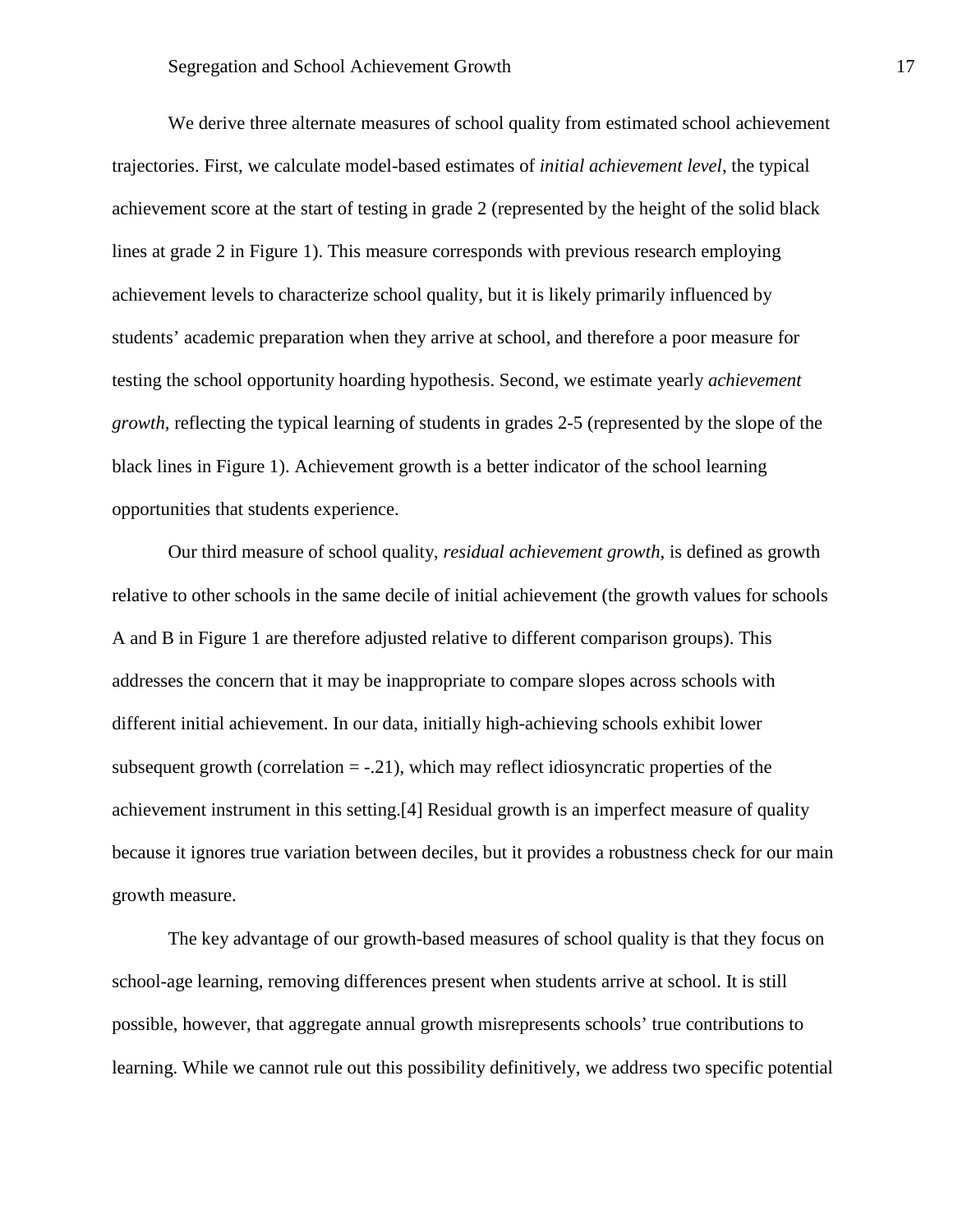We derive three alternate measures of school quality from estimated school achievement trajectories. First, we calculate model-based estimates of *initial achievement level*, the typical achievement score at the start of testing in grade 2 (represented by the height of the solid black lines at grade 2 in Figure 1). This measure corresponds with previous research employing achievement levels to characterize school quality, but it is likely primarily influenced by students' academic preparation when they arrive at school, and therefore a poor measure for testing the school opportunity hoarding hypothesis. Second, we estimate yearly *achievement growth*, reflecting the typical learning of students in grades 2-5 (represented by the slope of the black lines in Figure 1). Achievement growth is a better indicator of the school learning opportunities that students experience.

Our third measure of school quality, *residual achievement growth*, is defined as growth relative to other schools in the same decile of initial achievement (the growth values for schools A and B in Figure 1 are therefore adjusted relative to different comparison groups). This addresses the concern that it may be inappropriate to compare slopes across schools with different initial achievement. In our data, initially high-achieving schools exhibit lower subsequent growth (correlation = -.21), which may reflect idiosyncratic properties of the achievement instrument in this setting.[4] Residual growth is an imperfect measure of quality because it ignores true variation between deciles, but it provides a robustness check for our main growth measure.

The key advantage of our growth-based measures of school quality is that they focus on school-age learning, removing differences present when students arrive at school. It is still possible, however, that aggregate annual growth misrepresents schools' true contributions to learning. While we cannot rule out this possibility definitively, we address two specific potential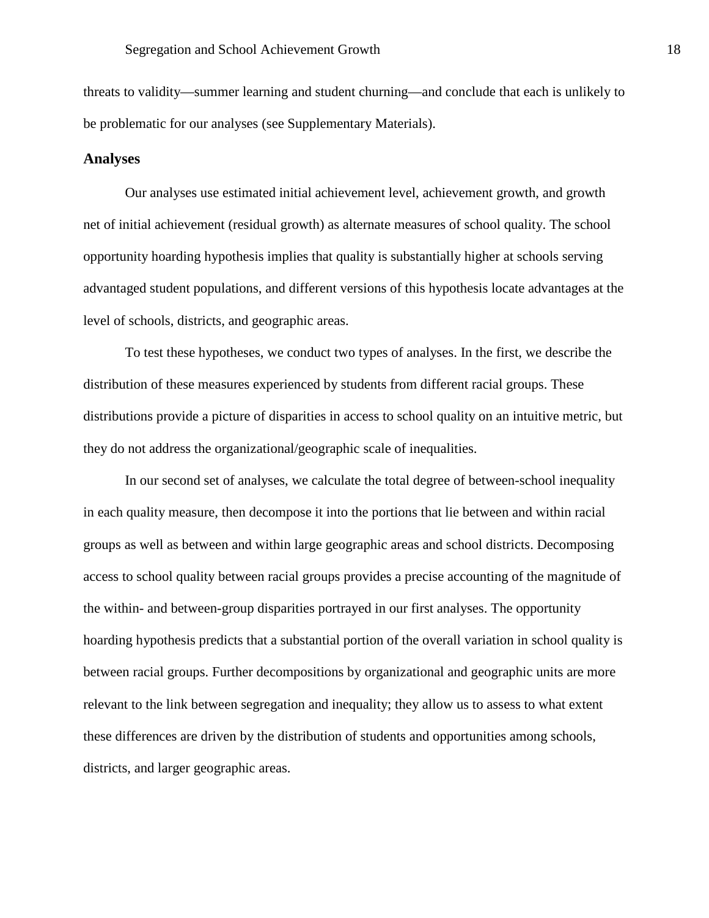threats to validity—summer learning and student churning—and conclude that each is unlikely to be problematic for our analyses (see Supplementary Materials).

## Analyses

Our analyses use estimated initial achievement level, achievement growth, and growth net of initial achievement (residual growth) as alternate measures of school quality. The school opportunity hoarding hypothesis implies that quality is substantially higher at schools serving advantaged student populations, and different versions of this hypothesis locate advantages at the level of schools, districts, and geographic areas.

To test these hypotheses, we conduct two types of analyses. In the first, we describe the distribution of these measures experienced by students from different racial groups. These distributions provide a picture of disparities in access to school quality on an intuitive metric, but they do not address the organizational/geographic scale of inequalities.

In our second set of analyses, we calculate the total degree of between-school inequality in each quality measure, then decompose it into the portions that lie between and within racial groups as well as between and within large geographic areas and school districts. Decomposing access to school quality between racial groups provides a precise accounting of the magnitude of the within- and between-group disparities portrayed in our first analyses. The opportunity hoarding hypothesis predicts that a substantial portion of the overall variation in school quality is between racial groups. Further decompositions by organizational and geographic units are more relevant to the link between segregation and inequality; they allow us to assess to what extent these differences are driven by the distribution of students and opportunities among schools, districts, and larger geographic areas.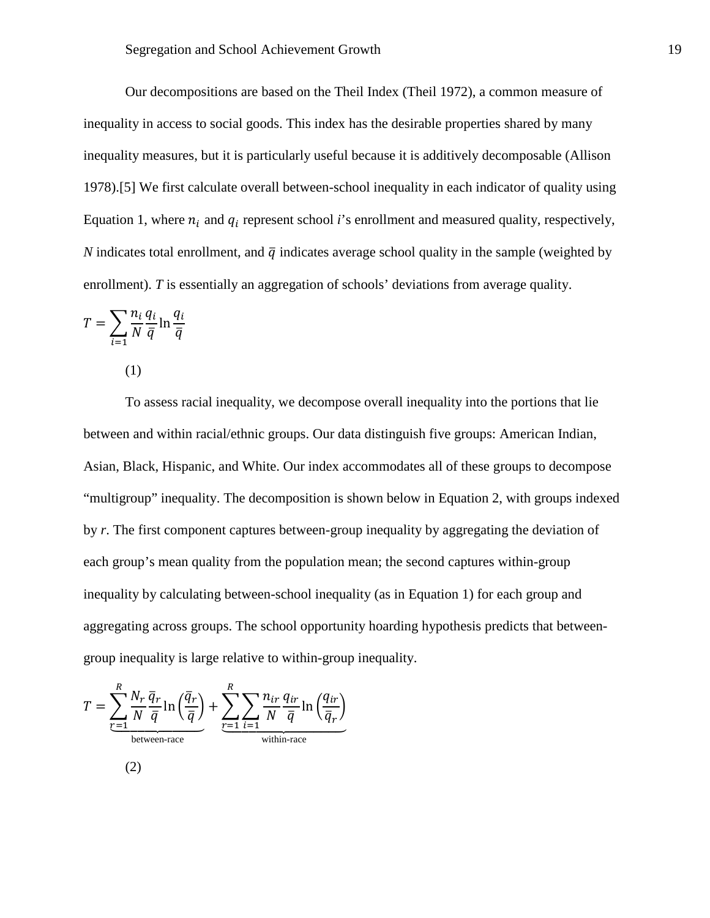Our decompositions are based on the Theil Index (Theil 1972), a common measure of inequality in access to social goods. This index has the desirable properties shared by many inequality measures, but it is particularly useful because it is additively decomposable (Allison 1978).[5] We first calculate overall between-school inequality in each indicator of quality using Equation 1, where $n_i$ and $q_i$ represent school *i*'s enrollment and measured quality, respectively, *N* indicates total enrollment, and $\bar{q}$ indicates average school quality in the sample (weighted by enrollment). *T* is essentially an aggregation of schools' deviations from average quality.

$$T = \sum_{i=1} \frac{n_i}{N} \frac{q_i}{\bar{q}} \ln \frac{q_i}{\bar{q}} \tag{1}$$

To assess racial inequality, we decompose overall inequality into the portions that lie between and within racial/ethnic groups. Our data distinguish five groups: American Indian, Asian, Black, Hispanic, and White. Our index accommodates all of these groups to decompose "multigroup" inequality. The decomposition is shown below in Equation 2, with groups indexed by *r*. The first component captures between-group inequality by aggregating the deviation of each group's mean quality from the population mean; the second captures within-group inequality by calculating between-school inequality (as in Equation 1) for each group and aggregating across groups. The school opportunity hoarding hypothesis predicts that between-group inequality is large relative to within-group inequality.

$$T = \underbrace{\sum_{r=1}^{R} \frac{N_r}{N} \frac{\bar{q}_r}{\bar{q}} \ln\left(\frac{\bar{q}_r}{\bar{q}}\right)}_{\text{between-race}} + \underbrace{\sum_{r=1}^{R} \sum_{i=1} \frac{n_{ir}}{N} \frac{q_{ir}}{\bar{q}} \ln\left(\frac{q_{ir}}{\bar{q}_r}\right)}_{\text{within-race}} \tag{2}$$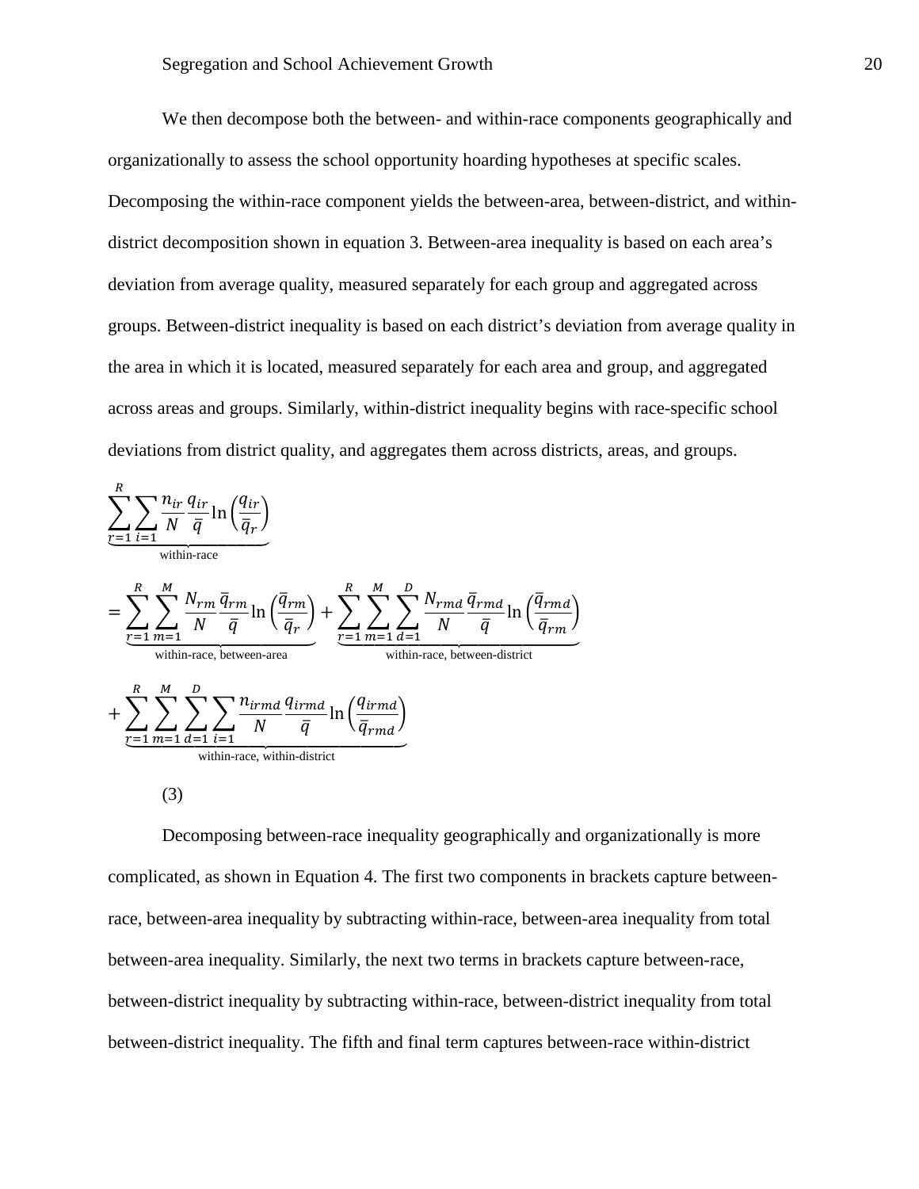We then decompose both the between- and within-race components geographically and organizationally to assess the school opportunity hoarding hypotheses at specific scales. Decomposing the within-race component yields the between-area, between-district, and within-district decomposition shown in equation 3. Between-area inequality is based on each area's deviation from average quality, measured separately for each group and aggregated across groups. Between-district inequality is based on each district's deviation from average quality in the area in which it is located, measured separately for each area and group, and aggregated across areas and groups. Similarly, within-district inequality begins with race-specific school deviations from district quality, and aggregates them across districts, areas, and groups.

$$
\underbrace{\sum_{r=1}^{R}\sum_{i=1}\frac{n_{ir}}{N}\frac{q_{ir}}{\bar{q}}\ln\left(\frac{q_{ir}}{\bar{q}_r}\right)}_{\text{within-race}}
$$

$$
= \underbrace{\sum_{r=1}^{R}\sum_{m=1}^{M}\frac{N_{rm}}{N}\frac{\bar{q}_{rm}}{\bar{q}}\ln\left(\frac{\bar{q}_{rm}}{\bar{q}_r}\right)}_{\text{within-race, between-area}} + \underbrace{\sum_{r=1}^{R}\sum_{m=1}^{M}\sum_{d=1}^{D}\frac{N_{rmd}}{N}\frac{\bar{q}_{rmd}}{\bar{q}}\ln\left(\frac{\bar{q}_{rmd}}{\bar{q}_{rm}}\right)}_{\text{within-race, between-district}}
$$

$$
+ \underbrace{\sum_{r=1}^{R}\sum_{m=1}^{M}\sum_{d=1}^{D}\sum_{i=1}\frac{n_{irmd}}{N}\frac{q_{irmd}}{\bar{q}}\ln\left(\frac{q_{irmd}}{\bar{q}_{rmd}}\right)}_{\text{within-race, within-district}}
$$

(3)

Decomposing between-race inequality geographically and organizationally is more complicated, as shown in Equation 4. The first two components in brackets capture between-race, between-area inequality by subtracting within-race, between-area inequality from total between-area inequality. Similarly, the next two terms in brackets capture between-race, between-district inequality by subtracting within-race, between-district inequality from total between-district inequality. The fifth and final term captures between-race within-district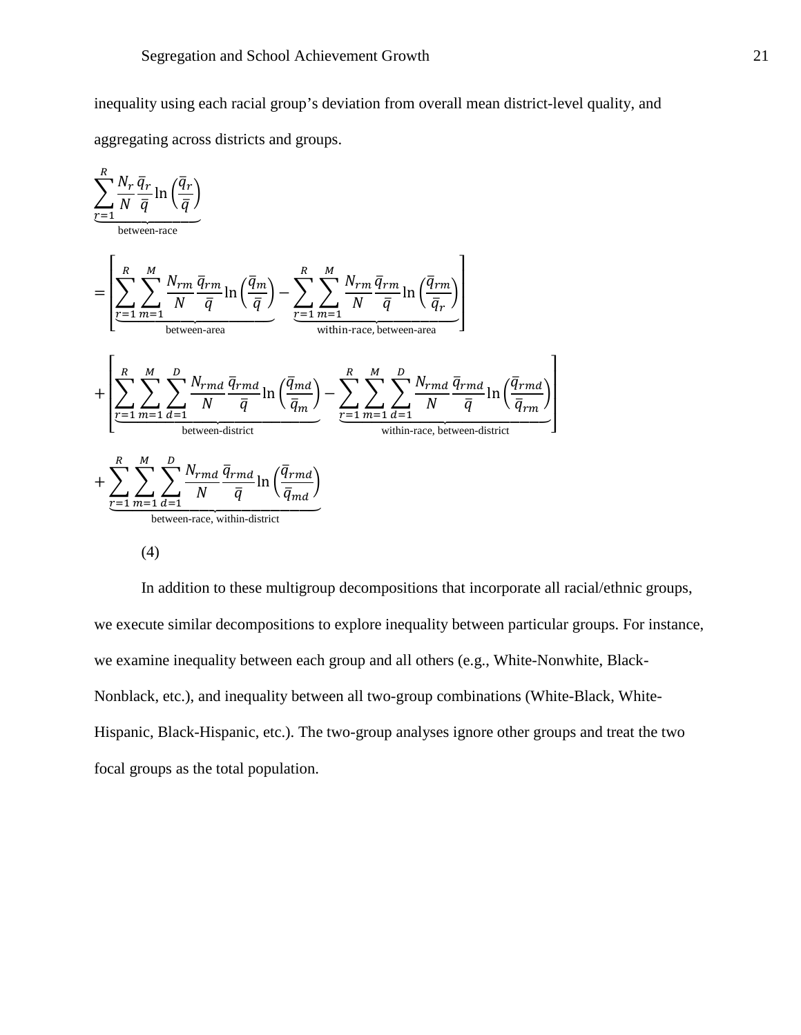inequality using each racial group's deviation from overall mean district-level quality, and aggregating across districts and groups.

$$
\underbrace{\sum_{r=1}^{R} \frac{N_r}{N} \frac{\bar{q}_r}{\bar{q}} \ln\left(\frac{\bar{q}_r}{\bar{q}}\right)}_{\text{between-race}}
$$

$$
= \left[ \underbrace{\sum_{r=1}^{R} \sum_{m=1}^{M} \frac{N_{rm}}{N} \frac{\bar{q}_{rm}}{\bar{q}} \ln\left(\frac{\bar{q}_m}{\bar{q}}\right)}_{\text{between-area}} - \underbrace{\sum_{r=1}^{R} \sum_{m=1}^{M} \frac{N_{rm}}{N} \frac{\bar{q}_{rm}}{\bar{q}} \ln\left(\frac{\bar{q}_{rm}}{\bar{q}_r}\right)}_{\text{within-race, between-area}} \right]
$$

$$
+ \left[ \underbrace{\sum_{r=1}^{R} \sum_{m=1}^{M} \sum_{d=1}^{D} \frac{N_{rmd}}{N} \frac{\bar{q}_{rmd}}{\bar{q}} \ln\left(\frac{\bar{q}_{md}}{\bar{q}_m}\right)}_{\text{between-district}} - \underbrace{\sum_{r=1}^{R} \sum_{m=1}^{M} \sum_{d=1}^{D} \frac{N_{rmd}}{N} \frac{\bar{q}_{rmd}}{\bar{q}} \ln\left(\frac{\bar{q}_{rmd}}{\bar{q}_{rm}}\right)}_{\text{within-race, between-district}} \right]
$$

$$
+ \underbrace{\sum_{r=1}^{R} \sum_{m=1}^{M} \sum_{d=1}^{D} \frac{N_{rmd}}{N} \frac{\bar{q}_{rmd}}{\bar{q}} \ln\left(\frac{\bar{q}_{rmd}}{\bar{q}_{md}}\right)}_{\text{between-race, within-district}}
$$

(4)

In addition to these multigroup decompositions that incorporate all racial/ethnic groups, we execute similar decompositions to explore inequality between particular groups. For instance, we examine inequality between each group and all others (e.g., White-Nonwhite, Black-Nonblack, etc.), and inequality between all two-group combinations (White-Black, White-Hispanic, Black-Hispanic, etc.). The two-group analyses ignore other groups and treat the two focal groups as the total population.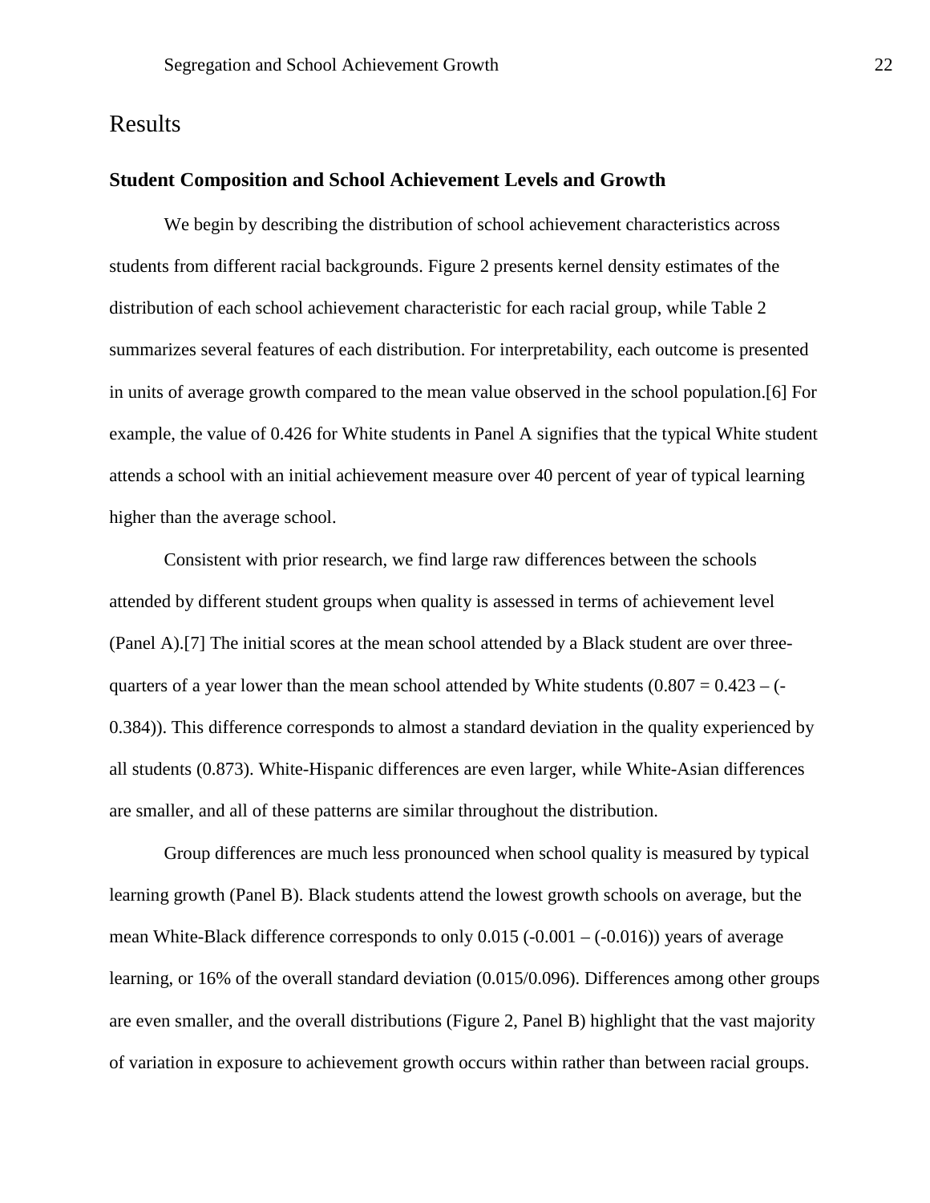# Results

## Student Composition and School Achievement Levels and Growth

We begin by describing the distribution of school achievement characteristics across students from different racial backgrounds. Figure 2 presents kernel density estimates of the distribution of each school achievement characteristic for each racial group, while Table 2 summarizes several features of each distribution. For interpretability, each outcome is presented in units of average growth compared to the mean value observed in the school population.[6] For example, the value of 0.426 for White students in Panel A signifies that the typical White student attends a school with an initial achievement measure over 40 percent of year of typical learning higher than the average school.

Consistent with prior research, we find large raw differences between the schools attended by different student groups when quality is assessed in terms of achievement level (Panel A).[7] The initial scores at the mean school attended by a Black student are over three-quarters of a year lower than the mean school attended by White students (0.807 = 0.423 – (-0.384)). This difference corresponds to almost a standard deviation in the quality experienced by all students (0.873). White-Hispanic differences are even larger, while White-Asian differences are smaller, and all of these patterns are similar throughout the distribution.

Group differences are much less pronounced when school quality is measured by typical learning growth (Panel B). Black students attend the lowest growth schools on average, but the mean White-Black difference corresponds to only 0.015 (-0.001 – (-0.016)) years of average learning, or 16% of the overall standard deviation (0.015/0.096). Differences among other groups are even smaller, and the overall distributions (Figure 2, Panel B) highlight that the vast majority of variation in exposure to achievement growth occurs within rather than between racial groups.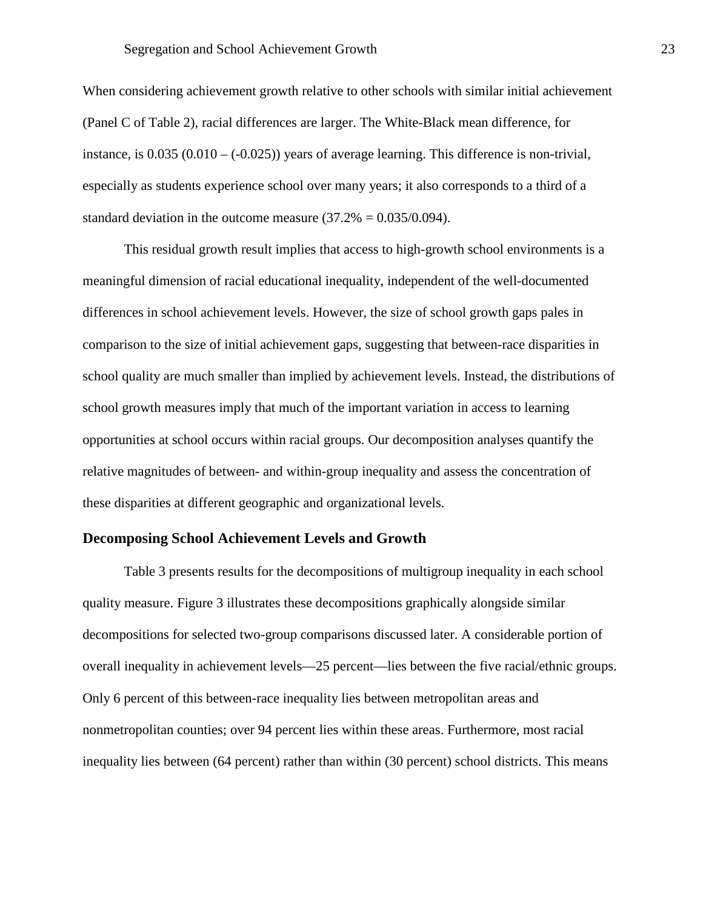When considering achievement growth relative to other schools with similar initial achievement (Panel C of Table 2), racial differences are larger. The White-Black mean difference, for instance, is 0.035 (0.010 – (-0.025)) years of average learning. This difference is non-trivial, especially as students experience school over many years; it also corresponds to a third of a standard deviation in the outcome measure (37.2% = 0.035/0.094).

This residual growth result implies that access to high-growth school environments is a meaningful dimension of racial educational inequality, independent of the well-documented differences in school achievement levels. However, the size of school growth gaps pales in comparison to the size of initial achievement gaps, suggesting that between-race disparities in school quality are much smaller than implied by achievement levels. Instead, the distributions of school growth measures imply that much of the important variation in access to learning opportunities at school occurs within racial groups. Our decomposition analyses quantify the relative magnitudes of between- and within-group inequality and assess the concentration of these disparities at different geographic and organizational levels.

### Decomposing School Achievement Levels and Growth

Table 3 presents results for the decompositions of multigroup inequality in each school quality measure. Figure 3 illustrates these decompositions graphically alongside similar decompositions for selected two-group comparisons discussed later. A considerable portion of overall inequality in achievement levels—25 percent—lies between the five racial/ethnic groups. Only 6 percent of this between-race inequality lies between metropolitan areas and nonmetropolitan counties; over 94 percent lies within these areas. Furthermore, most racial inequality lies between (64 percent) rather than within (30 percent) school districts. This means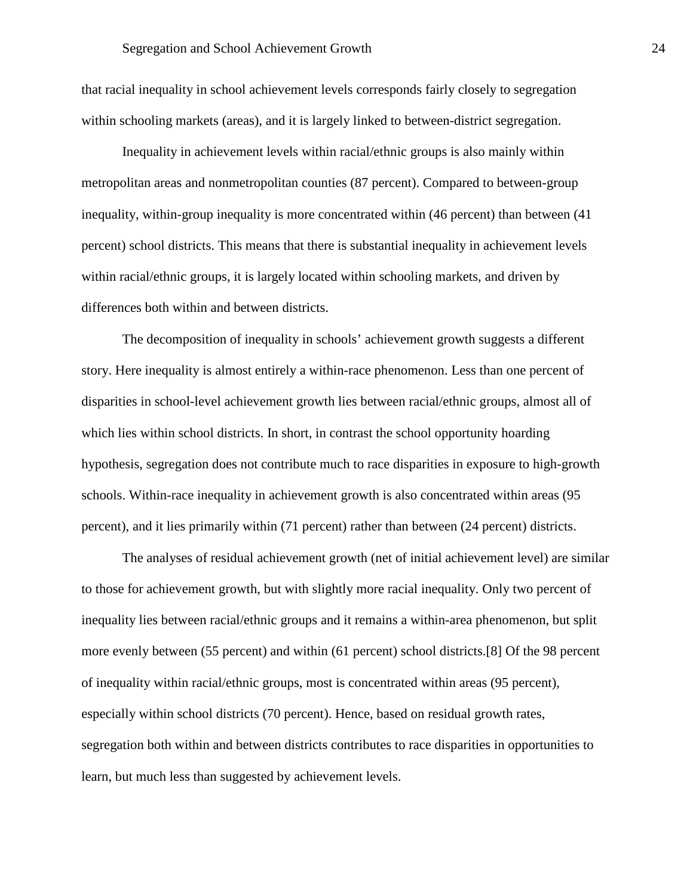that racial inequality in school achievement levels corresponds fairly closely to segregation within schooling markets (areas), and it is largely linked to between-district segregation.

Inequality in achievement levels within racial/ethnic groups is also mainly within metropolitan areas and nonmetropolitan counties (87 percent). Compared to between-group inequality, within-group inequality is more concentrated within (46 percent) than between (41 percent) school districts. This means that there is substantial inequality in achievement levels within racial/ethnic groups, it is largely located within schooling markets, and driven by differences both within and between districts.

The decomposition of inequality in schools' achievement growth suggests a different story. Here inequality is almost entirely a within-race phenomenon. Less than one percent of disparities in school-level achievement growth lies between racial/ethnic groups, almost all of which lies within school districts. In short, in contrast the school opportunity hoarding hypothesis, segregation does not contribute much to race disparities in exposure to high-growth schools. Within-race inequality in achievement growth is also concentrated within areas (95 percent), and it lies primarily within (71 percent) rather than between (24 percent) districts.

The analyses of residual achievement growth (net of initial achievement level) are similar to those for achievement growth, but with slightly more racial inequality. Only two percent of inequality lies between racial/ethnic groups and it remains a within-area phenomenon, but split more evenly between (55 percent) and within (61 percent) school districts.[8] Of the 98 percent of inequality within racial/ethnic groups, most is concentrated within areas (95 percent), especially within school districts (70 percent). Hence, based on residual growth rates, segregation both within and between districts contributes to race disparities in opportunities to learn, but much less than suggested by achievement levels.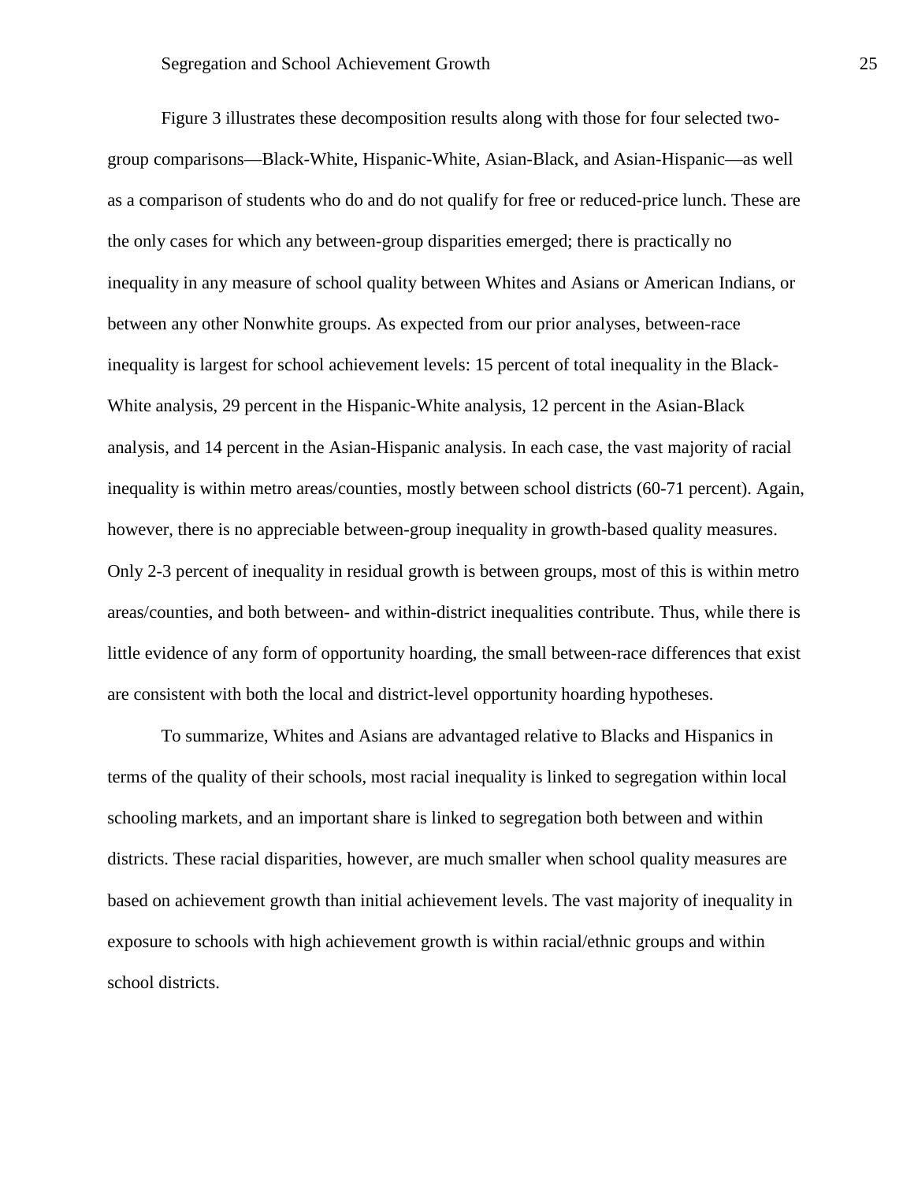Figure 3 illustrates these decomposition results along with those for four selected two-group comparisons—Black-White, Hispanic-White, Asian-Black, and Asian-Hispanic—as well as a comparison of students who do and do not qualify for free or reduced-price lunch. These are the only cases for which any between-group disparities emerged; there is practically no inequality in any measure of school quality between Whites and Asians or American Indians, or between any other Nonwhite groups. As expected from our prior analyses, between-race inequality is largest for school achievement levels: 15 percent of total inequality in the Black-White analysis, 29 percent in the Hispanic-White analysis, 12 percent in the Asian-Black analysis, and 14 percent in the Asian-Hispanic analysis. In each case, the vast majority of racial inequality is within metro areas/counties, mostly between school districts (60-71 percent). Again, however, there is no appreciable between-group inequality in growth-based quality measures. Only 2-3 percent of inequality in residual growth is between groups, most of this is within metro areas/counties, and both between- and within-district inequalities contribute. Thus, while there is little evidence of any form of opportunity hoarding, the small between-race differences that exist are consistent with both the local and district-level opportunity hoarding hypotheses.

To summarize, Whites and Asians are advantaged relative to Blacks and Hispanics in terms of the quality of their schools, most racial inequality is linked to segregation within local schooling markets, and an important share is linked to segregation both between and within districts. These racial disparities, however, are much smaller when school quality measures are based on achievement growth than initial achievement levels. The vast majority of inequality in exposure to schools with high achievement growth is within racial/ethnic groups and within school districts.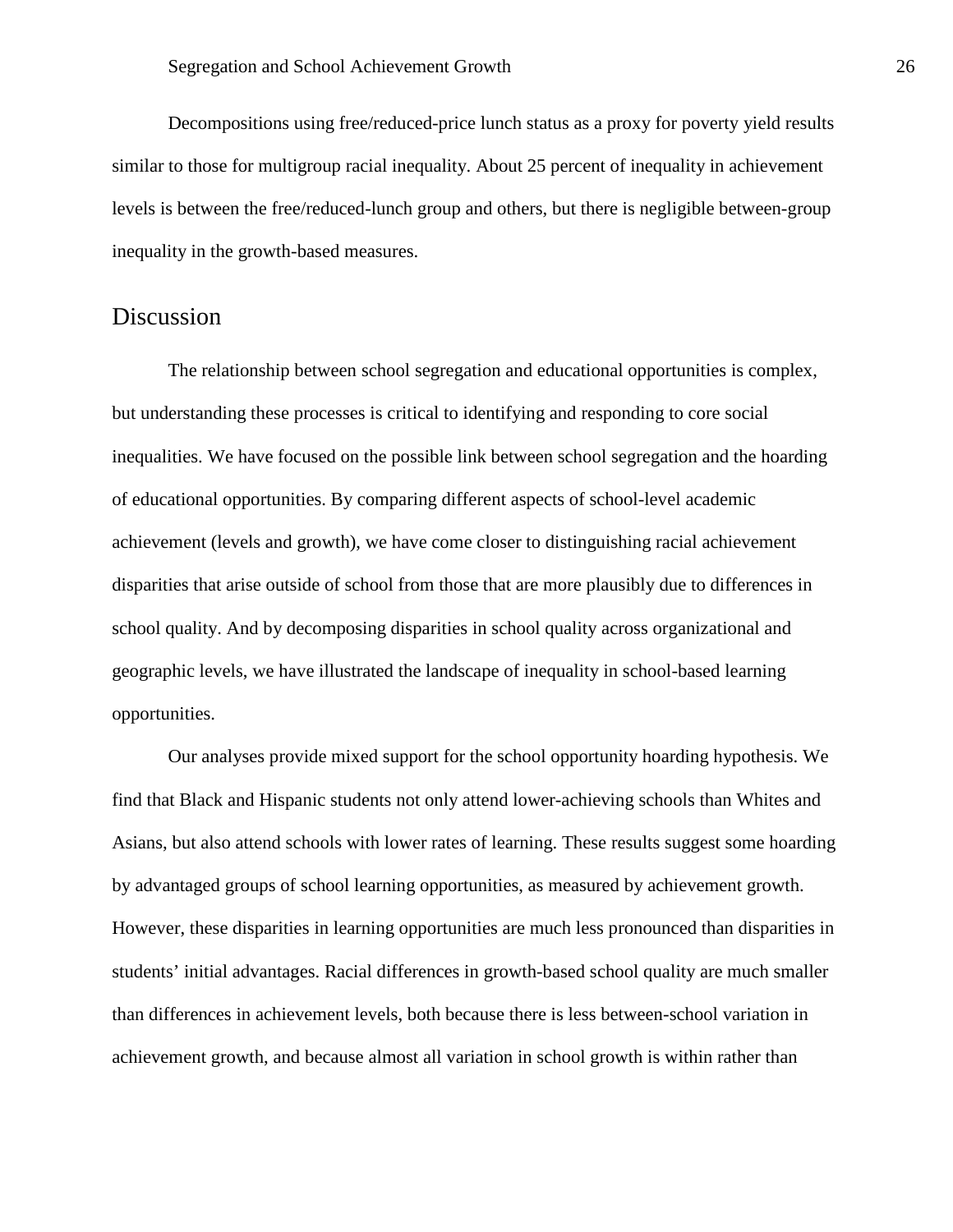Decompositions using free/reduced-price lunch status as a proxy for poverty yield results similar to those for multigroup racial inequality. About 25 percent of inequality in achievement levels is between the free/reduced-lunch group and others, but there is negligible between-group inequality in the growth-based measures.

## Discussion

The relationship between school segregation and educational opportunities is complex, but understanding these processes is critical to identifying and responding to core social inequalities. We have focused on the possible link between school segregation and the hoarding of educational opportunities. By comparing different aspects of school-level academic achievement (levels and growth), we have come closer to distinguishing racial achievement disparities that arise outside of school from those that are more plausibly due to differences in school quality. And by decomposing disparities in school quality across organizational and geographic levels, we have illustrated the landscape of inequality in school-based learning opportunities.

Our analyses provide mixed support for the school opportunity hoarding hypothesis. We find that Black and Hispanic students not only attend lower-achieving schools than Whites and Asians, but also attend schools with lower rates of learning. These results suggest some hoarding by advantaged groups of school learning opportunities, as measured by achievement growth. However, these disparities in learning opportunities are much less pronounced than disparities in students' initial advantages. Racial differences in growth-based school quality are much smaller than differences in achievement levels, both because there is less between-school variation in achievement growth, and because almost all variation in school growth is within rather than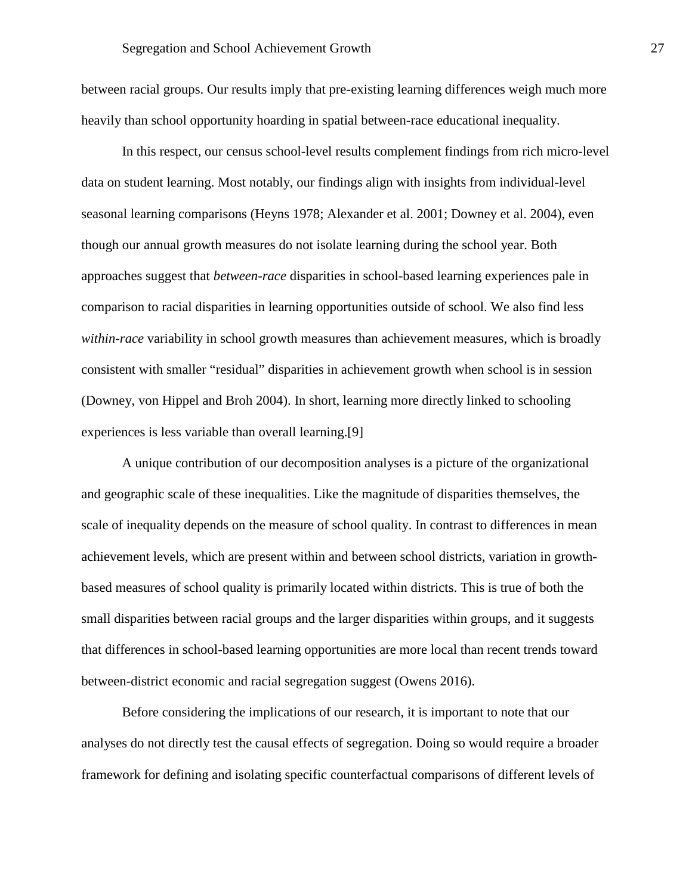between racial groups. Our results imply that pre-existing learning differences weigh much more heavily than school opportunity hoarding in spatial between-race educational inequality.

In this respect, our census school-level results complement findings from rich micro-level data on student learning. Most notably, our findings align with insights from individual-level seasonal learning comparisons (Heyns 1978; Alexander et al. 2001; Downey et al. 2004), even though our annual growth measures do not isolate learning during the school year. Both approaches suggest that *between-race* disparities in school-based learning experiences pale in comparison to racial disparities in learning opportunities outside of school. We also find less *within-race* variability in school growth measures than achievement measures, which is broadly consistent with smaller "residual" disparities in achievement growth when school is in session (Downey, von Hippel and Broh 2004). In short, learning more directly linked to schooling experiences is less variable than overall learning.[9]

A unique contribution of our decomposition analyses is a picture of the organizational and geographic scale of these inequalities. Like the magnitude of disparities themselves, the scale of inequality depends on the measure of school quality. In contrast to differences in mean achievement levels, which are present within and between school districts, variation in growth-based measures of school quality is primarily located within districts. This is true of both the small disparities between racial groups and the larger disparities within groups, and it suggests that differences in school-based learning opportunities are more local than recent trends toward between-district economic and racial segregation suggest (Owens 2016).

Before considering the implications of our research, it is important to note that our analyses do not directly test the causal effects of segregation. Doing so would require a broader framework for defining and isolating specific counterfactual comparisons of different levels of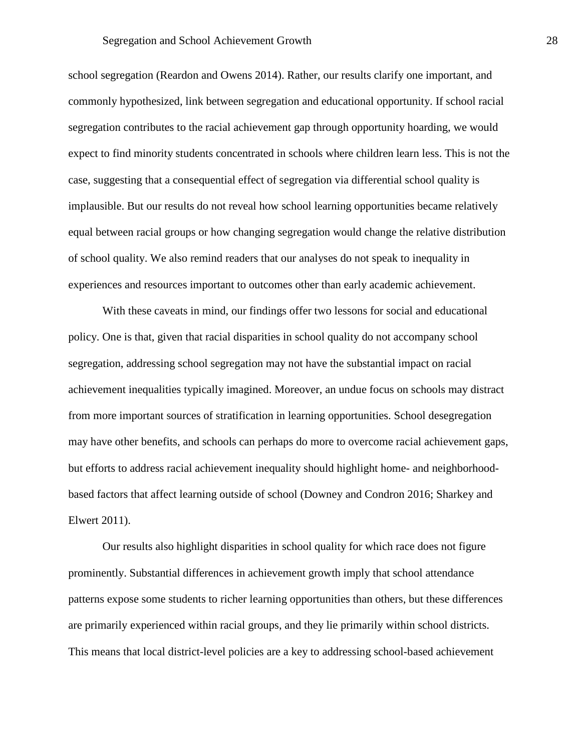school segregation (Reardon and Owens 2014). Rather, our results clarify one important, and commonly hypothesized, link between segregation and educational opportunity. If school racial segregation contributes to the racial achievement gap through opportunity hoarding, we would expect to find minority students concentrated in schools where children learn less. This is not the case, suggesting that a consequential effect of segregation via differential school quality is implausible. But our results do not reveal how school learning opportunities became relatively equal between racial groups or how changing segregation would change the relative distribution of school quality. We also remind readers that our analyses do not speak to inequality in experiences and resources important to outcomes other than early academic achievement.

With these caveats in mind, our findings offer two lessons for social and educational policy. One is that, given that racial disparities in school quality do not accompany school segregation, addressing school segregation may not have the substantial impact on racial achievement inequalities typically imagined. Moreover, an undue focus on schools may distract from more important sources of stratification in learning opportunities. School desegregation may have other benefits, and schools can perhaps do more to overcome racial achievement gaps, but efforts to address racial achievement inequality should highlight home- and neighborhood-based factors that affect learning outside of school (Downey and Condron 2016; Sharkey and Elwert 2011).

Our results also highlight disparities in school quality for which race does not figure prominently. Substantial differences in achievement growth imply that school attendance patterns expose some students to richer learning opportunities than others, but these differences are primarily experienced within racial groups, and they lie primarily within school districts. This means that local district-level policies are a key to addressing school-based achievement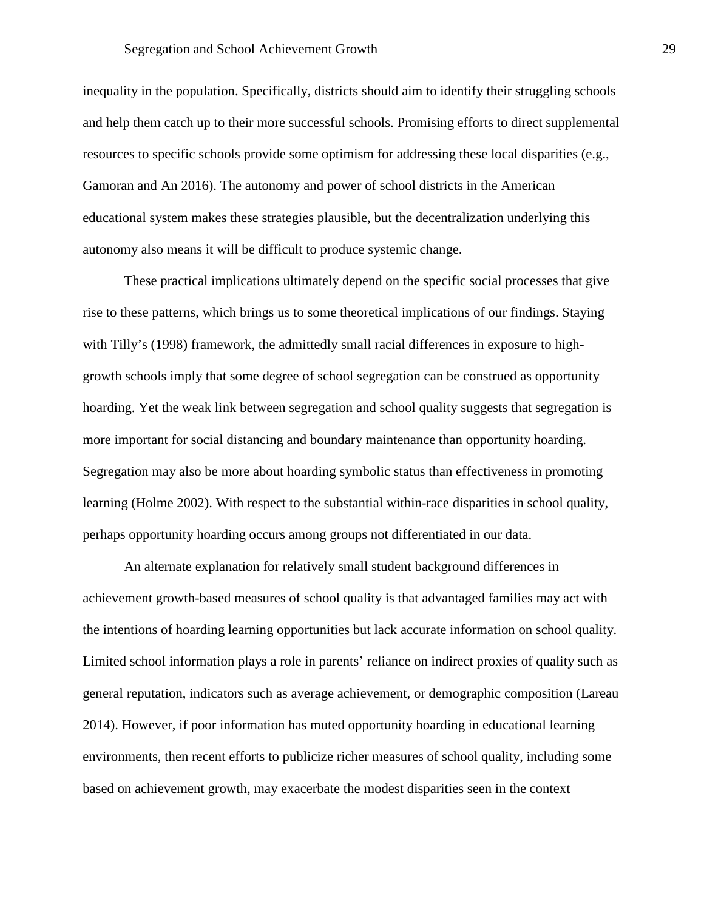inequality in the population. Specifically, districts should aim to identify their struggling schools and help them catch up to their more successful schools. Promising efforts to direct supplemental resources to specific schools provide some optimism for addressing these local disparities (e.g., Gamoran and An 2016). The autonomy and power of school districts in the American educational system makes these strategies plausible, but the decentralization underlying this autonomy also means it will be difficult to produce systemic change.

These practical implications ultimately depend on the specific social processes that give rise to these patterns, which brings us to some theoretical implications of our findings. Staying with Tilly's (1998) framework, the admittedly small racial differences in exposure to high-growth schools imply that some degree of school segregation can be construed as opportunity hoarding. Yet the weak link between segregation and school quality suggests that segregation is more important for social distancing and boundary maintenance than opportunity hoarding. Segregation may also be more about hoarding symbolic status than effectiveness in promoting learning (Holme 2002). With respect to the substantial within-race disparities in school quality, perhaps opportunity hoarding occurs among groups not differentiated in our data.

An alternate explanation for relatively small student background differences in achievement growth-based measures of school quality is that advantaged families may act with the intentions of hoarding learning opportunities but lack accurate information on school quality. Limited school information plays a role in parents' reliance on indirect proxies of quality such as general reputation, indicators such as average achievement, or demographic composition (Lareau 2014). However, if poor information has muted opportunity hoarding in educational learning environments, then recent efforts to publicize richer measures of school quality, including some based on achievement growth, may exacerbate the modest disparities seen in the context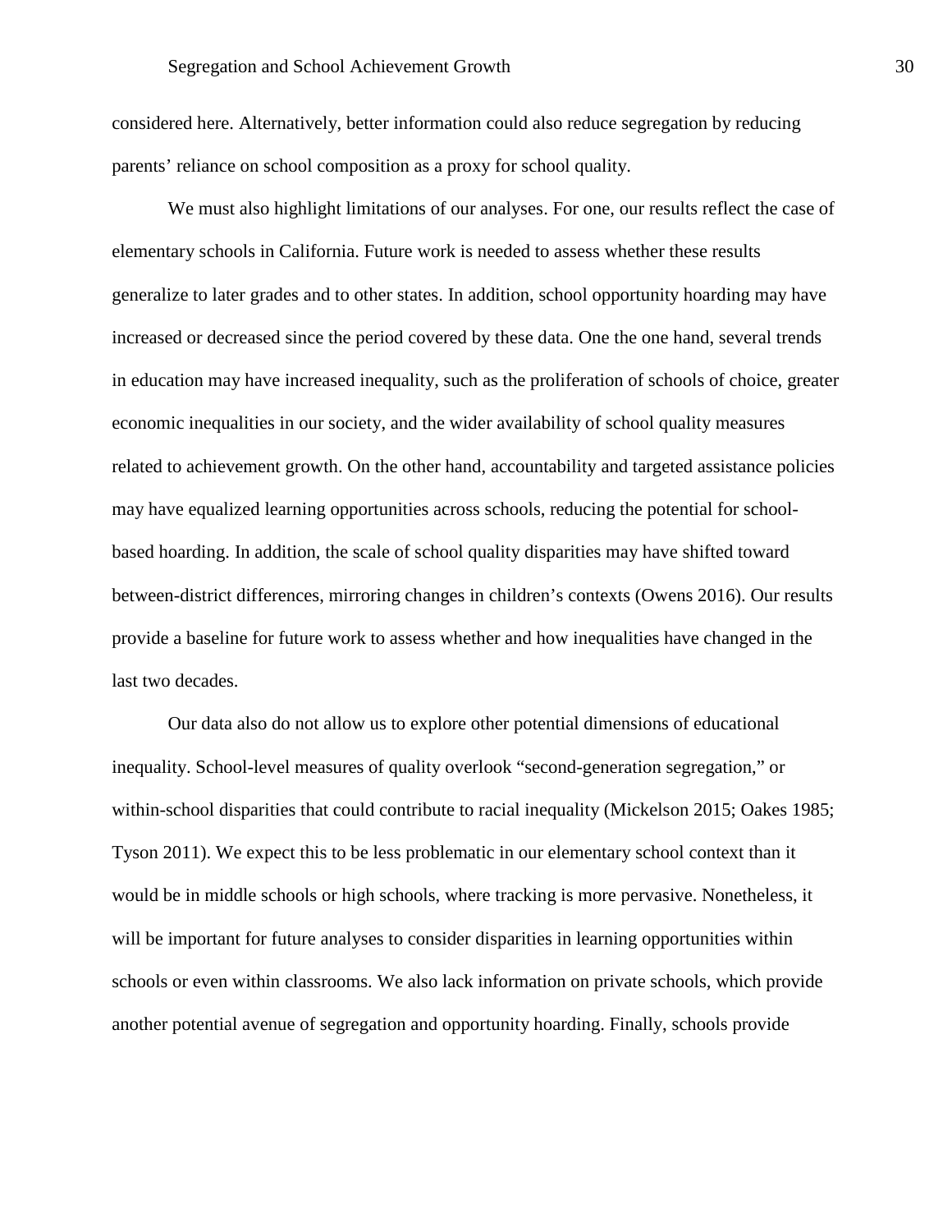considered here. Alternatively, better information could also reduce segregation by reducing parents' reliance on school composition as a proxy for school quality.

We must also highlight limitations of our analyses. For one, our results reflect the case of elementary schools in California. Future work is needed to assess whether these results generalize to later grades and to other states. In addition, school opportunity hoarding may have increased or decreased since the period covered by these data. One the one hand, several trends in education may have increased inequality, such as the proliferation of schools of choice, greater economic inequalities in our society, and the wider availability of school quality measures related to achievement growth. On the other hand, accountability and targeted assistance policies may have equalized learning opportunities across schools, reducing the potential for school-based hoarding. In addition, the scale of school quality disparities may have shifted toward between-district differences, mirroring changes in children's contexts (Owens 2016). Our results provide a baseline for future work to assess whether and how inequalities have changed in the last two decades.

Our data also do not allow us to explore other potential dimensions of educational inequality. School-level measures of quality overlook "second-generation segregation," or within-school disparities that could contribute to racial inequality (Mickelson 2015; Oakes 1985; Tyson 2011). We expect this to be less problematic in our elementary school context than it would be in middle schools or high schools, where tracking is more pervasive. Nonetheless, it will be important for future analyses to consider disparities in learning opportunities within schools or even within classrooms. We also lack information on private schools, which provide another potential avenue of segregation and opportunity hoarding. Finally, schools provide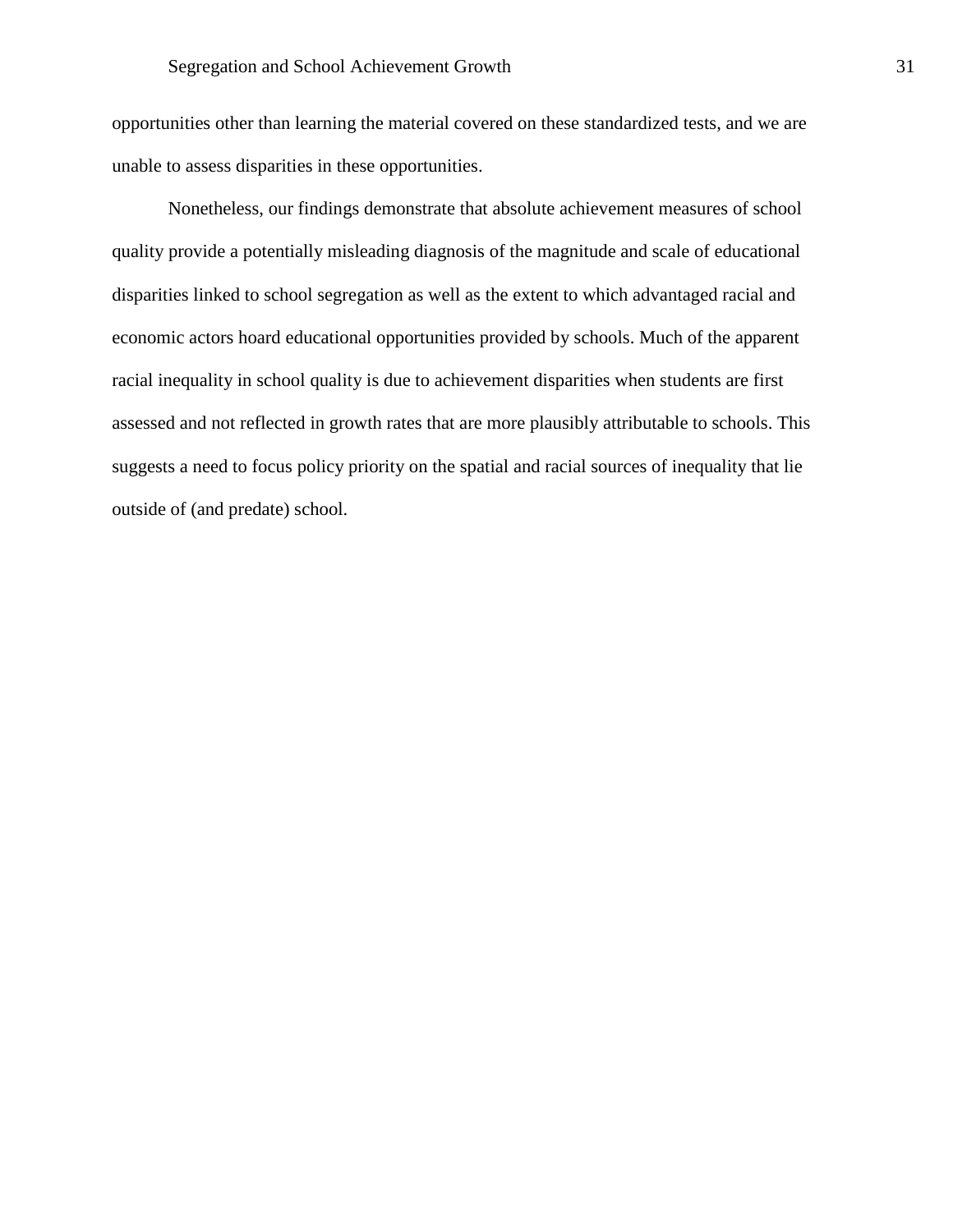opportunities other than learning the material covered on these standardized tests, and we are unable to assess disparities in these opportunities.

Nonetheless, our findings demonstrate that absolute achievement measures of school quality provide a potentially misleading diagnosis of the magnitude and scale of educational disparities linked to school segregation as well as the extent to which advantaged racial and economic actors hoard educational opportunities provided by schools. Much of the apparent racial inequality in school quality is due to achievement disparities when students are first assessed and not reflected in growth rates that are more plausibly attributable to schools. This suggests a need to focus policy priority on the spatial and racial sources of inequality that lie outside of (and predate) school.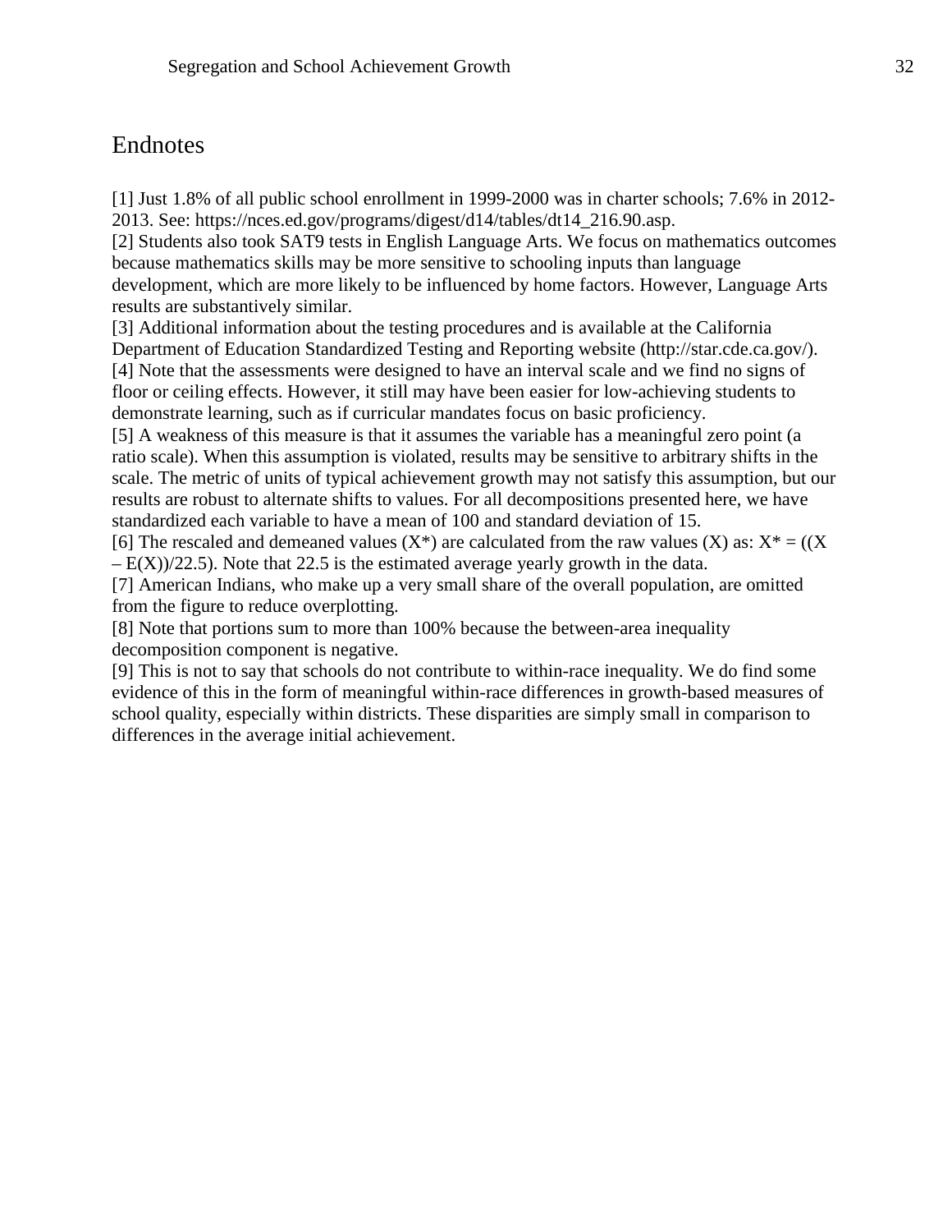# Endnotes

[1] Just 1.8% of all public school enrollment in 1999-2000 was in charter schools; 7.6% in 2012-2013. See: https://nces.ed.gov/programs/digest/d14/tables/dt14_216.90.asp.
[2] Students also took SAT9 tests in English Language Arts. We focus on mathematics outcomes because mathematics skills may be more sensitive to schooling inputs than language development, which are more likely to be influenced by home factors. However, Language Arts results are substantively similar.
[3] Additional information about the testing procedures and is available at the California Department of Education Standardized Testing and Reporting website (http://star.cde.ca.gov/).
[4] Note that the assessments were designed to have an interval scale and we find no signs of floor or ceiling effects. However, it still may have been easier for low-achieving students to demonstrate learning, such as if curricular mandates focus on basic proficiency.
[5] A weakness of this measure is that it assumes the variable has a meaningful zero point (a ratio scale). When this assumption is violated, results may be sensitive to arbitrary shifts in the scale. The metric of units of typical achievement growth may not satisfy this assumption, but our results are robust to alternate shifts to values. For all decompositions presented here, we have standardized each variable to have a mean of 100 and standard deviation of 15.
[6] The rescaled and demeaned values ($X^*$) are calculated from the raw values ($X$) as: $X^* = ((X - E(X))/22.5)$. Note that 22.5 is the estimated average yearly growth in the data.
[7] American Indians, who make up a very small share of the overall population, are omitted from the figure to reduce overplotting.
[8] Note that portions sum to more than 100% because the between-area inequality decomposition component is negative.
[9] This is not to say that schools do not contribute to within-race inequality. We do find some evidence of this in the form of meaningful within-race differences in growth-based measures of school quality, especially within districts. These disparities are simply small in comparison to differences in the average initial achievement.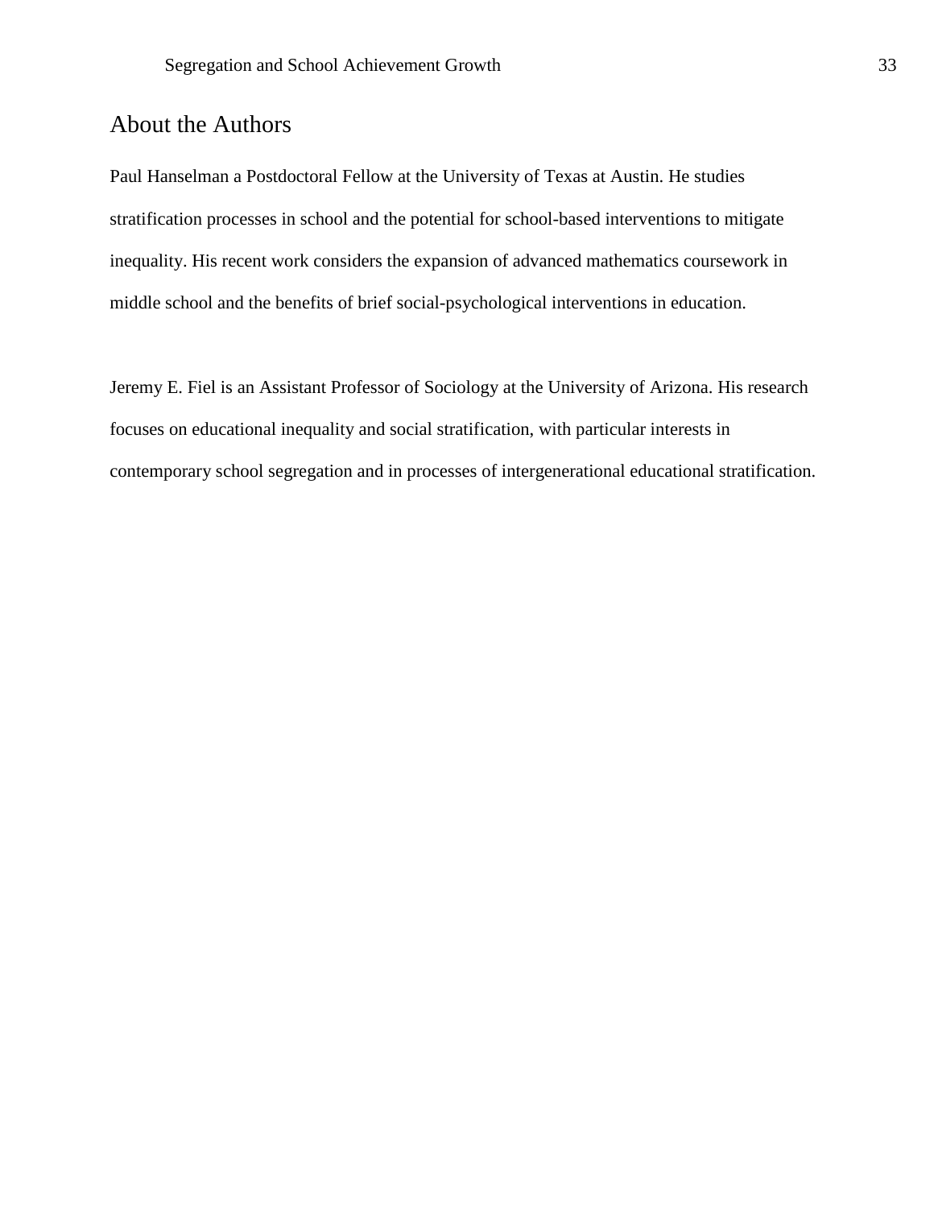## About the Authors

Paul Hanselman a Postdoctoral Fellow at the University of Texas at Austin. He studies stratification processes in school and the potential for school-based interventions to mitigate inequality. His recent work considers the expansion of advanced mathematics coursework in middle school and the benefits of brief social-psychological interventions in education.

Jeremy E. Fiel is an Assistant Professor of Sociology at the University of Arizona. His research focuses on educational inequality and social stratification, with particular interests in contemporary school segregation and in processes of intergenerational educational stratification.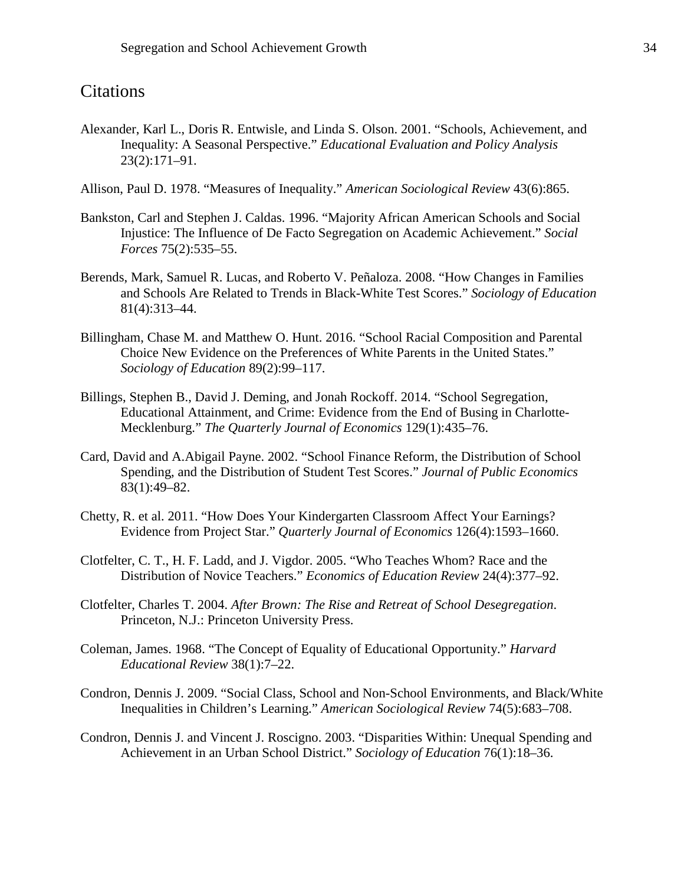# Citations

Alexander, Karl L., Doris R. Entwisle, and Linda S. Olson. 2001. “Schools, Achievement, and Inequality: A Seasonal Perspective.” *Educational Evaluation and Policy Analysis* 23(2):171–91.

Allison, Paul D. 1978. “Measures of Inequality.” *American Sociological Review* 43(6):865.

Bankston, Carl and Stephen J. Caldas. 1996. “Majority African American Schools and Social Injustice: The Influence of De Facto Segregation on Academic Achievement.” *Social Forces* 75(2):535–55.

Berends, Mark, Samuel R. Lucas, and Roberto V. Peñaloza. 2008. “How Changes in Families and Schools Are Related to Trends in Black-White Test Scores.” *Sociology of Education* 81(4):313–44.

Billingham, Chase M. and Matthew O. Hunt. 2016. “School Racial Composition and Parental Choice New Evidence on the Preferences of White Parents in the United States.” *Sociology of Education* 89(2):99–117.

Billings, Stephen B., David J. Deming, and Jonah Rockoff. 2014. “School Segregation, Educational Attainment, and Crime: Evidence from the End of Busing in Charlotte-Mecklenburg.” *The Quarterly Journal of Economics* 129(1):435–76.

Card, David and A.Abigail Payne. 2002. “School Finance Reform, the Distribution of School Spending, and the Distribution of Student Test Scores.” *Journal of Public Economics* 83(1):49–82.

Chetty, R. et al. 2011. “How Does Your Kindergarten Classroom Affect Your Earnings? Evidence from Project Star.” *Quarterly Journal of Economics* 126(4):1593–1660.

Clotfelter, C. T., H. F. Ladd, and J. Vigdor. 2005. “Who Teaches Whom? Race and the Distribution of Novice Teachers.” *Economics of Education Review* 24(4):377–92.

Clotfelter, Charles T. 2004. *After Brown: The Rise and Retreat of School Desegregation*. Princeton, N.J.: Princeton University Press.

Coleman, James. 1968. “The Concept of Equality of Educational Opportunity.” *Harvard Educational Review* 38(1):7–22.

Condron, Dennis J. 2009. “Social Class, School and Non-School Environments, and Black/White Inequalities in Children’s Learning.” *American Sociological Review* 74(5):683–708.

Condron, Dennis J. and Vincent J. Roscigno. 2003. “Disparities Within: Unequal Spending and Achievement in an Urban School District.” *Sociology of Education* 76(1):18–36.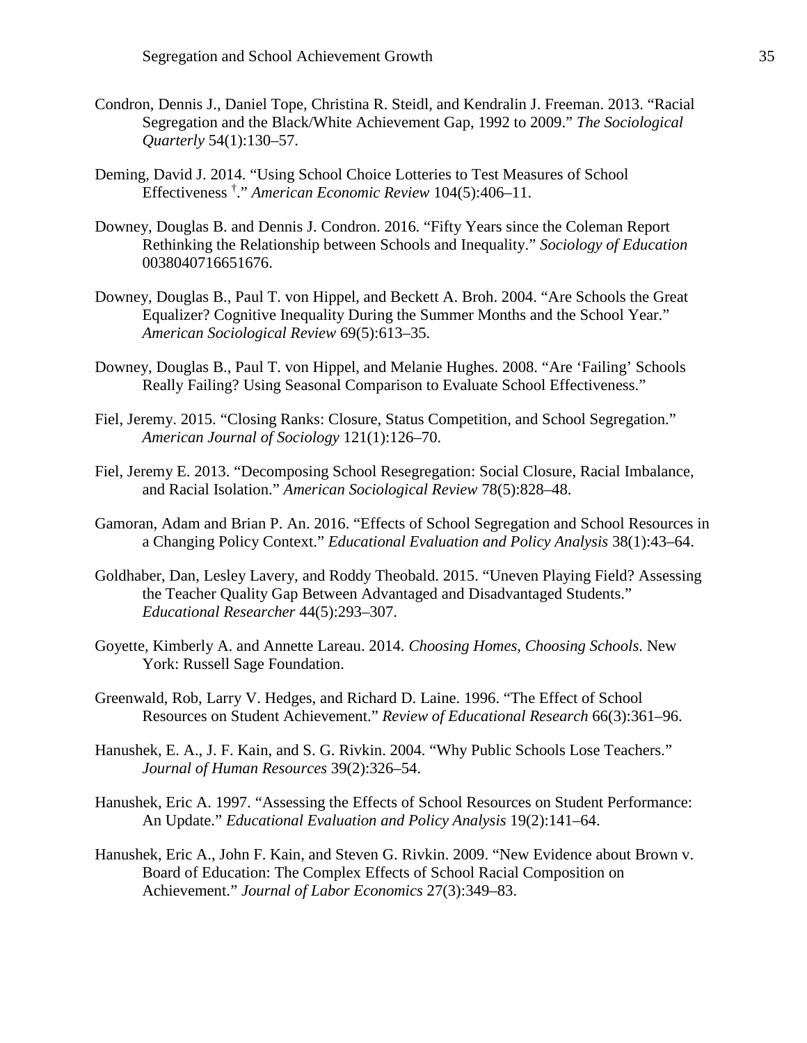Condron, Dennis J., Daniel Tope, Christina R. Steidl, and Kendralin J. Freeman. 2013. "Racial Segregation and the Black/White Achievement Gap, 1992 to 2009." *The Sociological Quarterly* 54(1):130–57.

Deming, David J. 2014. "Using School Choice Lotteries to Test Measures of School Effectiveness [†]." *American Economic Review* 104(5):406–11.

Downey, Douglas B. and Dennis J. Condron. 2016. "Fifty Years since the Coleman Report Rethinking the Relationship between Schools and Inequality." *Sociology of Education* 0038040716651676.

Downey, Douglas B., Paul T. von Hippel, and Beckett A. Broh. 2004. "Are Schools the Great Equalizer? Cognitive Inequality During the Summer Months and the School Year." *American Sociological Review* 69(5):613–35.

Downey, Douglas B., Paul T. von Hippel, and Melanie Hughes. 2008. "Are 'Failing' Schools Really Failing? Using Seasonal Comparison to Evaluate School Effectiveness."

Fiel, Jeremy. 2015. "Closing Ranks: Closure, Status Competition, and School Segregation." *American Journal of Sociology* 121(1):126–70.

Fiel, Jeremy E. 2013. "Decomposing School Resegregation: Social Closure, Racial Imbalance, and Racial Isolation." *American Sociological Review* 78(5):828–48.

Gamoran, Adam and Brian P. An. 2016. "Effects of School Segregation and School Resources in a Changing Policy Context." *Educational Evaluation and Policy Analysis* 38(1):43–64.

Goldhaber, Dan, Lesley Lavery, and Roddy Theobald. 2015. "Uneven Playing Field? Assessing the Teacher Quality Gap Between Advantaged and Disadvantaged Students." *Educational Researcher* 44(5):293–307.

Goyette, Kimberly A. and Annette Lareau. 2014. *Choosing Homes, Choosing Schools*. New York: Russell Sage Foundation.

Greenwald, Rob, Larry V. Hedges, and Richard D. Laine. 1996. "The Effect of School Resources on Student Achievement." *Review of Educational Research* 66(3):361–96.

Hanushek, E. A., J. F. Kain, and S. G. Rivkin. 2004. "Why Public Schools Lose Teachers." *Journal of Human Resources* 39(2):326–54.

Hanushek, Eric A. 1997. "Assessing the Effects of School Resources on Student Performance: An Update." *Educational Evaluation and Policy Analysis* 19(2):141–64.

Hanushek, Eric A., John F. Kain, and Steven G. Rivkin. 2009. "New Evidence about Brown v. Board of Education: The Complex Effects of School Racial Composition on Achievement." *Journal of Labor Economics* 27(3):349–83.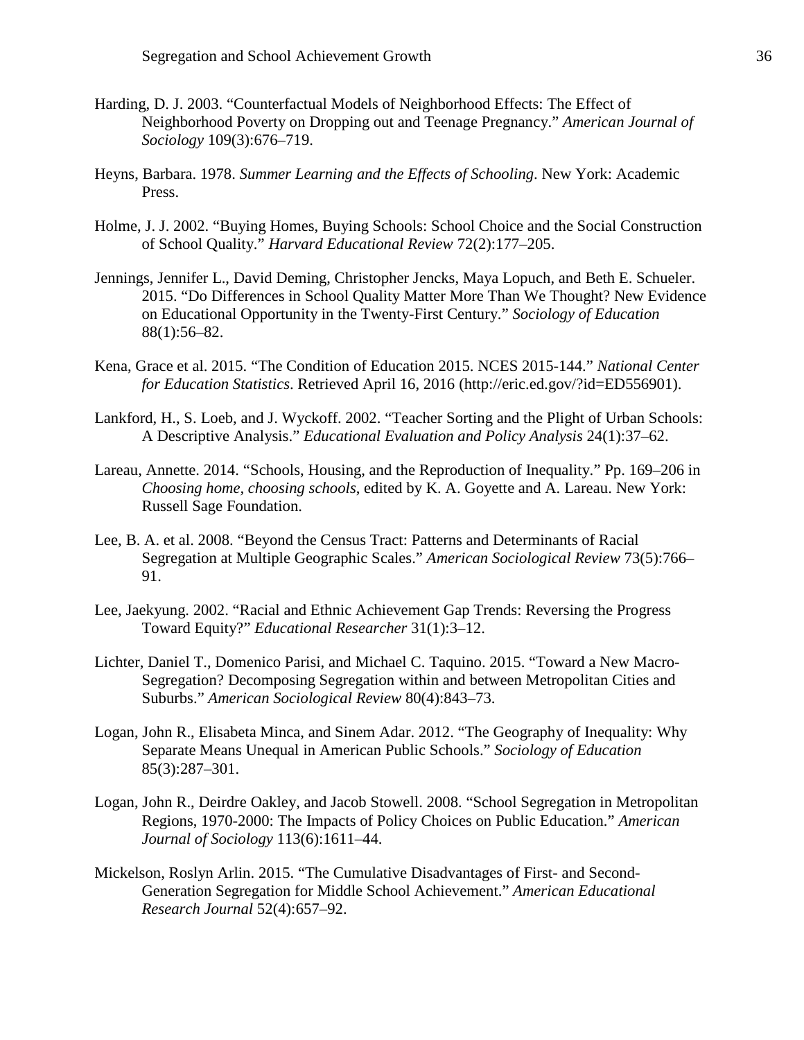Harding, D. J. 2003. “Counterfactual Models of Neighborhood Effects: The Effect of Neighborhood Poverty on Dropping out and Teenage Pregnancy.” *American Journal of Sociology* 109(3):676–719.

Heyns, Barbara. 1978. *Summer Learning and the Effects of Schooling*. New York: Academic Press.

Holme, J. J. 2002. “Buying Homes, Buying Schools: School Choice and the Social Construction of School Quality.” *Harvard Educational Review* 72(2):177–205.

Jennings, Jennifer L., David Deming, Christopher Jencks, Maya Lopuch, and Beth E. Schueler. 2015. “Do Differences in School Quality Matter More Than We Thought? New Evidence on Educational Opportunity in the Twenty-First Century.” *Sociology of Education* 88(1):56–82.

Kena, Grace et al. 2015. “The Condition of Education 2015. NCES 2015-144.” *National Center for Education Statistics*. Retrieved April 16, 2016 (http://eric.ed.gov/?id=ED556901).

Lankford, H., S. Loeb, and J. Wyckoff. 2002. “Teacher Sorting and the Plight of Urban Schools: A Descriptive Analysis.” *Educational Evaluation and Policy Analysis* 24(1):37–62.

Lareau, Annette. 2014. “Schools, Housing, and the Reproduction of Inequality.” Pp. 169–206 in *Choosing home, choosing schools*, edited by K. A. Goyette and A. Lareau. New York: Russell Sage Foundation.

Lee, B. A. et al. 2008. “Beyond the Census Tract: Patterns and Determinants of Racial Segregation at Multiple Geographic Scales.” *American Sociological Review* 73(5):766–91.

Lee, Jaekyung. 2002. “Racial and Ethnic Achievement Gap Trends: Reversing the Progress Toward Equity?” *Educational Researcher* 31(1):3–12.

Lichter, Daniel T., Domenico Parisi, and Michael C. Taquino. 2015. “Toward a New Macro-Segregation? Decomposing Segregation within and between Metropolitan Cities and Suburbs.” *American Sociological Review* 80(4):843–73.

Logan, John R., Elisabeta Minca, and Sinem Adar. 2012. “The Geography of Inequality: Why Separate Means Unequal in American Public Schools.” *Sociology of Education* 85(3):287–301.

Logan, John R., Deirdre Oakley, and Jacob Stowell. 2008. “School Segregation in Metropolitan Regions, 1970-2000: The Impacts of Policy Choices on Public Education.” *American Journal of Sociology* 113(6):1611–44.

Mickelson, Roslyn Arlin. 2015. “The Cumulative Disadvantages of First- and Second-Generation Segregation for Middle School Achievement.” *American Educational Research Journal* 52(4):657–92.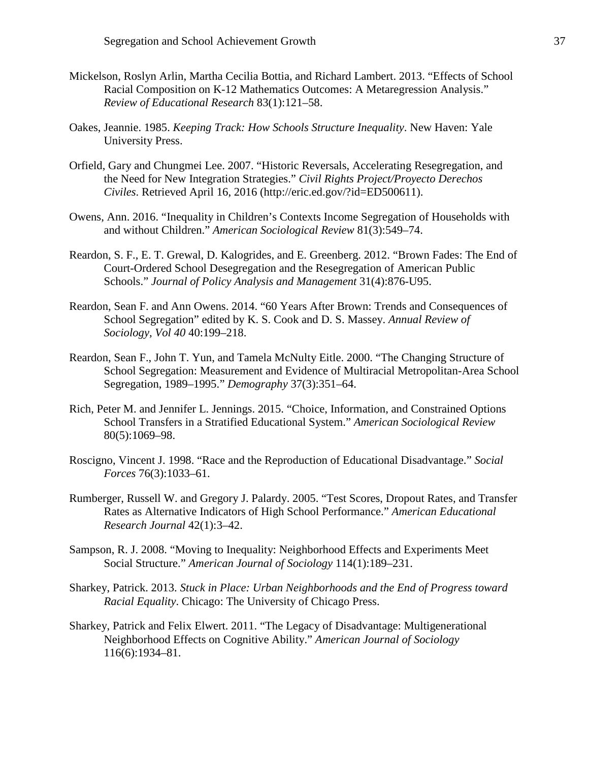Mickelson, Roslyn Arlin, Martha Cecilia Bottia, and Richard Lambert. 2013. “Effects of School Racial Composition on K-12 Mathematics Outcomes: A Metaregression Analysis.” *Review of Educational Research* 83(1):121–58.

Oakes, Jeannie. 1985. *Keeping Track: How Schools Structure Inequality*. New Haven: Yale University Press.

Orfield, Gary and Chungmei Lee. 2007. “Historic Reversals, Accelerating Resegregation, and the Need for New Integration Strategies.” *Civil Rights Project/Proyecto Derechos Civiles*. Retrieved April 16, 2016 (http://eric.ed.gov/?id=ED500611).

Owens, Ann. 2016. “Inequality in Children’s Contexts Income Segregation of Households with and without Children.” *American Sociological Review* 81(3):549–74.

Reardon, S. F., E. T. Grewal, D. Kalogrides, and E. Greenberg. 2012. “Brown Fades: The End of Court-Ordered School Desegregation and the Resegregation of American Public Schools.” *Journal of Policy Analysis and Management* 31(4):876-U95.

Reardon, Sean F. and Ann Owens. 2014. “60 Years After Brown: Trends and Consequences of School Segregation” edited by K. S. Cook and D. S. Massey. *Annual Review of Sociology, Vol 40* 40:199–218.

Reardon, Sean F., John T. Yun, and Tamela McNulty Eitle. 2000. “The Changing Structure of School Segregation: Measurement and Evidence of Multiracial Metropolitan-Area School Segregation, 1989–1995.” *Demography* 37(3):351–64.

Rich, Peter M. and Jennifer L. Jennings. 2015. “Choice, Information, and Constrained Options School Transfers in a Stratified Educational System.” *American Sociological Review* 80(5):1069–98.

Roscigno, Vincent J. 1998. “Race and the Reproduction of Educational Disadvantage.” *Social Forces* 76(3):1033–61.

Rumberger, Russell W. and Gregory J. Palardy. 2005. “Test Scores, Dropout Rates, and Transfer Rates as Alternative Indicators of High School Performance.” *American Educational Research Journal* 42(1):3–42.

Sampson, R. J. 2008. “Moving to Inequality: Neighborhood Effects and Experiments Meet Social Structure.” *American Journal of Sociology* 114(1):189–231.

Sharkey, Patrick. 2013. *Stuck in Place: Urban Neighborhoods and the End of Progress toward Racial Equality*. Chicago: The University of Chicago Press.

Sharkey, Patrick and Felix Elwert. 2011. “The Legacy of Disadvantage: Multigenerational Neighborhood Effects on Cognitive Ability.” *American Journal of Sociology* 116(6):1934–81.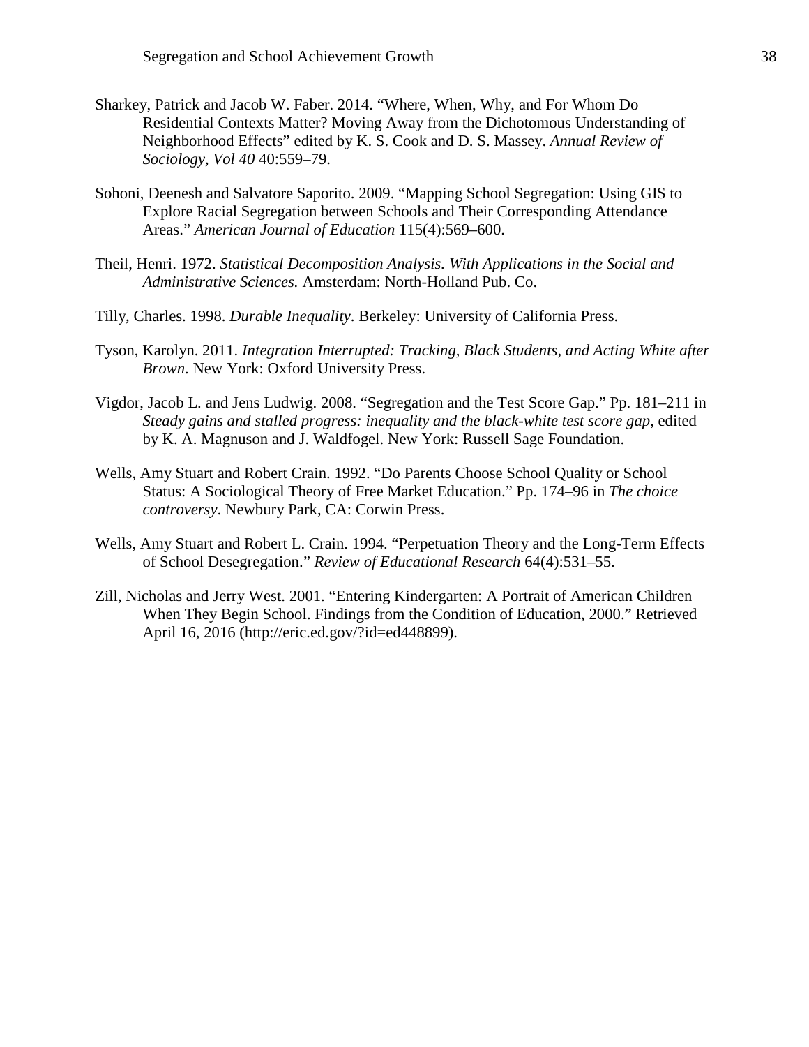Sharkey, Patrick and Jacob W. Faber. 2014. "Where, When, Why, and For Whom Do Residential Contexts Matter? Moving Away from the Dichotomous Understanding of Neighborhood Effects" edited by K. S. Cook and D. S. Massey. *Annual Review of Sociology, Vol 40* 40:559–79.

Sohoni, Deenesh and Salvatore Saporito. 2009. "Mapping School Segregation: Using GIS to Explore Racial Segregation between Schools and Their Corresponding Attendance Areas." *American Journal of Education* 115(4):569–600.

Theil, Henri. 1972. *Statistical Decomposition Analysis. With Applications in the Social and Administrative Sciences.* Amsterdam: North-Holland Pub. Co.

Tilly, Charles. 1998. *Durable Inequality*. Berkeley: University of California Press.

Tyson, Karolyn. 2011. *Integration Interrupted: Tracking, Black Students, and Acting White after Brown*. New York: Oxford University Press.

Vigdor, Jacob L. and Jens Ludwig. 2008. "Segregation and the Test Score Gap." Pp. 181–211 in *Steady gains and stalled progress: inequality and the black-white test score gap*, edited by K. A. Magnuson and J. Waldfogel. New York: Russell Sage Foundation.

Wells, Amy Stuart and Robert Crain. 1992. "Do Parents Choose School Quality or School Status: A Sociological Theory of Free Market Education." Pp. 174–96 in *The choice controversy*. Newbury Park, CA: Corwin Press.

Wells, Amy Stuart and Robert L. Crain. 1994. "Perpetuation Theory and the Long-Term Effects of School Desegregation." *Review of Educational Research* 64(4):531–55.

Zill, Nicholas and Jerry West. 2001. "Entering Kindergarten: A Portrait of American Children When They Begin School. Findings from the Condition of Education, 2000." Retrieved April 16, 2016 (http://eric.ed.gov/?id=ed448899).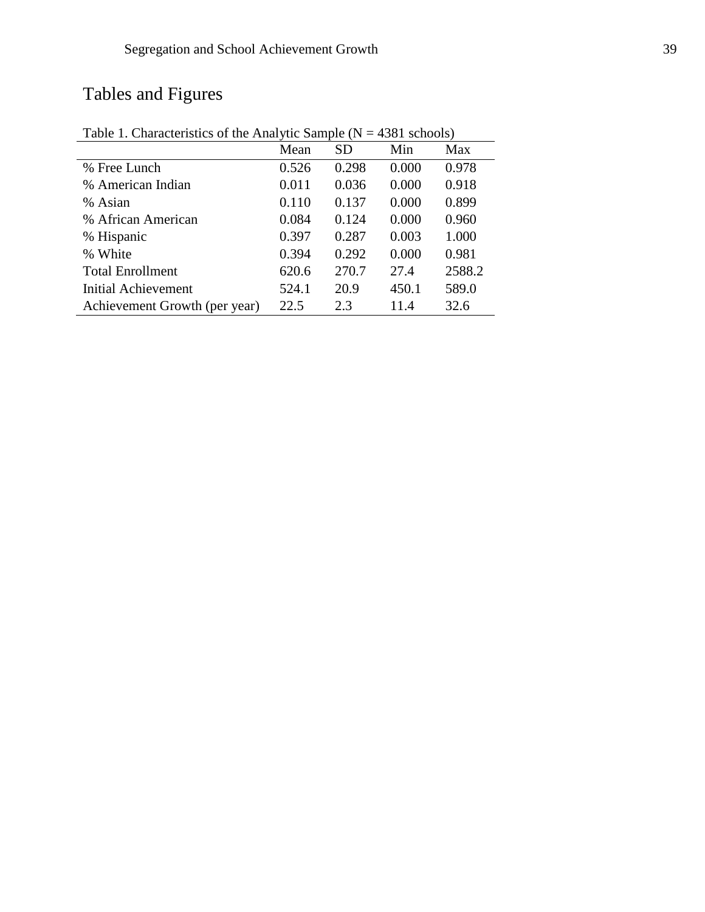# Tables and Figures

Table 1. Characteristics of the Analytic Sample (N = 4381 schools)

| | Mean | SD | Min | Max |
|---|---|---|---|---|
| % Free Lunch | 0.526 | 0.298 | 0.000 | 0.978 |
| % American Indian | 0.011 | 0.036 | 0.000 | 0.918 |
| % Asian | 0.110 | 0.137 | 0.000 | 0.899 |
| % African American | 0.084 | 0.124 | 0.000 | 0.960 |
| % Hispanic | 0.397 | 0.287 | 0.003 | 1.000 |
| % White | 0.394 | 0.292 | 0.000 | 0.981 |
| Total Enrollment | 620.6 | 270.7 | 27.4 | 2588.2 |
| Initial Achievement | 524.1 | 20.9 | 450.1 | 589.0 |
| Achievement Growth (per year) | 22.5 | 2.3 | 11.4 | 32.6 |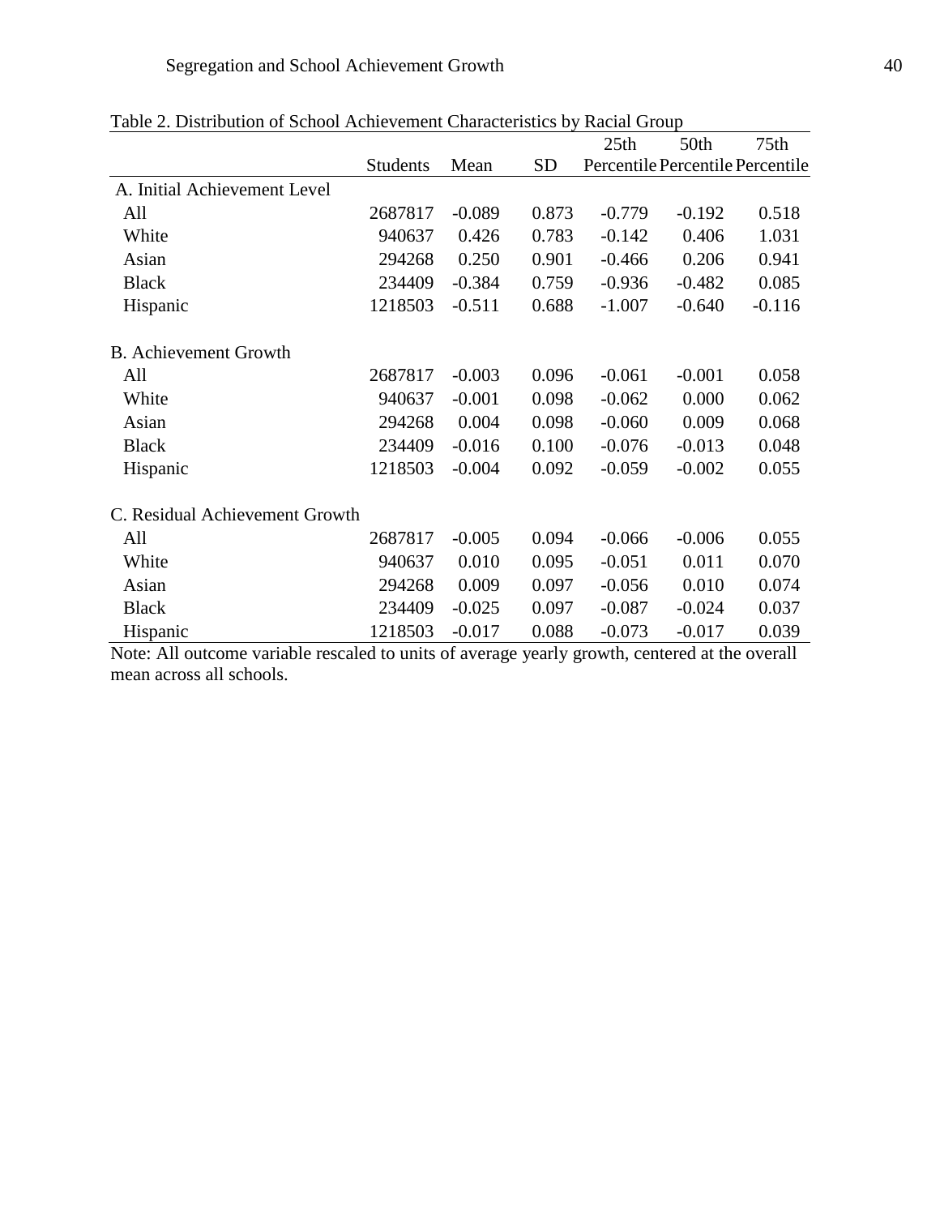Table 2. Distribution of School Achievement Characteristics by Racial Group

| | Students | Mean | SD | 25th Percentile | 50th Percentile | 75th Percentile |
|---|---|---|---|---|---|---|
| A. Initial Achievement Level | | | | | | |
| All | 2687817 | -0.089 | 0.873 | -0.779 | -0.192 | 0.518 |
| White | 940637 | 0.426 | 0.783 | -0.142 | 0.406 | 1.031 |
| Asian | 294268 | 0.250 | 0.901 | -0.466 | 0.206 | 0.941 |
| Black | 234409 | -0.384 | 0.759 | -0.936 | -0.482 | 0.085 |
| Hispanic | 1218503 | -0.511 | 0.688 | -1.007 | -0.640 | -0.116 |
| B. Achievement Growth | | | | | | |
| All | 2687817 | -0.003 | 0.096 | -0.061 | -0.001 | 0.058 |
| White | 940637 | -0.001 | 0.098 | -0.062 | 0.000 | 0.062 |
| Asian | 294268 | 0.004 | 0.098 | -0.060 | 0.009 | 0.068 |
| Black | 234409 | -0.016 | 0.100 | -0.076 | -0.013 | 0.048 |
| Hispanic | 1218503 | -0.004 | 0.092 | -0.059 | -0.002 | 0.055 |
| C. Residual Achievement Growth | | | | | | |
| All | 2687817 | -0.005 | 0.094 | -0.066 | -0.006 | 0.055 |
| White | 940637 | 0.010 | 0.095 | -0.051 | 0.011 | 0.070 |
| Asian | 294268 | 0.009 | 0.097 | -0.056 | 0.010 | 0.074 |
| Black | 234409 | -0.025 | 0.097 | -0.087 | -0.024 | 0.037 |
| Hispanic | 1218503 | -0.017 | 0.088 | -0.073 | -0.017 | 0.039 |

Note: All outcome variable rescaled to units of average yearly growth, centered at the overall mean across all schools.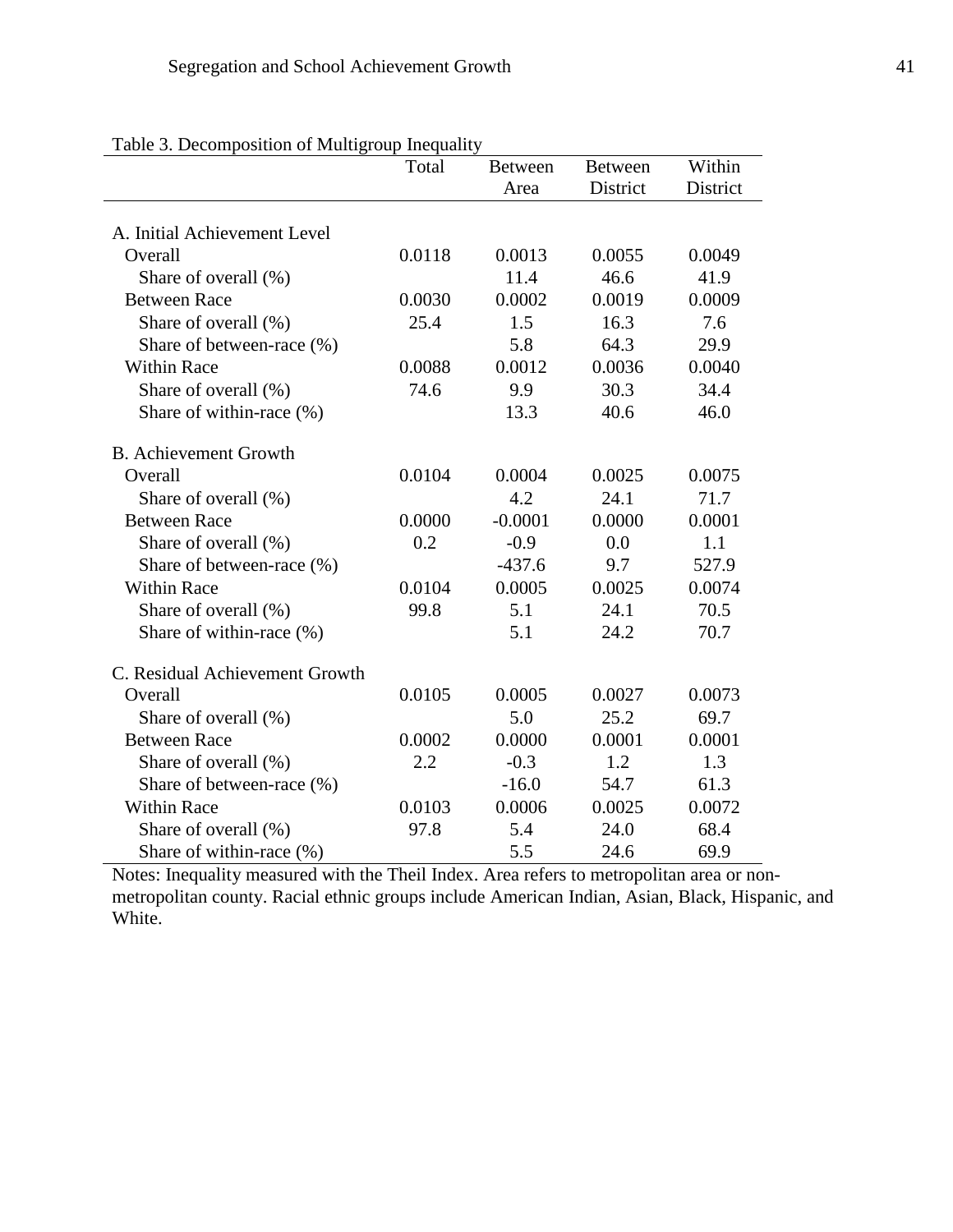Table 3. Decomposition of Multigroup Inequality

| | Total | Between Area | Between District | Within District |
|---|---|---|---|---|
| A. Initial Achievement Level | | | | |
| Overall | 0.0118 | 0.0013 | 0.0055 | 0.0049 |
| Share of overall (%) | | 11.4 | 46.6 | 41.9 |
| Between Race | 0.0030 | 0.0002 | 0.0019 | 0.0009 |
| Share of overall (%) | 25.4 | 1.5 | 16.3 | 7.6 |
| Share of between-race (%) | | 5.8 | 64.3 | 29.9 |
| Within Race | 0.0088 | 0.0012 | 0.0036 | 0.0040 |
| Share of overall (%) | 74.6 | 9.9 | 30.3 | 34.4 |
| Share of within-race (%) | | 13.3 | 40.6 | 46.0 |
| B. Achievement Growth | | | | |
| Overall | 0.0104 | 0.0004 | 0.0025 | 0.0075 |
| Share of overall (%) | | 4.2 | 24.1 | 71.7 |
| Between Race | 0.0000 | -0.0001 | 0.0000 | 0.0001 |
| Share of overall (%) | 0.2 | -0.9 | 0.0 | 1.1 |
| Share of between-race (%) | | -437.6 | 9.7 | 527.9 |
| Within Race | 0.0104 | 0.0005 | 0.0025 | 0.0074 |
| Share of overall (%) | 99.8 | 5.1 | 24.1 | 70.5 |
| Share of within-race (%) | | 5.1 | 24.2 | 70.7 |
| C. Residual Achievement Growth | | | | |
| Overall | 0.0105 | 0.0005 | 0.0027 | 0.0073 |
| Share of overall (%) | | 5.0 | 25.2 | 69.7 |
| Between Race | 0.0002 | 0.0000 | 0.0001 | 0.0001 |
| Share of overall (%) | 2.2 | -0.3 | 1.2 | 1.3 |
| Share of between-race (%) | | -16.0 | 54.7 | 61.3 |
| Within Race | 0.0103 | 0.0006 | 0.0025 | 0.0072 |
| Share of overall (%) | 97.8 | 5.4 | 24.0 | 68.4 |
| Share of within-race (%) | | 5.5 | 24.6 | 69.9 |

Notes: Inequality measured with the Theil Index. Area refers to metropolitan area or non-metropolitan county. Racial ethnic groups include American Indian, Asian, Black, Hispanic, and White.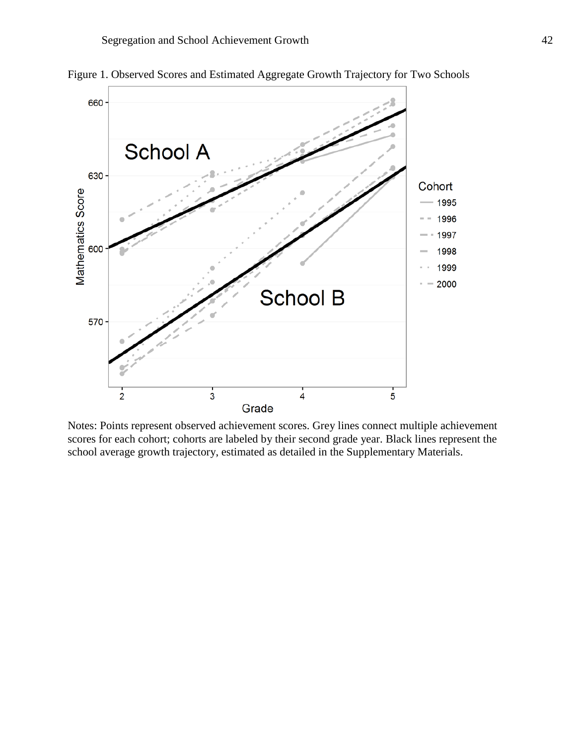Figure 1. Observed Scores and Estimated Aggregate Growth Trajectory for Two Schools

Notes: Points represent observed achievement scores. Grey lines connect multiple achievement scores for each cohort; cohorts are labeled by their second grade year. Black lines represent the school average growth trajectory, estimated as detailed in the Supplementary Materials.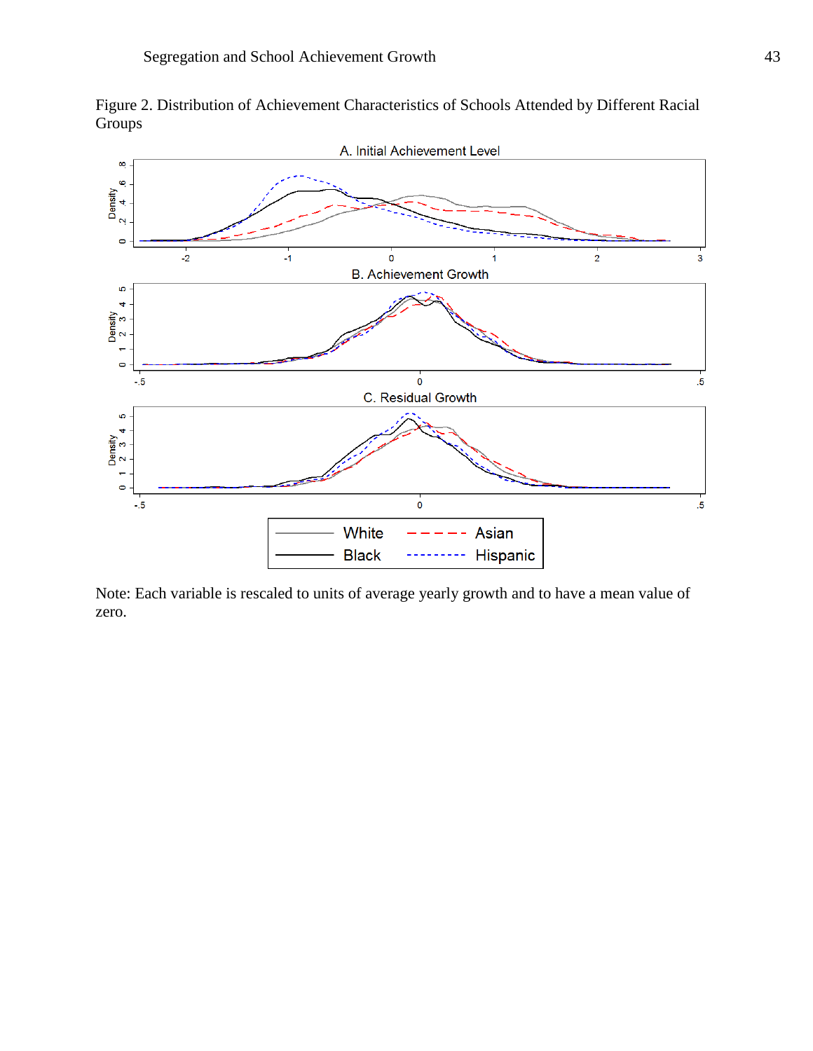Figure 2. Distribution of Achievement Characteristics of Schools Attended by Different Racial Groups

Note: Each variable is rescaled to units of average yearly growth and to have a mean value of zero.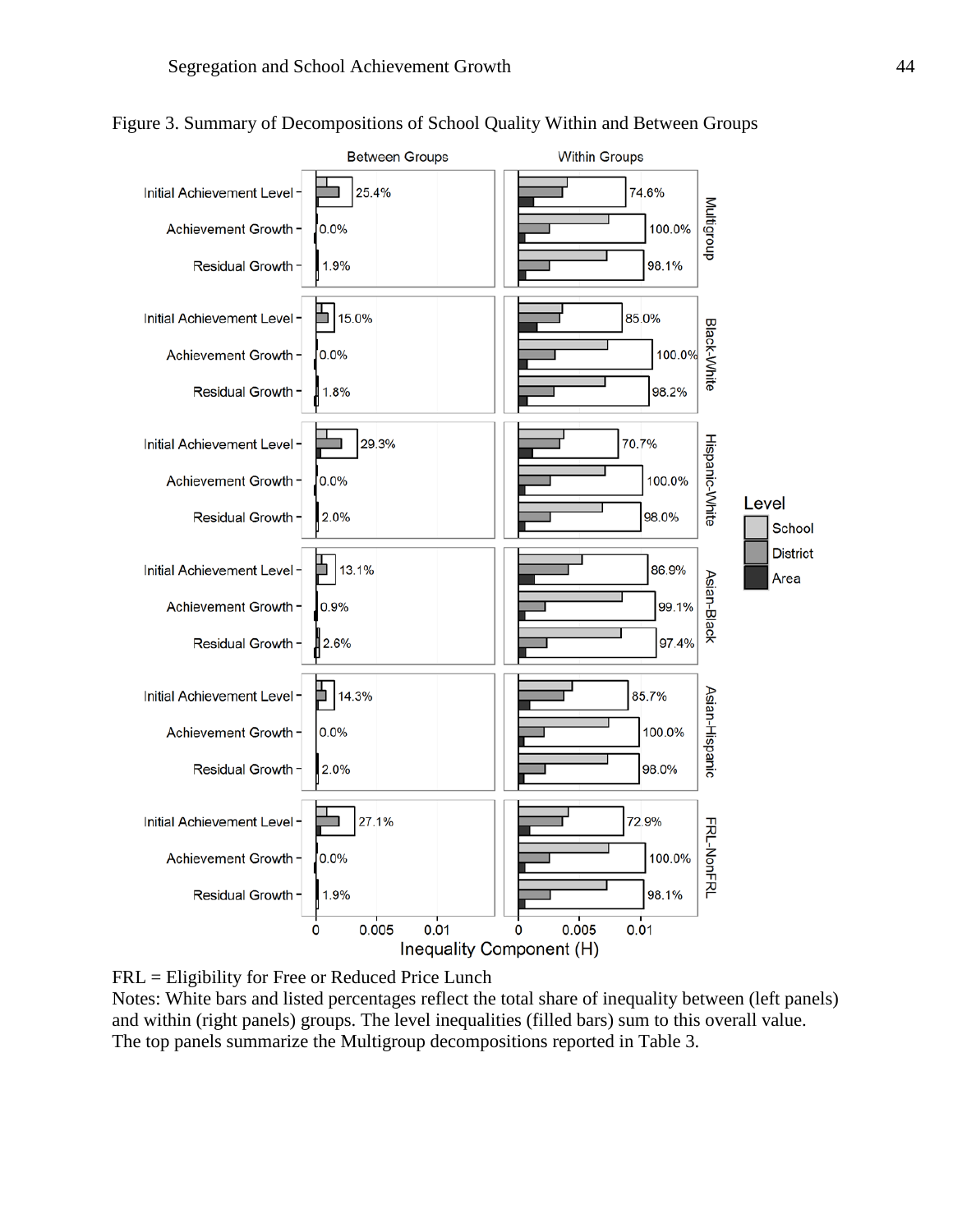Figure 3. Summary of Decompositions of School Quality Within and Between Groups

FRL = Eligibility for Free or Reduced Price Lunch

Notes: White bars and listed percentages reflect the total share of inequality between (left panels) and within (right panels) groups. The level inequalities (filled bars) sum to this overall value. The top panels summarize the Multigroup decompositions reported in Table 3.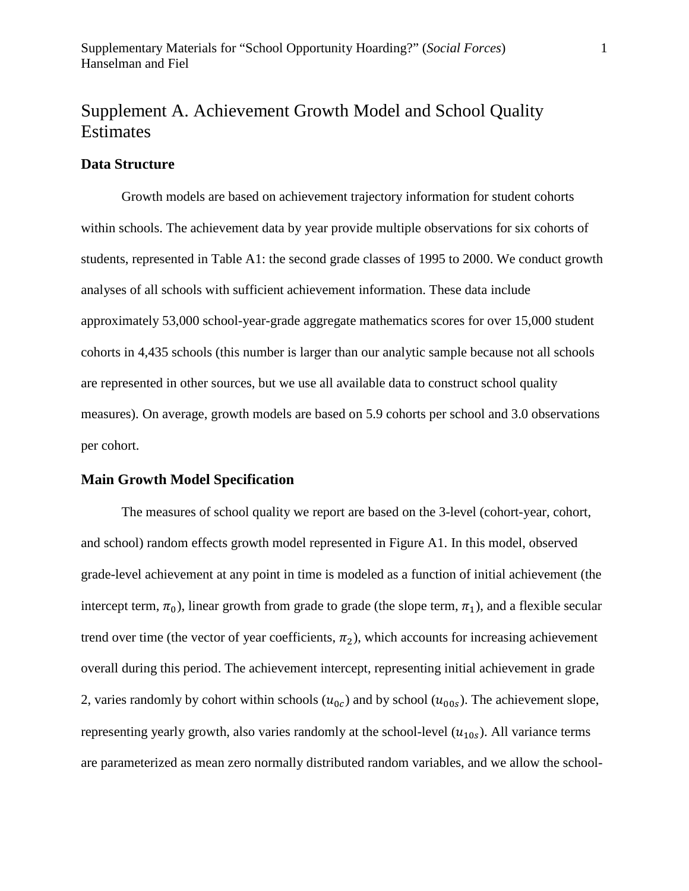# Supplement A. Achievement Growth Model and School Quality Estimates

### Data Structure

Growth models are based on achievement trajectory information for student cohorts within schools. The achievement data by year provide multiple observations for six cohorts of students, represented in Table A1: the second grade classes of 1995 to 2000. We conduct growth analyses of all schools with sufficient achievement information. These data include approximately 53,000 school-year-grade aggregate mathematics scores for over 15,000 student cohorts in 4,435 schools (this number is larger than our analytic sample because not all schools are represented in other sources, but we use all available data to construct school quality measures). On average, growth models are based on 5.9 cohorts per school and 3.0 observations per cohort.

### Main Growth Model Specification

The measures of school quality we report are based on the 3-level (cohort-year, cohort, and school) random effects growth model represented in Figure A1. In this model, observed grade-level achievement at any point in time is modeled as a function of initial achievement (the intercept term, $\pi_0$), linear growth from grade to grade (the slope term, $\pi_1$), and a flexible secular trend over time (the vector of year coefficients, $\pi_2$), which accounts for increasing achievement overall during this period. The achievement intercept, representing initial achievement in grade 2, varies randomly by cohort within schools ($u_{0c}$) and by school ($u_{00s}$). The achievement slope, representing yearly growth, also varies randomly at the school-level ($u_{10s}$). All variance terms are parameterized as mean zero normally distributed random variables, and we allow the school-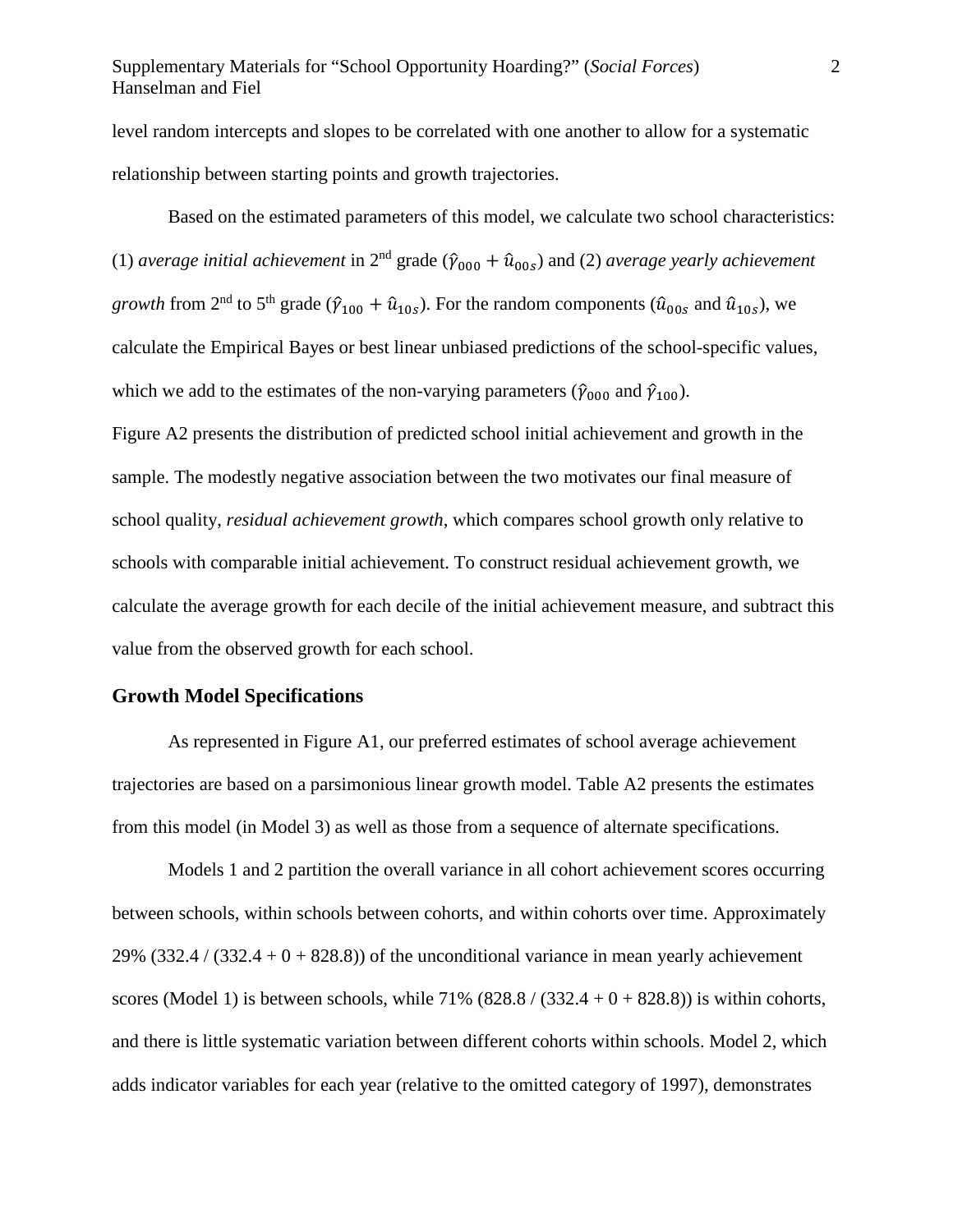level random intercepts and slopes to be correlated with one another to allow for a systematic relationship between starting points and growth trajectories.

Based on the estimated parameters of this model, we calculate two school characteristics: (1) *average initial achievement* in 2nd grade ($\hat{\gamma}_{000} + \hat{u}_{00s}$) and (2) *average yearly achievement growth* from 2nd to 5th grade ($\hat{\gamma}_{100} + \hat{u}_{10s}$). For the random components ($\hat{u}_{00s}$ and $\hat{u}_{10s}$), we calculate the Empirical Bayes or best linear unbiased predictions of the school-specific values, which we add to the estimates of the non-varying parameters ($\hat{\gamma}_{000}$ and $\hat{\gamma}_{100}$).

Figure A2 presents the distribution of predicted school initial achievement and growth in the sample. The modestly negative association between the two motivates our final measure of school quality, *residual achievement growth*, which compares school growth only relative to schools with comparable initial achievement. To construct residual achievement growth, we calculate the average growth for each decile of the initial achievement measure, and subtract this value from the observed growth for each school.

## Growth Model Specifications

As represented in Figure A1, our preferred estimates of school average achievement trajectories are based on a parsimonious linear growth model. Table A2 presents the estimates from this model (in Model 3) as well as those from a sequence of alternate specifications.

Models 1 and 2 partition the overall variance in all cohort achievement scores occurring between schools, within schools between cohorts, and within cohorts over time. Approximately 29% (332.4 / (332.4 + 0 + 828.8)) of the unconditional variance in mean yearly achievement scores (Model 1) is between schools, while 71% (828.8 / (332.4 + 0 + 828.8)) is within cohorts, and there is little systematic variation between different cohorts within schools. Model 2, which adds indicator variables for each year (relative to the omitted category of 1997), demonstrates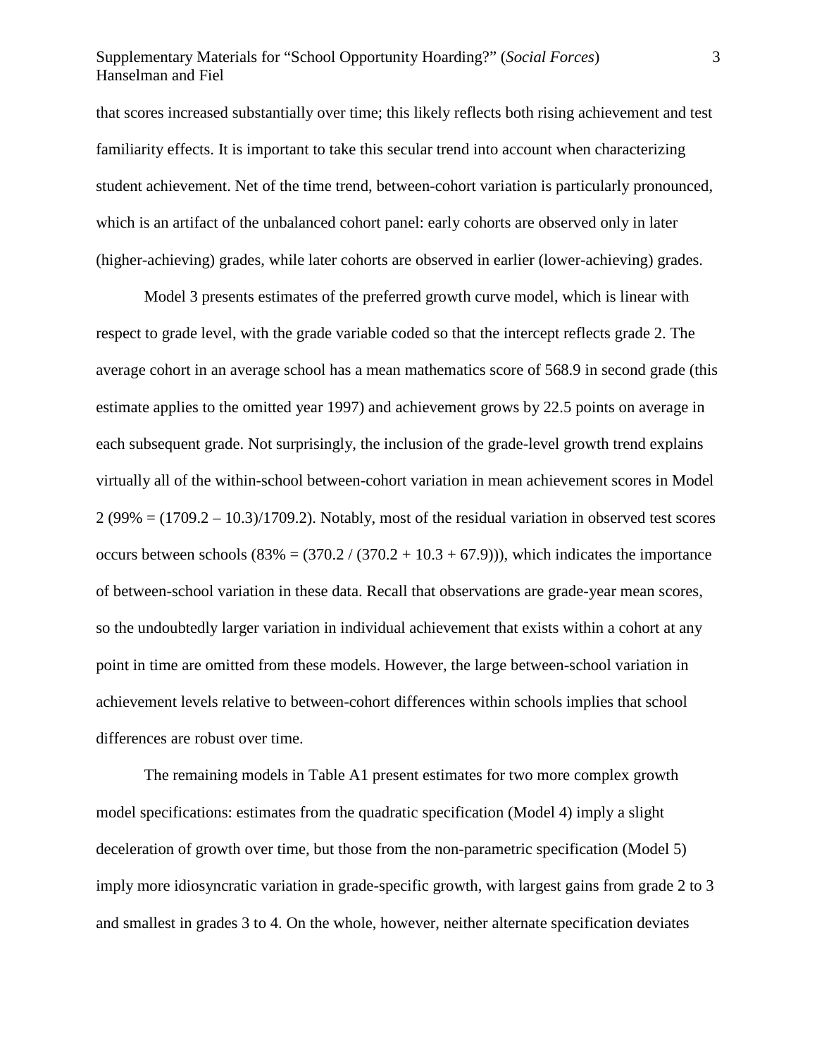that scores increased substantially over time; this likely reflects both rising achievement and test familiarity effects. It is important to take this secular trend into account when characterizing student achievement. Net of the time trend, between-cohort variation is particularly pronounced, which is an artifact of the unbalanced cohort panel: early cohorts are observed only in later (higher-achieving) grades, while later cohorts are observed in earlier (lower-achieving) grades.

Model 3 presents estimates of the preferred growth curve model, which is linear with respect to grade level, with the grade variable coded so that the intercept reflects grade 2. The average cohort in an average school has a mean mathematics score of 568.9 in second grade (this estimate applies to the omitted year 1997) and achievement grows by 22.5 points on average in each subsequent grade. Not surprisingly, the inclusion of the grade-level growth trend explains virtually all of the within-school between-cohort variation in mean achievement scores in Model 2 (99% = (1709.2 – 10.3)/1709.2). Notably, most of the residual variation in observed test scores occurs between schools (83% = (370.2 / (370.2 + 10.3 + 67.9))), which indicates the importance of between-school variation in these data. Recall that observations are grade-year mean scores, so the undoubtedly larger variation in individual achievement that exists within a cohort at any point in time are omitted from these models. However, the large between-school variation in achievement levels relative to between-cohort differences within schools implies that school differences are robust over time.

The remaining models in Table A1 present estimates for two more complex growth model specifications: estimates from the quadratic specification (Model 4) imply a slight deceleration of growth over time, but those from the non-parametric specification (Model 5) imply more idiosyncratic variation in grade-specific growth, with largest gains from grade 2 to 3 and smallest in grades 3 to 4. On the whole, however, neither alternate specification deviates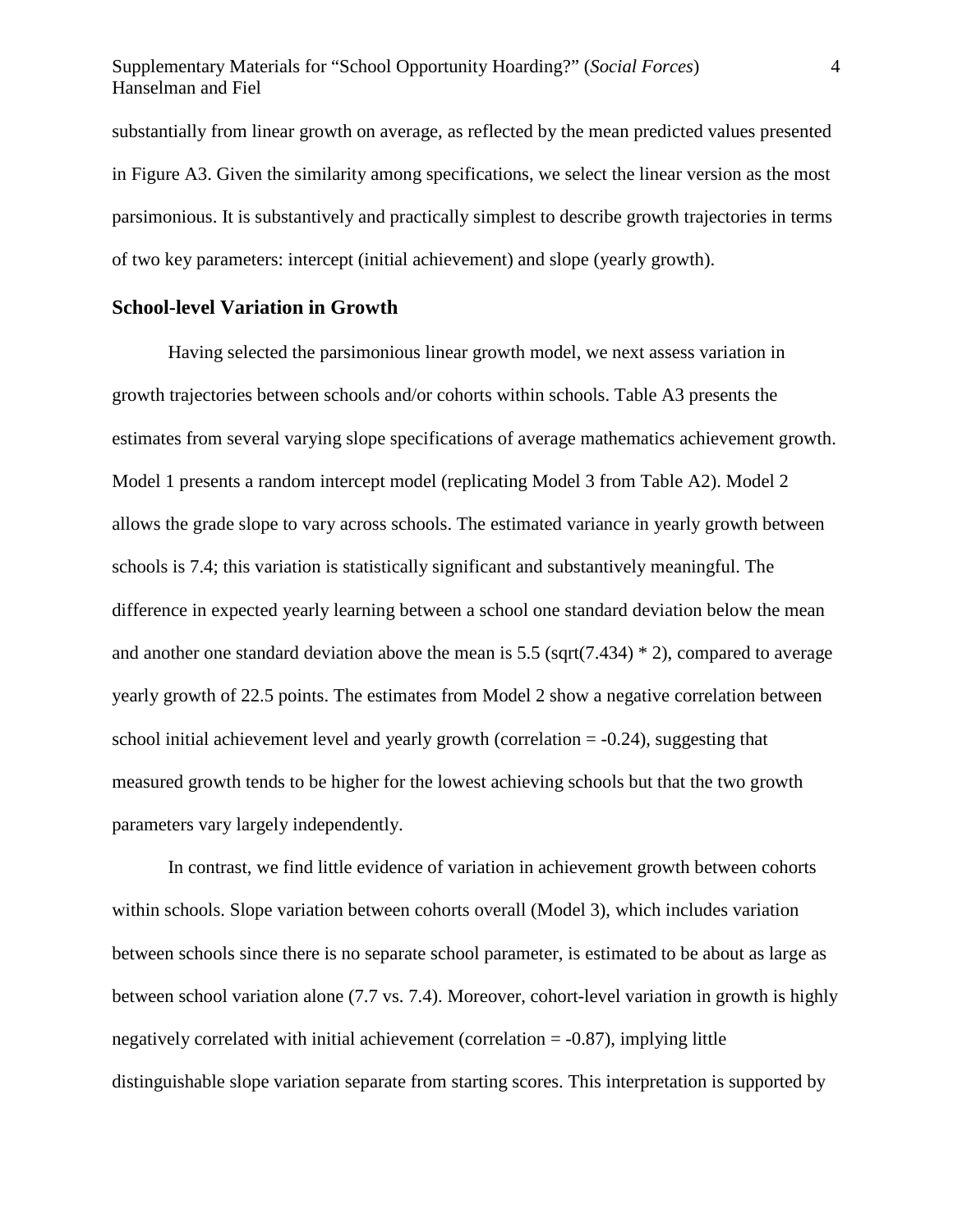substantially from linear growth on average, as reflected by the mean predicted values presented in Figure A3. Given the similarity among specifications, we select the linear version as the most parsimonious. It is substantively and practically simplest to describe growth trajectories in terms of two key parameters: intercept (initial achievement) and slope (yearly growth).

### School-level Variation in Growth

Having selected the parsimonious linear growth model, we next assess variation in growth trajectories between schools and/or cohorts within schools. Table A3 presents the estimates from several varying slope specifications of average mathematics achievement growth. Model 1 presents a random intercept model (replicating Model 3 from Table A2). Model 2 allows the grade slope to vary across schools. The estimated variance in yearly growth between schools is 7.4; this variation is statistically significant and substantively meaningful. The difference in expected yearly learning between a school one standard deviation below the mean and another one standard deviation above the mean is 5.5 (sqrt(7.434) * 2), compared to average yearly growth of 22.5 points. The estimates from Model 2 show a negative correlation between school initial achievement level and yearly growth (correlation = -0.24), suggesting that measured growth tends to be higher for the lowest achieving schools but that the two growth parameters vary largely independently.

In contrast, we find little evidence of variation in achievement growth between cohorts within schools. Slope variation between cohorts overall (Model 3), which includes variation between schools since there is no separate school parameter, is estimated to be about as large as between school variation alone (7.7 vs. 7.4). Moreover, cohort-level variation in growth is highly negatively correlated with initial achievement (correlation = -0.87), implying little distinguishable slope variation separate from starting scores. This interpretation is supported by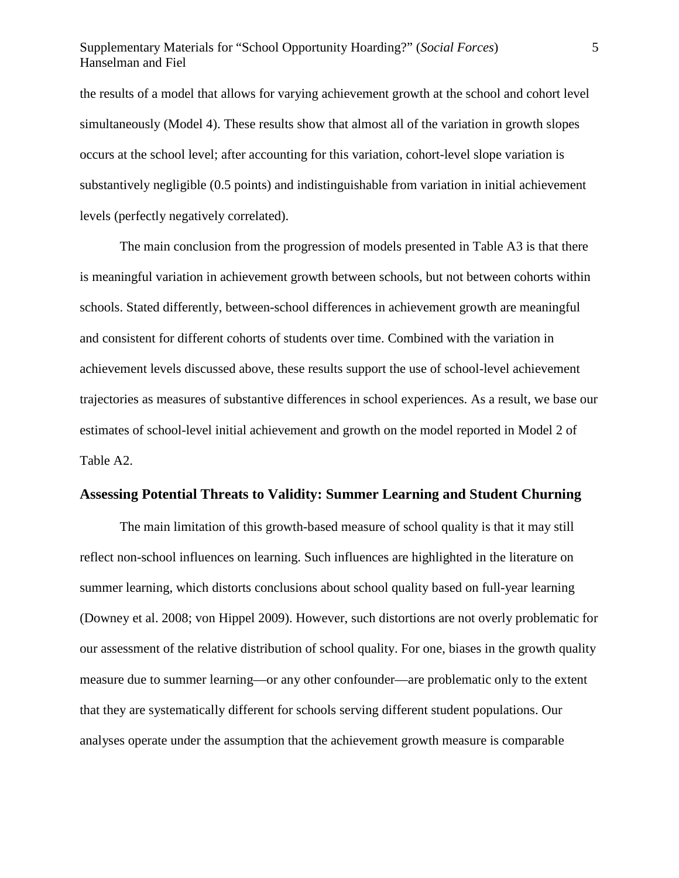the results of a model that allows for varying achievement growth at the school and cohort level simultaneously (Model 4). These results show that almost all of the variation in growth slopes occurs at the school level; after accounting for this variation, cohort-level slope variation is substantively negligible (0.5 points) and indistinguishable from variation in initial achievement levels (perfectly negatively correlated).

The main conclusion from the progression of models presented in Table A3 is that there is meaningful variation in achievement growth between schools, but not between cohorts within schools. Stated differently, between-school differences in achievement growth are meaningful and consistent for different cohorts of students over time. Combined with the variation in achievement levels discussed above, these results support the use of school-level achievement trajectories as measures of substantive differences in school experiences. As a result, we base our estimates of school-level initial achievement and growth on the model reported in Model 2 of Table A2.

### Assessing Potential Threats to Validity: Summer Learning and Student Churning

The main limitation of this growth-based measure of school quality is that it may still reflect non-school influences on learning. Such influences are highlighted in the literature on summer learning, which distorts conclusions about school quality based on full-year learning (Downey et al. 2008; von Hippel 2009). However, such distortions are not overly problematic for our assessment of the relative distribution of school quality. For one, biases in the growth quality measure due to summer learning—or any other confounder—are problematic only to the extent that they are systematically different for schools serving different student populations. Our analyses operate under the assumption that the achievement growth measure is comparable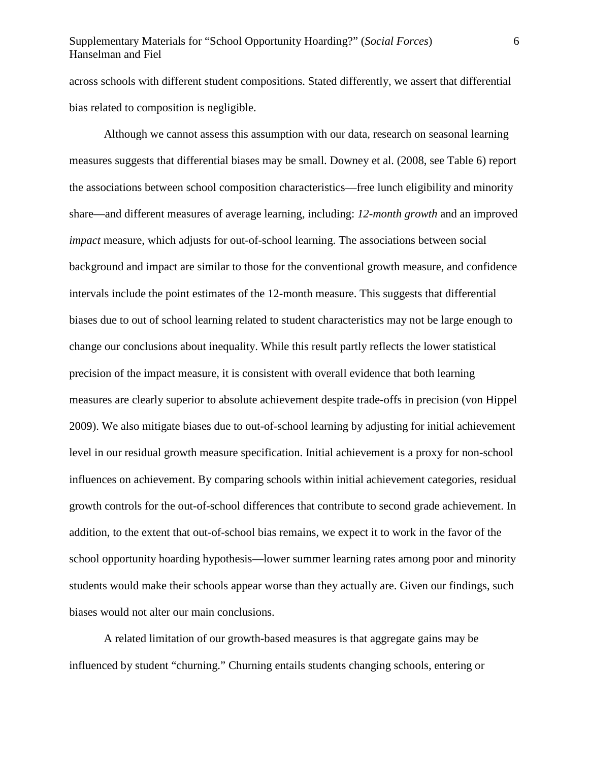across schools with different student compositions. Stated differently, we assert that differential bias related to composition is negligible.

Although we cannot assess this assumption with our data, research on seasonal learning measures suggests that differential biases may be small. Downey et al. (2008, see Table 6) report the associations between school composition characteristics—free lunch eligibility and minority share—and different measures of average learning, including: *12-month growth* and an improved *impact* measure, which adjusts for out-of-school learning. The associations between social background and impact are similar to those for the conventional growth measure, and confidence intervals include the point estimates of the 12-month measure. This suggests that differential biases due to out of school learning related to student characteristics may not be large enough to change our conclusions about inequality. While this result partly reflects the lower statistical precision of the impact measure, it is consistent with overall evidence that both learning measures are clearly superior to absolute achievement despite trade-offs in precision (von Hippel 2009). We also mitigate biases due to out-of-school learning by adjusting for initial achievement level in our residual growth measure specification. Initial achievement is a proxy for non-school influences on achievement. By comparing schools within initial achievement categories, residual growth controls for the out-of-school differences that contribute to second grade achievement. In addition, to the extent that out-of-school bias remains, we expect it to work in the favor of the school opportunity hoarding hypothesis—lower summer learning rates among poor and minority students would make their schools appear worse than they actually are. Given our findings, such biases would not alter our main conclusions.

A related limitation of our growth-based measures is that aggregate gains may be influenced by student "churning." Churning entails students changing schools, entering or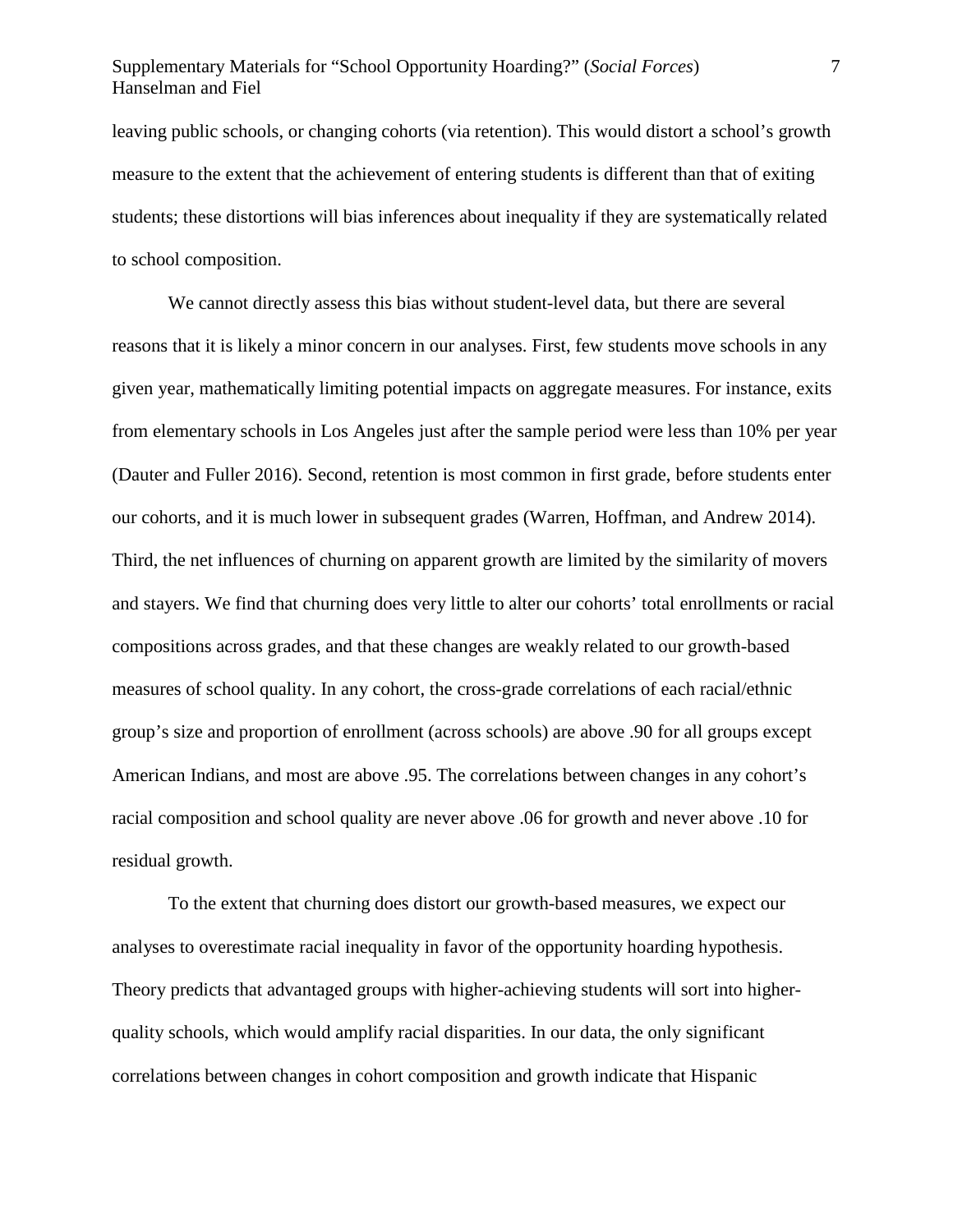leaving public schools, or changing cohorts (via retention). This would distort a school's growth measure to the extent that the achievement of entering students is different than that of exiting students; these distortions will bias inferences about inequality if they are systematically related to school composition.

We cannot directly assess this bias without student-level data, but there are several reasons that it is likely a minor concern in our analyses. First, few students move schools in any given year, mathematically limiting potential impacts on aggregate measures. For instance, exits from elementary schools in Los Angeles just after the sample period were less than 10% per year (Dauter and Fuller 2016). Second, retention is most common in first grade, before students enter our cohorts, and it is much lower in subsequent grades (Warren, Hoffman, and Andrew 2014). Third, the net influences of churning on apparent growth are limited by the similarity of movers and stayers. We find that churning does very little to alter our cohorts' total enrollments or racial compositions across grades, and that these changes are weakly related to our growth-based measures of school quality. In any cohort, the cross-grade correlations of each racial/ethnic group's size and proportion of enrollment (across schools) are above .90 for all groups except American Indians, and most are above .95. The correlations between changes in any cohort's racial composition and school quality are never above .06 for growth and never above .10 for residual growth.

To the extent that churning does distort our growth-based measures, we expect our analyses to overestimate racial inequality in favor of the opportunity hoarding hypothesis. Theory predicts that advantaged groups with higher-achieving students will sort into higher-quality schools, which would amplify racial disparities. In our data, the only significant correlations between changes in cohort composition and growth indicate that Hispanic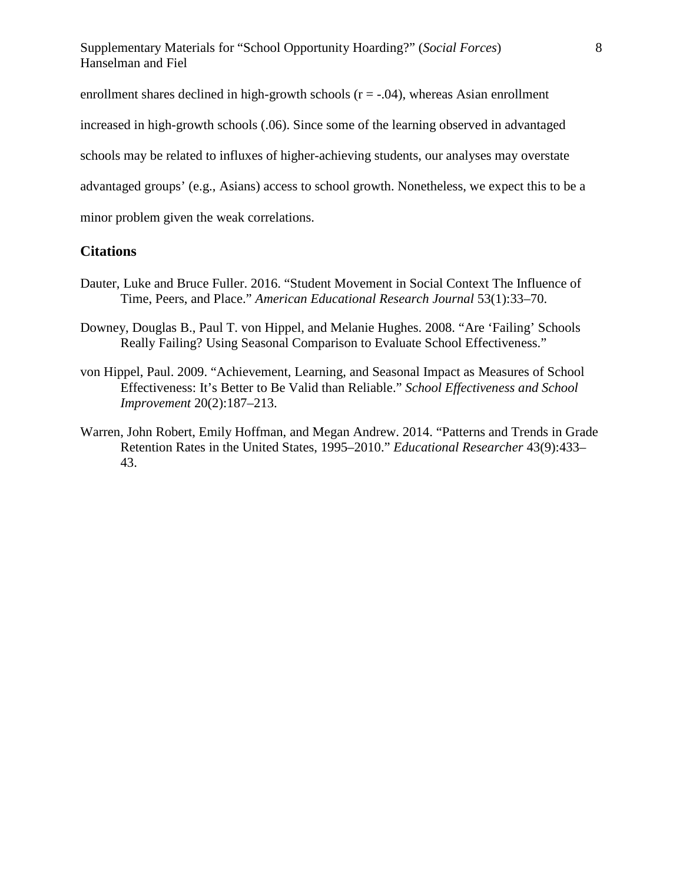enrollment shares declined in high-growth schools (r = -.04), whereas Asian enrollment increased in high-growth schools (.06). Since some of the learning observed in advantaged schools may be related to influxes of higher-achieving students, our analyses may overstate advantaged groups' (e.g., Asians) access to school growth. Nonetheless, we expect this to be a minor problem given the weak correlations.

## Citations

Dauter, Luke and Bruce Fuller. 2016. "Student Movement in Social Context The Influence of Time, Peers, and Place." *American Educational Research Journal* 53(1):33–70.

Downey, Douglas B., Paul T. von Hippel, and Melanie Hughes. 2008. "Are 'Failing' Schools Really Failing? Using Seasonal Comparison to Evaluate School Effectiveness."

von Hippel, Paul. 2009. "Achievement, Learning, and Seasonal Impact as Measures of School Effectiveness: It's Better to Be Valid than Reliable." *School Effectiveness and School Improvement* 20(2):187–213.

Warren, John Robert, Emily Hoffman, and Megan Andrew. 2014. "Patterns and Trends in Grade Retention Rates in the United States, 1995–2010." *Educational Researcher* 43(9):433–43.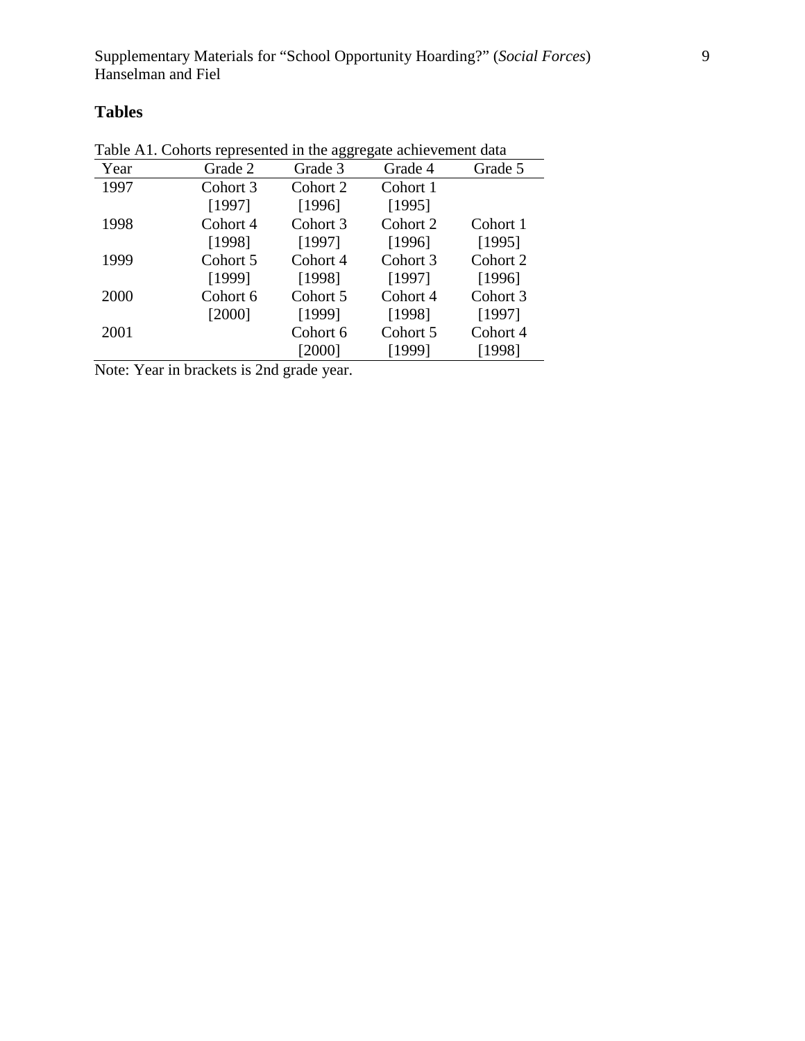## Tables

Table A1. Cohorts represented in the aggregate achievement data

| Year | Grade 2 | Grade 3 | Grade 4 | Grade 5 |
|---|---|---|---|---|
| 1997 | Cohort 3 [1997] | Cohort 2 [1996] | Cohort 1 [1995] | |
| 1998 | Cohort 4 [1998] | Cohort 3 [1997] | Cohort 2 [1996] | Cohort 1 [1995] |
| 1999 | Cohort 5 [1999] | Cohort 4 [1998] | Cohort 3 [1997] | Cohort 2 [1996] |
| 2000 | Cohort 6 [2000] | Cohort 5 [1999] | Cohort 4 [1998] | Cohort 3 [1997] |
| 2001 | | Cohort 6 [2000] | Cohort 5 [1999] | Cohort 4 [1998] |

Note: Year in brackets is 2nd grade year.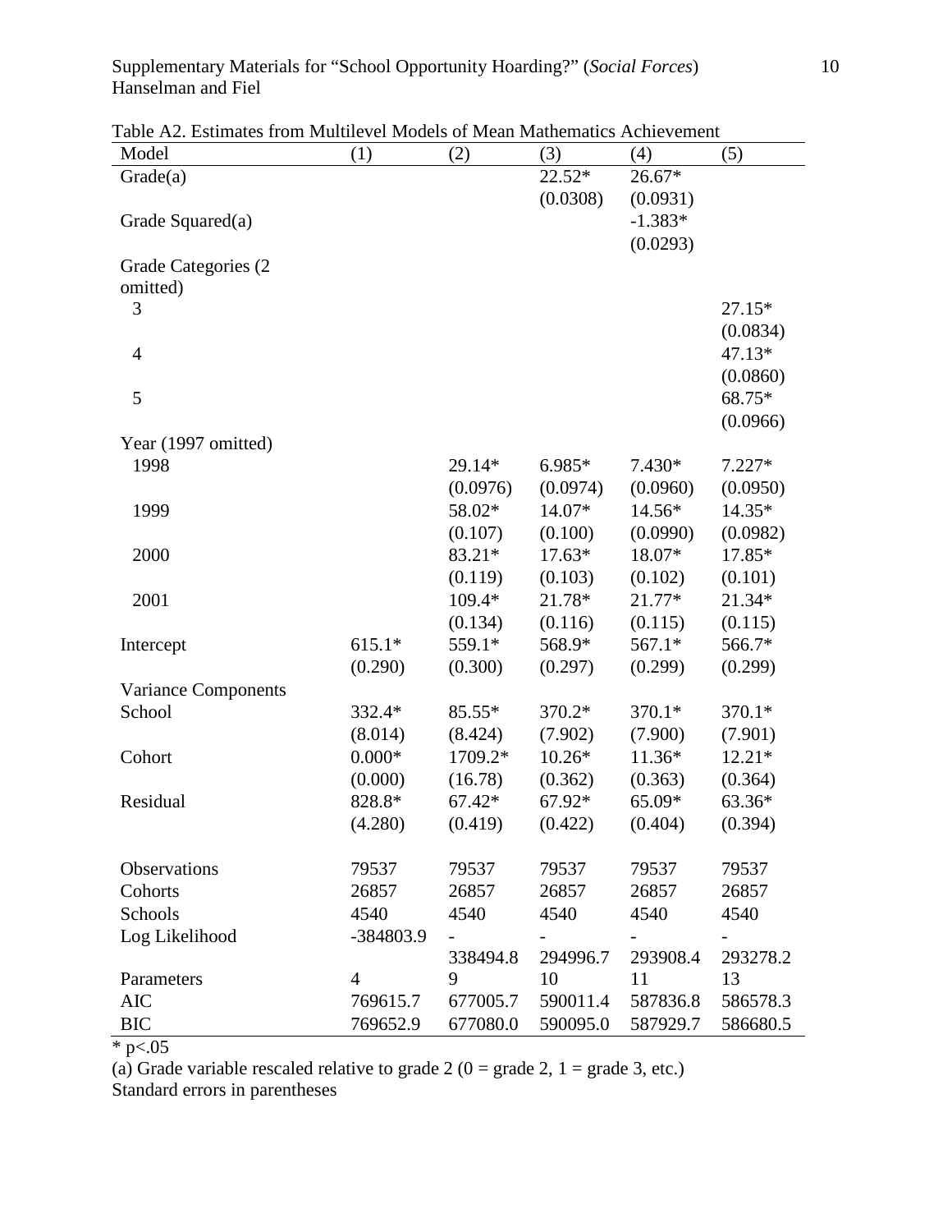Table A2. Estimates from Multilevel Models of Mean Mathematics Achievement

| Model | (1) | (2) | (3) | (4) | (5) |
|---|---|---|---|---|---|
| Grade(a) | | | 22.52* | 26.67* | |
| | | | (0.0308) | (0.0931) | |
| Grade Squared(a) | | | | -1.383* | |
| | | | | (0.0293) | |
| Grade Categories (2 omitted) | | | | | |
| 3 | | | | | 27.15* |
| | | | | | (0.0834) |
| 4 | | | | | 47.13* |
| | | | | | (0.0860) |
| 5 | | | | | 68.75* |
| | | | | | (0.0966) |
| Year (1997 omitted) | | | | | |
| 1998 | | 29.14* | 6.985* | 7.430* | 7.227* |
| | | (0.0976) | (0.0974) | (0.0960) | (0.0950) |
| 1999 | | 58.02* | 14.07* | 14.56* | 14.35* |
| | | (0.107) | (0.100) | (0.0990) | (0.0982) |
| 2000 | | 83.21* | 17.63* | 18.07* | 17.85* |
| | | (0.119) | (0.103) | (0.102) | (0.101) |
| 2001 | | 109.4* | 21.78* | 21.77* | 21.34* |
| | | (0.134) | (0.116) | (0.115) | (0.115) |
| Intercept | 615.1* | 559.1* | 568.9* | 567.1* | 566.7* |
| | (0.290) | (0.300) | (0.297) | (0.299) | (0.299) |
| Variance Components | | | | | |
| School | 332.4* | 85.55* | 370.2* | 370.1* | 370.1* |
| | (8.014) | (8.424) | (7.902) | (7.900) | (7.901) |
| Cohort | 0.000* | 1709.2* | 10.26* | 11.36* | 12.21* |
| | (0.000) | (16.78) | (0.362) | (0.363) | (0.364) |
| Residual | 828.8* | 67.42* | 67.92* | 65.09* | 63.36* |
| | (4.280) | (0.419) | (0.422) | (0.404) | (0.394) |
| Observations | 79537 | 79537 | 79537 | 79537 | 79537 |
| Cohorts | 26857 | 26857 | 26857 | 26857 | 26857 |
| Schools | 4540 | 4540 | 4540 | 4540 | 4540 |
| Log Likelihood | -384803.9 | -338494.8 | -294996.7 | -293908.4 | -293278.2 |
| Parameters | 4 | 9 | 10 | 11 | 13 |
| AIC | 769615.7 | 677005.7 | 590011.4 | 587836.8 | 586578.3 |
| BIC | 769652.9 | 677080.0 | 590095.0 | 587929.7 | 586680.5 |

* $p<.05$

(a) Grade variable rescaled relative to grade 2 (0 = grade 2, 1 = grade 3, etc.)

Standard errors in parentheses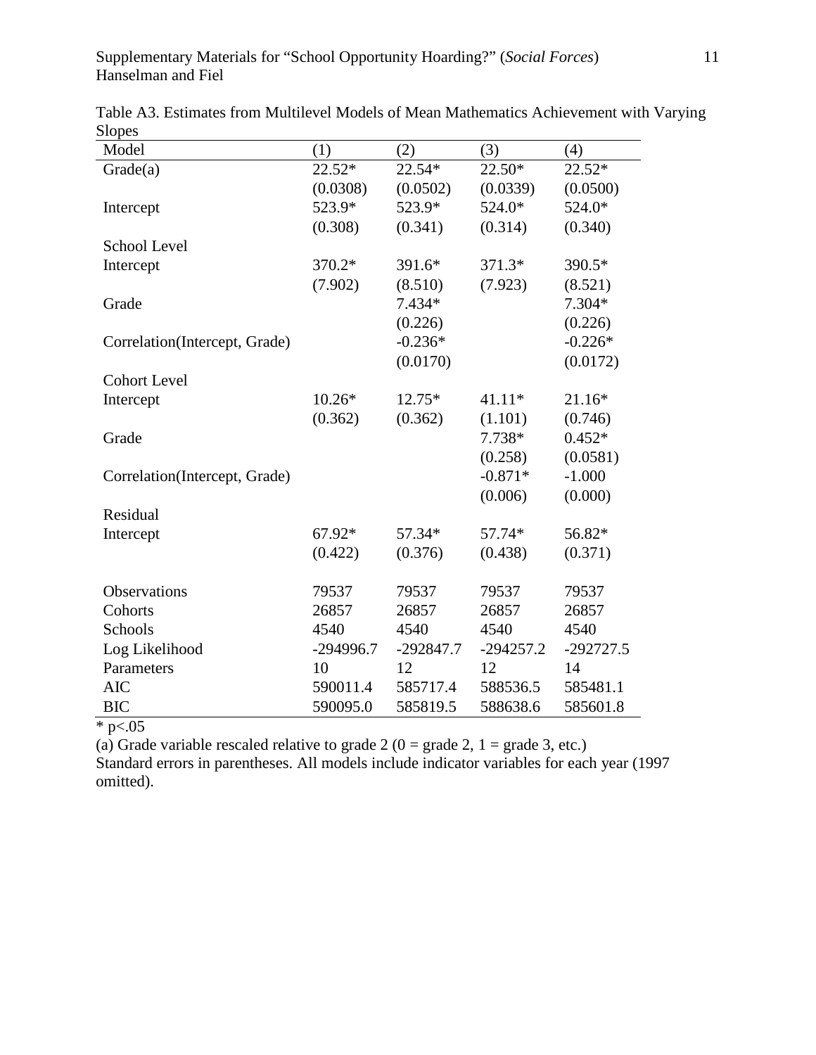Table A3. Estimates from Multilevel Models of Mean Mathematics Achievement with Varying Slopes

| Model | (1) | (2) | (3) | (4) |
|---|---|---|---|---|
| Grade(a) | 22.52* | 22.54* | 22.50* | 22.52* |
| | (0.0308) | (0.0502) | (0.0339) | (0.0500) |
| Intercept | 523.9* | 523.9* | 524.0* | 524.0* |
| | (0.308) | (0.341) | (0.314) | (0.340) |
| School Level | | | | |
| Intercept | 370.2* | 391.6* | 371.3* | 390.5* |
| | (7.902) | (8.510) | (7.923) | (8.521) |
| Grade | | 7.434* | | 7.304* |
| | | (0.226) | | (0.226) |
| Correlation(Intercept, Grade) | | -0.236* | | -0.226* |
| | | (0.0170) | | (0.0172) |
| Cohort Level | | | | |
| Intercept | 10.26* | 12.75* | 41.11* | 21.16* |
| | (0.362) | (0.362) | (1.101) | (0.746) |
| Grade | | | 7.738* | 0.452* |
| | | | (0.258) | (0.0581) |
| Correlation(Intercept, Grade) | | | -0.871* | -1.000 |
| | | | (0.006) | (0.000) |
| Residual | | | | |
| Intercept | 67.92* | 57.34* | 57.74* | 56.82* |
| | (0.422) | (0.376) | (0.438) | (0.371) |
| | | | | |
| Observations | 79537 | 79537 | 79537 | 79537 |
| Cohorts | 26857 | 26857 | 26857 | 26857 |
| Schools | 4540 | 4540 | 4540 | 4540 |
| Log Likelihood | -294996.7 | -292847.7 | -294257.2 | -292727.5 |
| Parameters | 10 | 12 | 12 | 14 |
| AIC | 590011.4 | 585717.4 | 588536.5 | 585481.1 |
| BIC | 590095.0 | 585819.5 | 588638.6 | 585601.8 |

* p<.05

(a) Grade variable rescaled relative to grade 2 (0 = grade 2, 1 = grade 3, etc.)

Standard errors in parentheses. All models include indicator variables for each year (1997 omitted).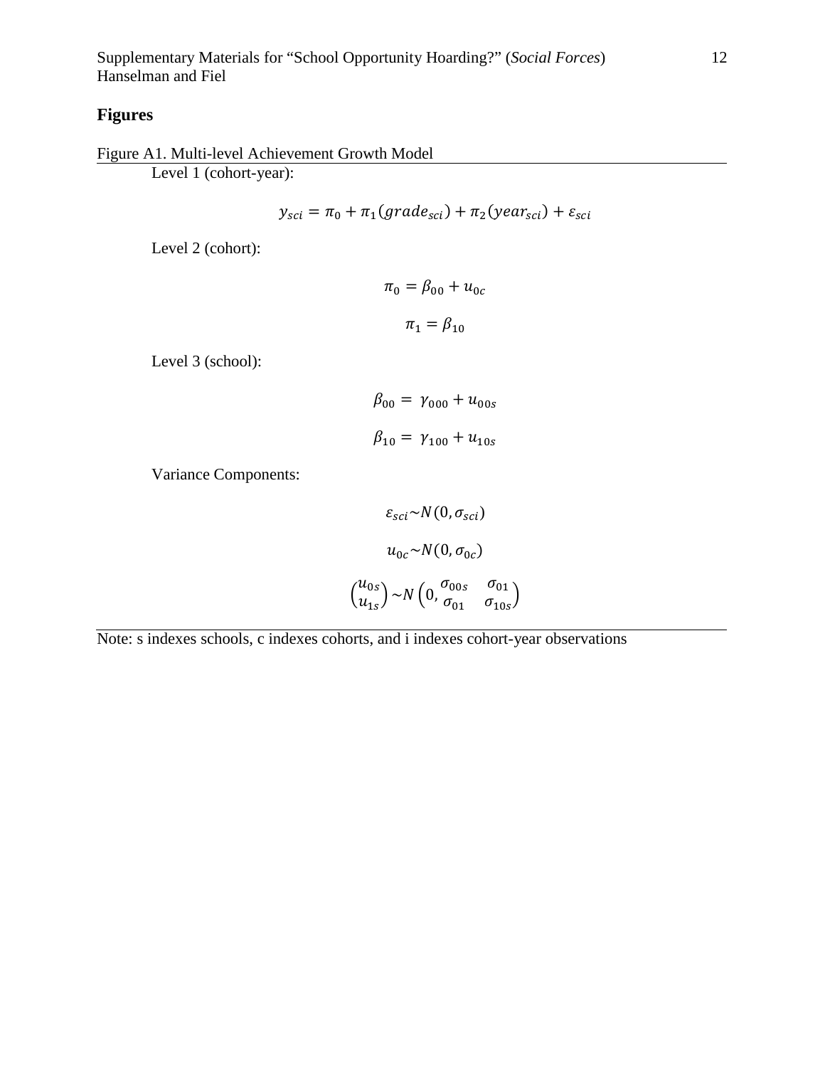# Figures

Figure A1. Multi-level Achievement Growth Model

Level 1 (cohort-year):

$$y_{sci} = \pi_0 + \pi_1(grade_{sci}) + \pi_2(year_{sci}) + \varepsilon_{sci}$$

Level 2 (cohort):

$$\pi_0 = \beta_{00} + u_{0c}$$

$$\pi_1 = \beta_{10}$$

Level 3 (school):

$$\beta_{00} = \gamma_{000} + u_{00s}$$

$$\beta_{10} = \gamma_{100} + u_{10s}$$

Variance Components:

$$\varepsilon_{sci} \sim N(0, \sigma_{sci})$$

$$u_{0c} \sim N(0, \sigma_{0c})$$

$$\begin{pmatrix} u_{0s} \\ u_{1s} \end{pmatrix} \sim N\begin{pmatrix} 0, \begin{matrix} \sigma_{00s} & \sigma_{01} \\ \sigma_{01} & \sigma_{10s} \end{matrix} \end{pmatrix}$$

Note: s indexes schools, c indexes cohorts, and i indexes cohort-year observations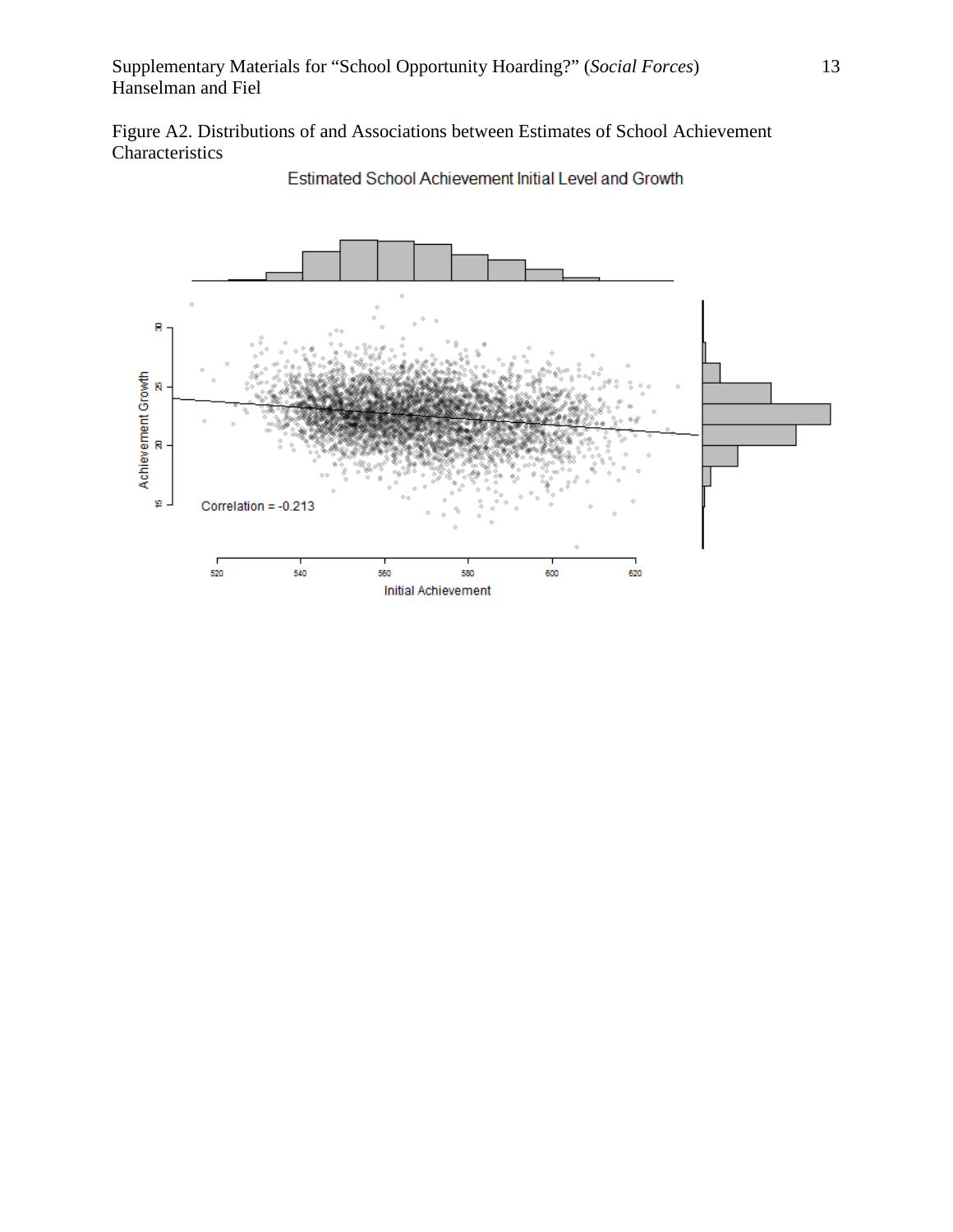Figure A2. Distributions of and Associations between Estimates of School Achievement Characteristics

Estimated School Achievement Initial Level and Growth

Correlation = -0.213

Achievement Growth

Initial Achievement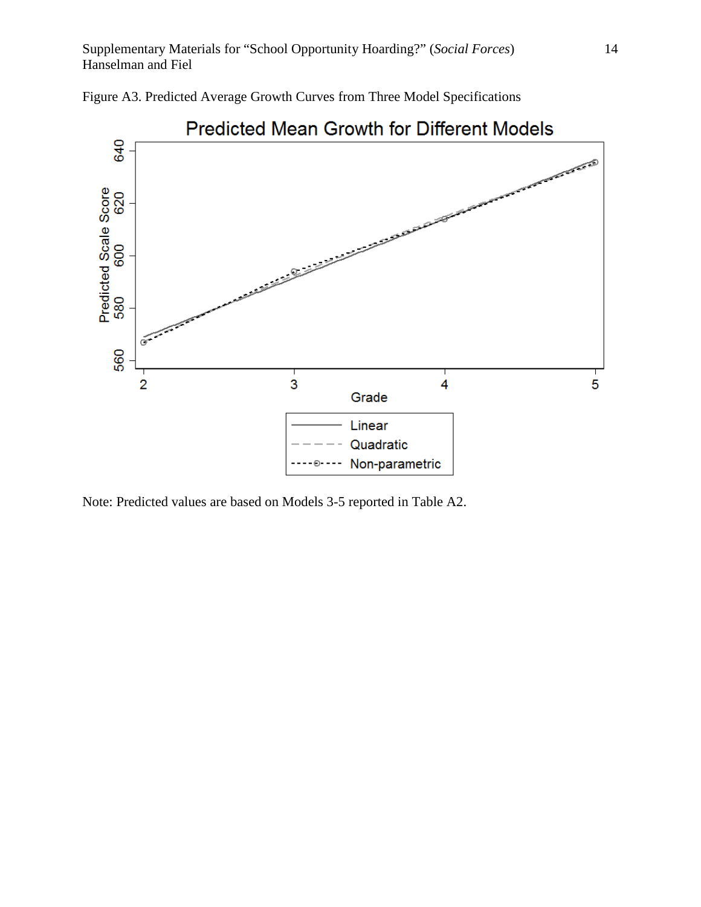Figure A3. Predicted Average Growth Curves from Three Model Specifications

Note: Predicted values are based on Models 3-5 reported in Table A2.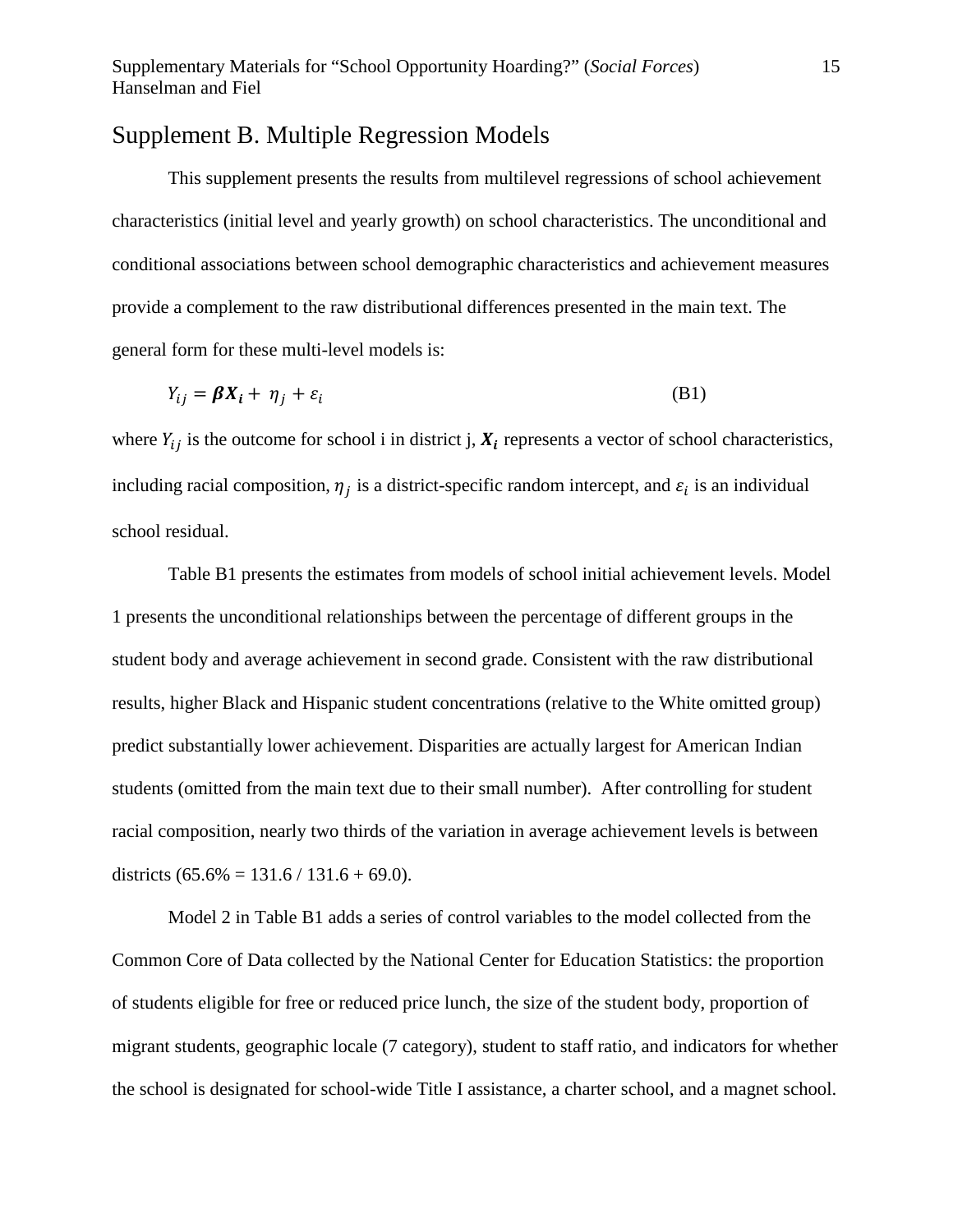# Supplement B. Multiple Regression Models

This supplement presents the results from multilevel regressions of school achievement characteristics (initial level and yearly growth) on school characteristics. The unconditional and conditional associations between school demographic characteristics and achievement measures provide a complement to the raw distributional differences presented in the main text. The general form for these multi-level models is:

$$Y_{ij} = \boldsymbol{\beta X_i} + \eta_j + \varepsilon_i \qquad \text{(B1)}$$

where $Y_{ij}$ is the outcome for school i in district j, $\boldsymbol{X_i}$ represents a vector of school characteristics, including racial composition, $\eta_j$ is a district-specific random intercept, and $\varepsilon_i$ is an individual school residual.

Table B1 presents the estimates from models of school initial achievement levels. Model 1 presents the unconditional relationships between the percentage of different groups in the student body and average achievement in second grade. Consistent with the raw distributional results, higher Black and Hispanic student concentrations (relative to the White omitted group) predict substantially lower achievement. Disparities are actually largest for American Indian students (omitted from the main text due to their small number). After controlling for student racial composition, nearly two thirds of the variation in average achievement levels is between districts (65.6% = 131.6 / 131.6 + 69.0).

Model 2 in Table B1 adds a series of control variables to the model collected from the Common Core of Data collected by the National Center for Education Statistics: the proportion of students eligible for free or reduced price lunch, the size of the student body, proportion of migrant students, geographic locale (7 category), student to staff ratio, and indicators for whether the school is designated for school-wide Title I assistance, a charter school, and a magnet school.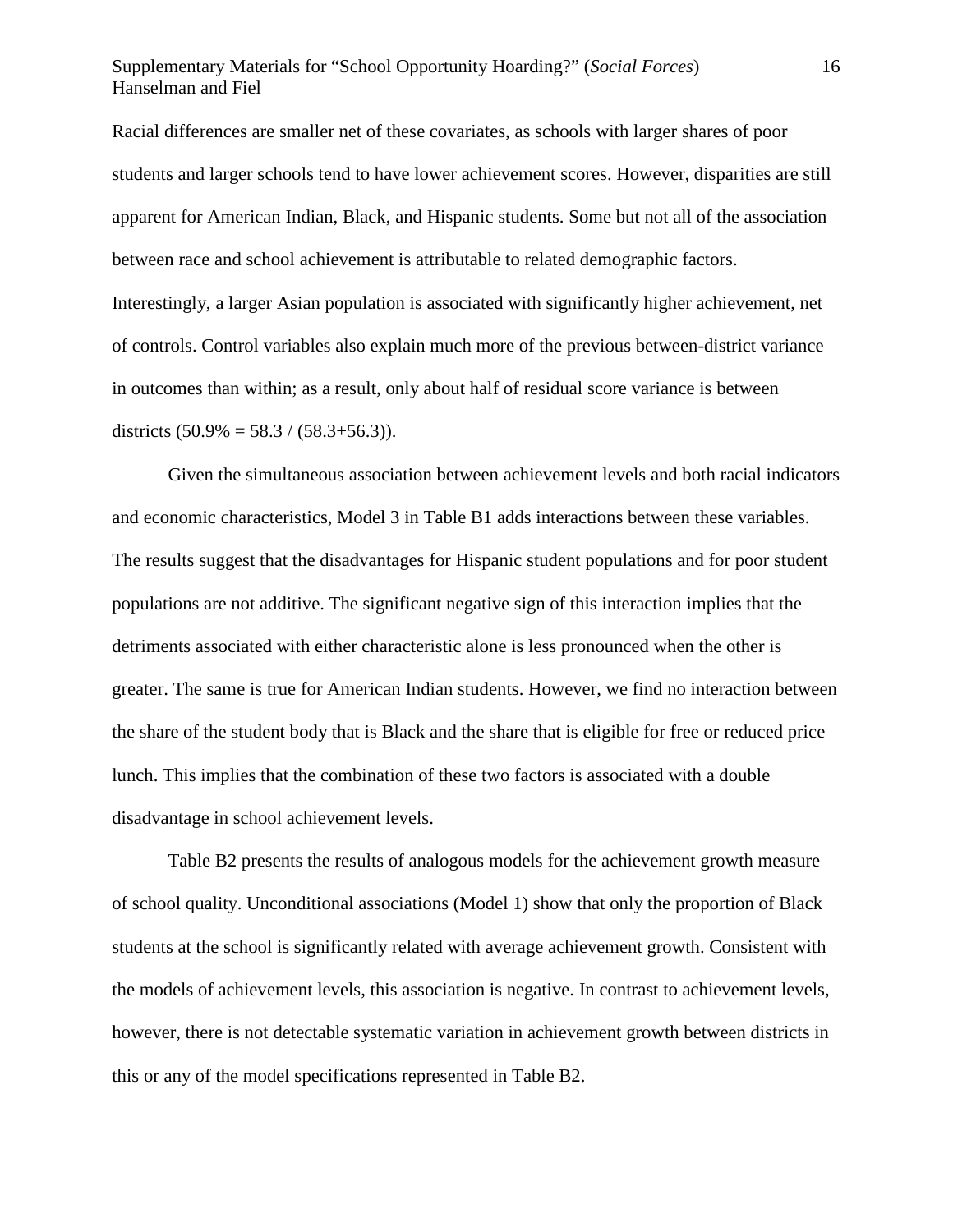Racial differences are smaller net of these covariates, as schools with larger shares of poor students and larger schools tend to have lower achievement scores. However, disparities are still apparent for American Indian, Black, and Hispanic students. Some but not all of the association between race and school achievement is attributable to related demographic factors. Interestingly, a larger Asian population is associated with significantly higher achievement, net of controls. Control variables also explain much more of the previous between-district variance in outcomes than within; as a result, only about half of residual score variance is between districts (50.9% = 58.3 / (58.3+56.3)).

Given the simultaneous association between achievement levels and both racial indicators and economic characteristics, Model 3 in Table B1 adds interactions between these variables. The results suggest that the disadvantages for Hispanic student populations and for poor student populations are not additive. The significant negative sign of this interaction implies that the detriments associated with either characteristic alone is less pronounced when the other is greater. The same is true for American Indian students. However, we find no interaction between the share of the student body that is Black and the share that is eligible for free or reduced price lunch. This implies that the combination of these two factors is associated with a double disadvantage in school achievement levels.

Table B2 presents the results of analogous models for the achievement growth measure of school quality. Unconditional associations (Model 1) show that only the proportion of Black students at the school is significantly related with average achievement growth. Consistent with the models of achievement levels, this association is negative. In contrast to achievement levels, however, there is not detectable systematic variation in achievement growth between districts in this or any of the model specifications represented in Table B2.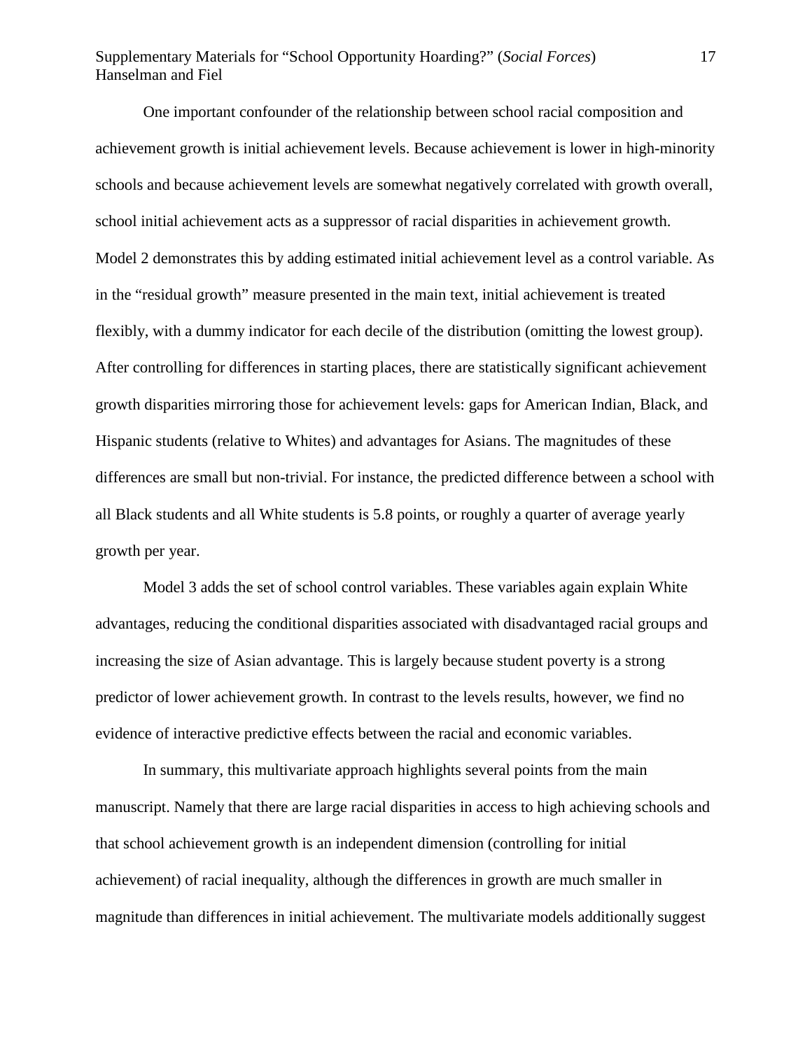One important confounder of the relationship between school racial composition and achievement growth is initial achievement levels. Because achievement is lower in high-minority schools and because achievement levels are somewhat negatively correlated with growth overall, school initial achievement acts as a suppressor of racial disparities in achievement growth. Model 2 demonstrates this by adding estimated initial achievement level as a control variable. As in the "residual growth" measure presented in the main text, initial achievement is treated flexibly, with a dummy indicator for each decile of the distribution (omitting the lowest group). After controlling for differences in starting places, there are statistically significant achievement growth disparities mirroring those for achievement levels: gaps for American Indian, Black, and Hispanic students (relative to Whites) and advantages for Asians. The magnitudes of these differences are small but non-trivial. For instance, the predicted difference between a school with all Black students and all White students is 5.8 points, or roughly a quarter of average yearly growth per year.

Model 3 adds the set of school control variables. These variables again explain White advantages, reducing the conditional disparities associated with disadvantaged racial groups and increasing the size of Asian advantage. This is largely because student poverty is a strong predictor of lower achievement growth. In contrast to the levels results, however, we find no evidence of interactive predictive effects between the racial and economic variables.

In summary, this multivariate approach highlights several points from the main manuscript. Namely that there are large racial disparities in access to high achieving schools and that school achievement growth is an independent dimension (controlling for initial achievement) of racial inequality, although the differences in growth are much smaller in magnitude than differences in initial achievement. The multivariate models additionally suggest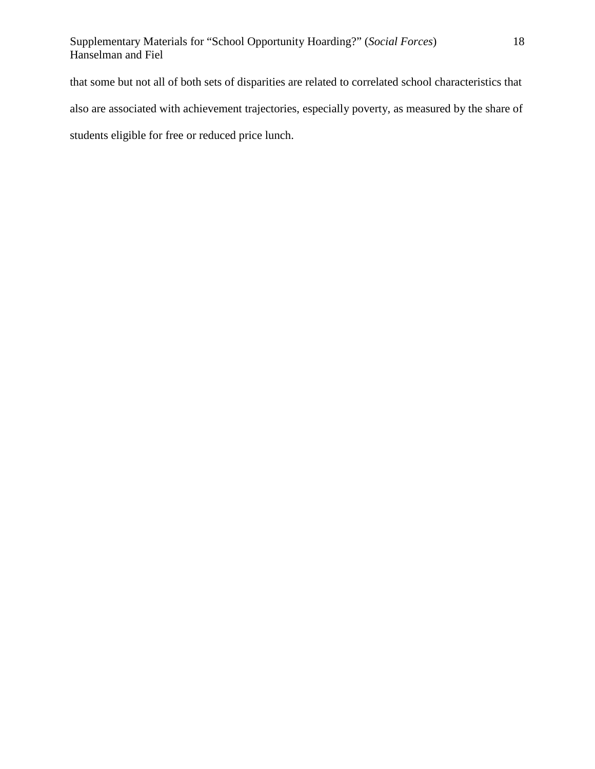that some but not all of both sets of disparities are related to correlated school characteristics that also are associated with achievement trajectories, especially poverty, as measured by the share of students eligible for free or reduced price lunch.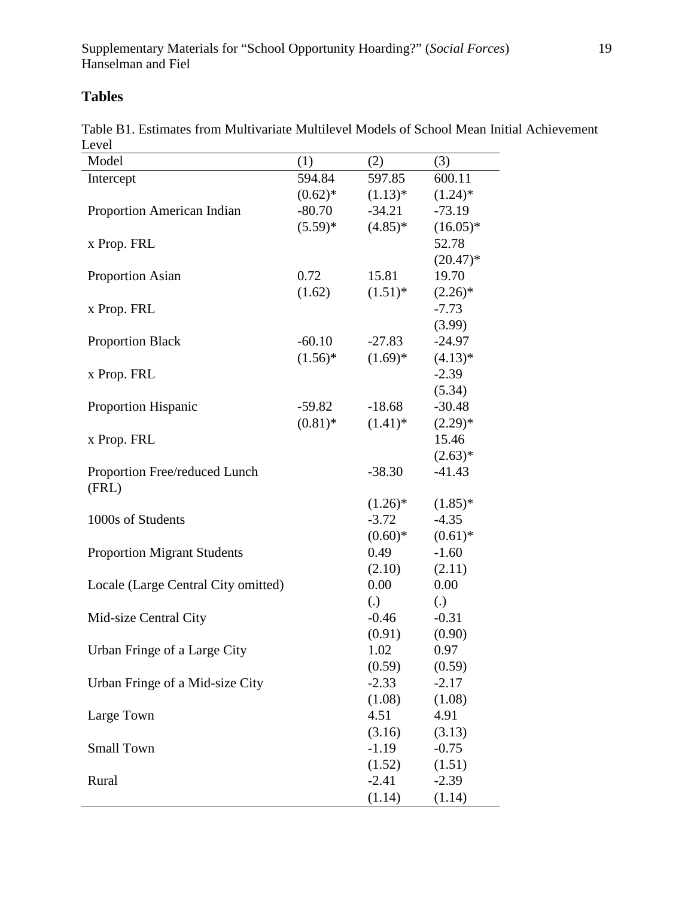## Tables

Table B1. Estimates from Multivariate Multilevel Models of School Mean Initial Achievement Level

| Model | (1) | (2) | (3) |
|---|---|---|---|
| Intercept | 594.84 | 597.85 | 600.11 |
| | (0.62)* | (1.13)* | (1.24)* |
| Proportion American Indian | -80.70 | -34.21 | -73.19 |
| | (5.59)* | (4.85)* | (16.05)* |
| x Prop. FRL | | | 52.78 |
| | | | (20.47)* |
| Proportion Asian | 0.72 | 15.81 | 19.70 |
| | (1.62) | (1.51)* | (2.26)* |
| x Prop. FRL | | | -7.73 |
| | | | (3.99) |
| Proportion Black | -60.10 | -27.83 | -24.97 |
| | (1.56)* | (1.69)* | (4.13)* |
| x Prop. FRL | | | -2.39 |
| | | | (5.34) |
| Proportion Hispanic | -59.82 | -18.68 | -30.48 |
| | (0.81)* | (1.41)* | (2.29)* |
| x Prop. FRL | | | 15.46 |
| | | | (2.63)* |
| Proportion Free/reduced Lunch (FRL) | | -38.30 | -41.43 |
| | | (1.26)* | (1.85)* |
| 1000s of Students | | -3.72 | -4.35 |
| | | (0.60)* | (0.61)* |
| Proportion Migrant Students | | 0.49 | -1.60 |
| | | (2.10) | (2.11) |
| Locale (Large Central City omitted) | | 0.00 | 0.00 |
| | | (.) | (.) |
| Mid-size Central City | | -0.46 | -0.31 |
| | | (0.91) | (0.90) |
| Urban Fringe of a Large City | | 1.02 | 0.97 |
| | | (0.59) | (0.59) |
| Urban Fringe of a Mid-size City | | -2.33 | -2.17 |
| | | (1.08) | (1.08) |
| Large Town | | 4.51 | 4.91 |
| | | (3.16) | (3.13) |
| Small Town | | -1.19 | -0.75 |
| | | (1.52) | (1.51) |
| Rural | | -2.41 | -2.39 |
| | | (1.14) | (1.14) |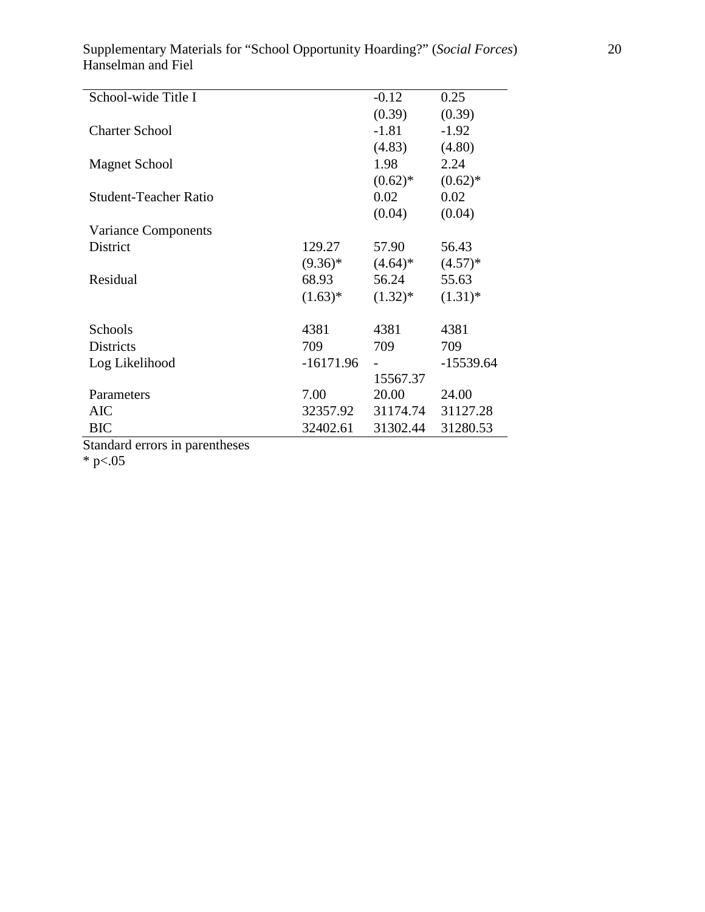| | | | |
|---|---|---|---|
| School-wide Title I | | -0.12 | 0.25 |
| | | (0.39) | (0.39) |
| Charter School | | -1.81 | -1.92 |
| | | (4.83) | (4.80) |
| Magnet School | | 1.98 | 2.24 |
| | | (0.62)* | (0.62)* |
| Student-Teacher Ratio | | 0.02 | 0.02 |
| | | (0.04) | (0.04) |
| Variance Components | | | |
| District | 129.27 | 57.90 | 56.43 |
| | (9.36)* | (4.64)* | (4.57)* |
| Residual | 68.93 | 56.24 | 55.63 |
| | (1.63)* | (1.32)* | (1.31)* |
| | | | |
| Schools | 4381 | 4381 | 4381 |
| Districts | 709 | 709 | 709 |
| Log Likelihood | -16171.96 | -15567.37 | -15539.64 |
| Parameters | 7.00 | 20.00 | 24.00 |
| AIC | 32357.92 | 31174.74 | 31127.28 |
| BIC | 32402.61 | 31302.44 | 31280.53 |

Standard errors in parentheses

* p<.05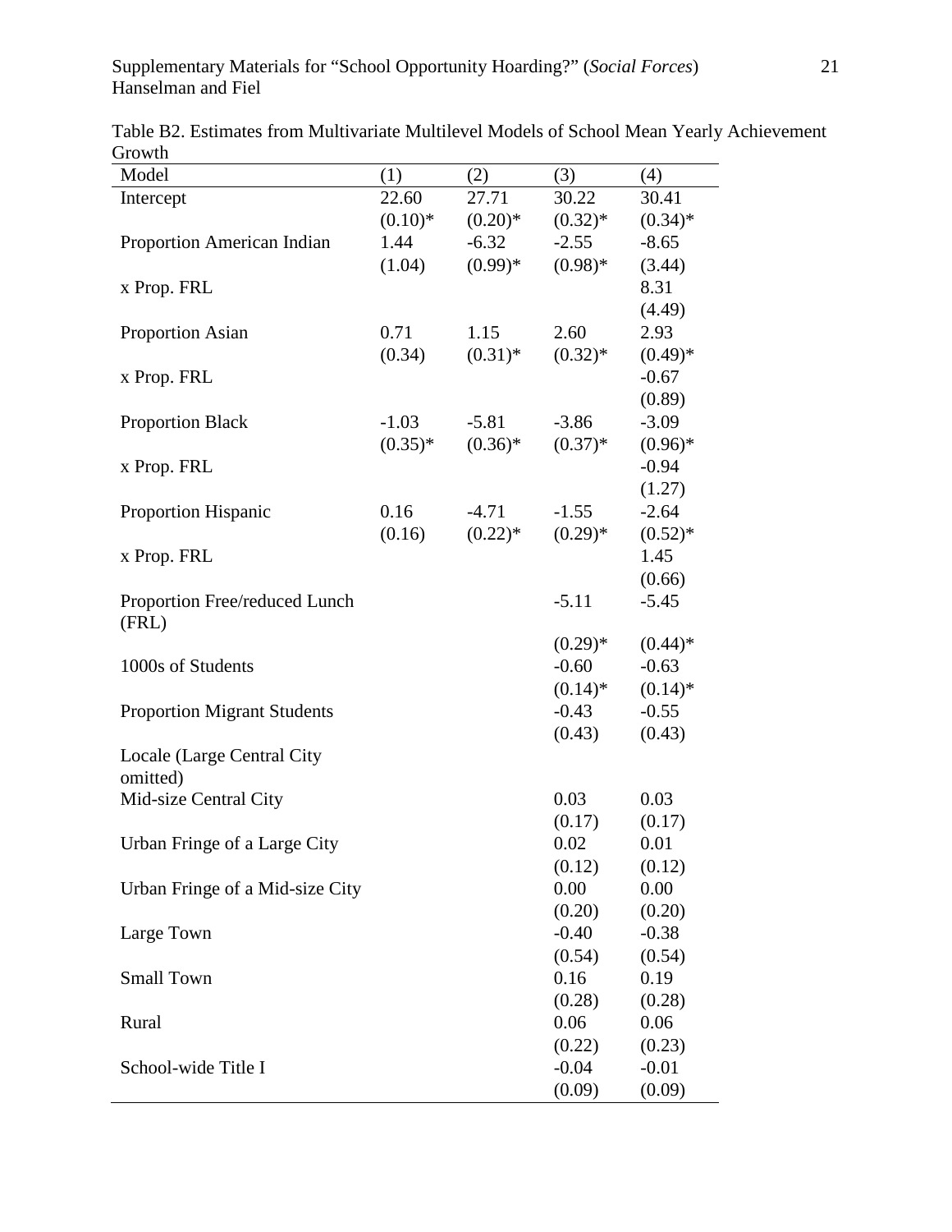Table B2. Estimates from Multivariate Multilevel Models of School Mean Yearly Achievement Growth

| Model | (1) | (2) | (3) | (4) |
|---|---|---|---|---|
| Intercept | 22.60 | 27.71 | 30.22 | 30.41 |
| | (0.10)* | (0.20)* | (0.32)* | (0.34)* |
| Proportion American Indian | 1.44 | -6.32 | -2.55 | -8.65 |
| | (1.04) | (0.99)* | (0.98)* | (3.44) |
| x Prop. FRL | | | | 8.31 |
| | | | | (4.49) |
| Proportion Asian | 0.71 | 1.15 | 2.60 | 2.93 |
| | (0.34) | (0.31)* | (0.32)* | (0.49)* |
| x Prop. FRL | | | | -0.67 |
| | | | | (0.89) |
| Proportion Black | -1.03 | -5.81 | -3.86 | -3.09 |
| | (0.35)* | (0.36)* | (0.37)* | (0.96)* |
| x Prop. FRL | | | | -0.94 |
| | | | | (1.27) |
| Proportion Hispanic | 0.16 | -4.71 | -1.55 | -2.64 |
| | (0.16) | (0.22)* | (0.29)* | (0.52)* |
| x Prop. FRL | | | | 1.45 |
| | | | | (0.66) |
| Proportion Free/reduced Lunch (FRL) | | | -5.11 | -5.45 |
| | | | (0.29)* | (0.44)* |
| 1000s of Students | | | -0.60 | -0.63 |
| | | | (0.14)* | (0.14)* |
| Proportion Migrant Students | | | -0.43 | -0.55 |
| | | | (0.43) | (0.43) |
| Locale (Large Central City omitted) | | | | |
| Mid-size Central City | | | 0.03 | 0.03 |
| | | | (0.17) | (0.17) |
| Urban Fringe of a Large City | | | 0.02 | 0.01 |
| | | | (0.12) | (0.12) |
| Urban Fringe of a Mid-size City | | | 0.00 | 0.00 |
| | | | (0.20) | (0.20) |
| Large Town | | | -0.40 | -0.38 |
| | | | (0.54) | (0.54) |
| Small Town | | | 0.16 | 0.19 |
| | | | (0.28) | (0.28) |
| Rural | | | 0.06 | 0.06 |
| | | | (0.22) | (0.23) |
| School-wide Title I | | | -0.04 | -0.01 |
| | | | (0.09) | (0.09) |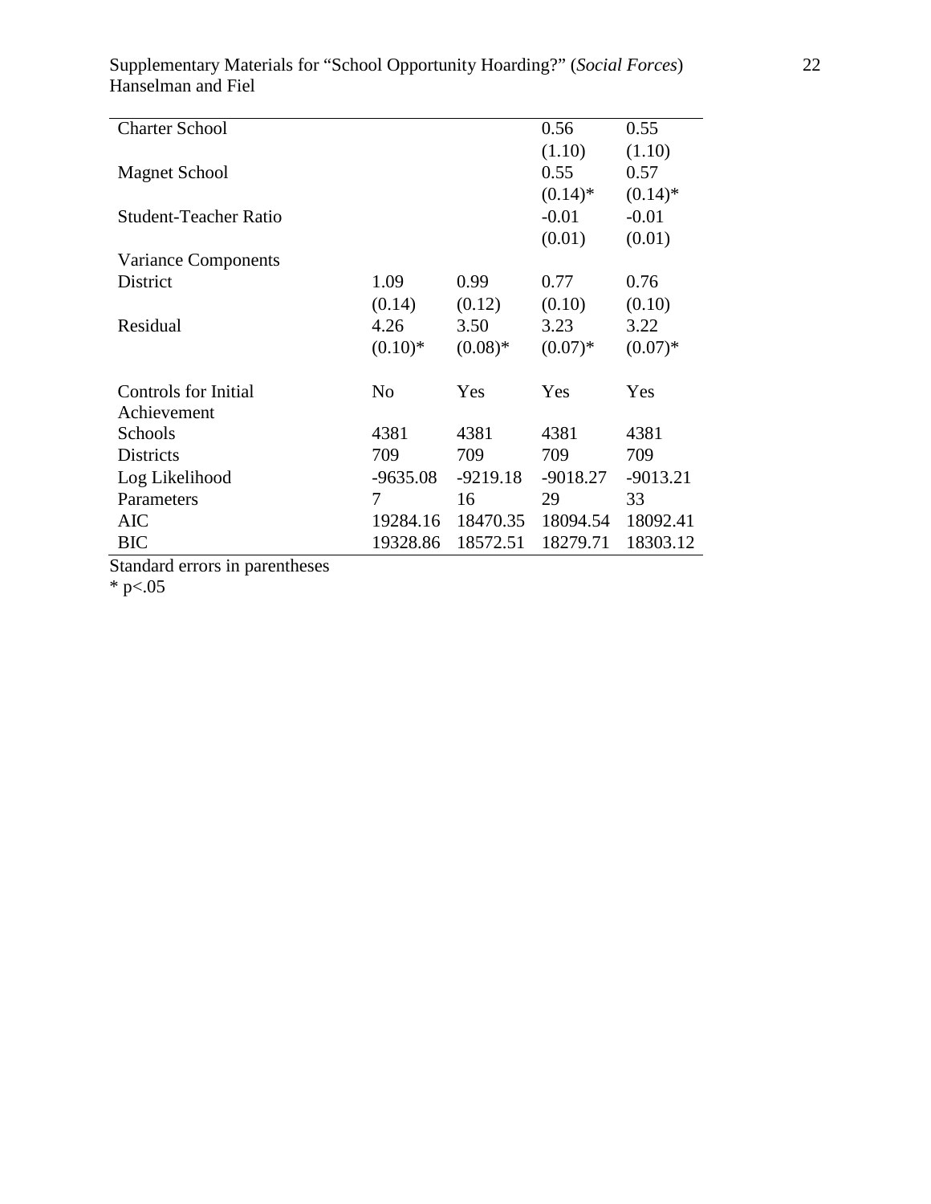| | | | | |
|---|---|---|---|---|
| Charter School | | | 0.56 | 0.55 |
| | | | (1.10) | (1.10) |
| Magnet School | | | 0.55 | 0.57 |
| | | | (0.14)* | (0.14)* |
| Student-Teacher Ratio | | | -0.01 | -0.01 |
| | | | (0.01) | (0.01) |
| Variance Components | | | | |
| District | 1.09 | 0.99 | 0.77 | 0.76 |
| | (0.14) | (0.12) | (0.10) | (0.10) |
| Residual | 4.26 | 3.50 | 3.23 | 3.22 |
| | (0.10)* | (0.08)* | (0.07)* | (0.07)* |
| Controls for Initial Achievement | No | Yes | Yes | Yes |
| Schools | 4381 | 4381 | 4381 | 4381 |
| Districts | 709 | 709 | 709 | 709 |
| Log Likelihood | -9635.08 | -9219.18 | -9018.27 | -9013.21 |
| Parameters | 7 | 16 | 29 | 33 |
| AIC | 19284.16 | 18470.35 | 18094.54 | 18092.41 |
| BIC | 19328.86 | 18572.51 | 18279.71 | 18303.12 |

Standard errors in parentheses

* p<.05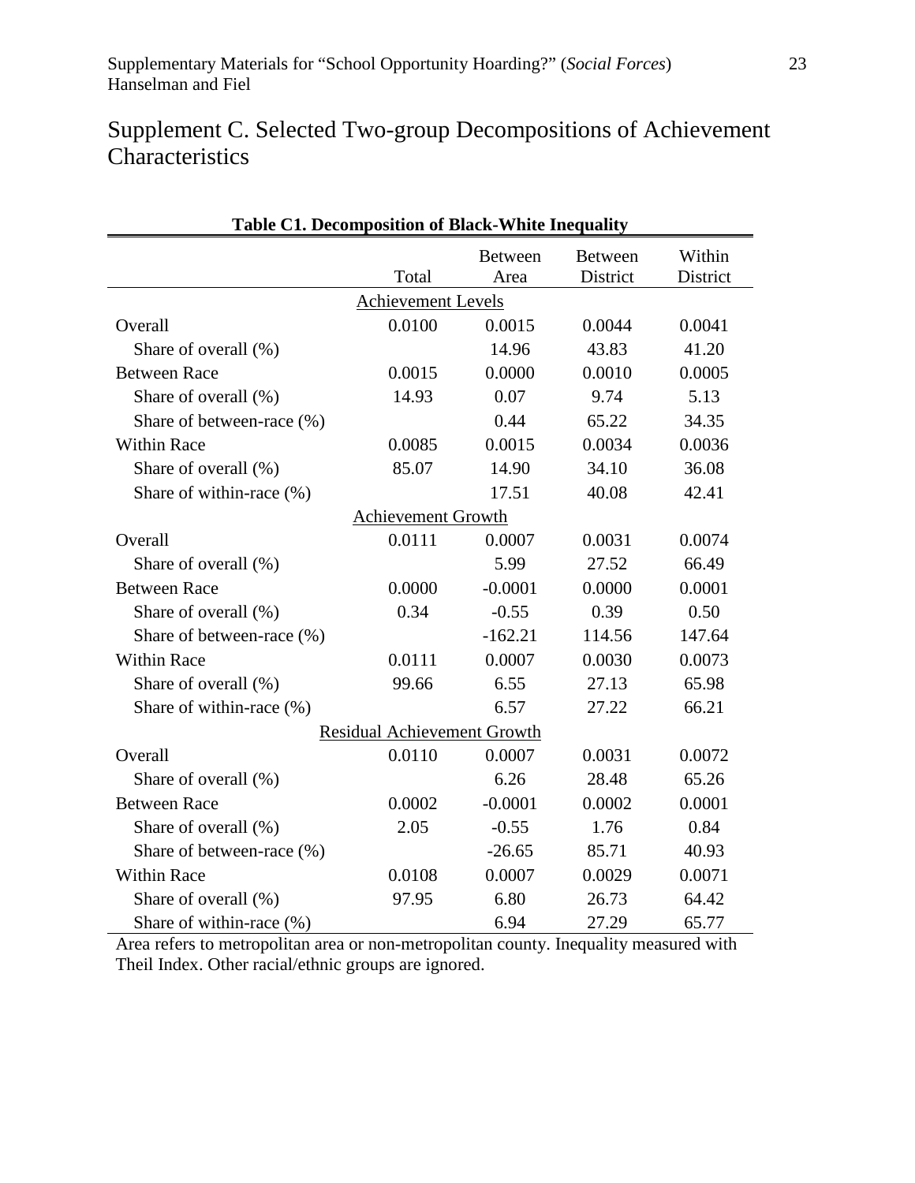# Supplement C. Selected Two-group Decompositions of Achievement Characteristics

**Table C1. Decomposition of Black-White Inequality**

| | Total | Between Area | Between District | Within District |
|---|---|---|---|---|
| Achievement Levels | | | | |
| Overall | 0.0100 | 0.0015 | 0.0044 | 0.0041 |
| Share of overall (%) | | 14.96 | 43.83 | 41.20 |
| Between Race | 0.0015 | 0.0000 | 0.0010 | 0.0005 |
| Share of overall (%) | 14.93 | 0.07 | 9.74 | 5.13 |
| Share of between-race (%) | | 0.44 | 65.22 | 34.35 |
| Within Race | 0.0085 | 0.0015 | 0.0034 | 0.0036 |
| Share of overall (%) | 85.07 | 14.90 | 34.10 | 36.08 |
| Share of within-race (%) | | 17.51 | 40.08 | 42.41 |
| Achievement Growth | | | | |
| Overall | 0.0111 | 0.0007 | 0.0031 | 0.0074 |
| Share of overall (%) | | 5.99 | 27.52 | 66.49 |
| Between Race | 0.0000 | -0.0001 | 0.0000 | 0.0001 |
| Share of overall (%) | 0.34 | -0.55 | 0.39 | 0.50 |
| Share of between-race (%) | | -162.21 | 114.56 | 147.64 |
| Within Race | 0.0111 | 0.0007 | 0.0030 | 0.0073 |
| Share of overall (%) | 99.66 | 6.55 | 27.13 | 65.98 |
| Share of within-race (%) | | 6.57 | 27.22 | 66.21 |
| Residual Achievement Growth | | | | |
| Overall | 0.0110 | 0.0007 | 0.0031 | 0.0072 |
| Share of overall (%) | | 6.26 | 28.48 | 65.26 |
| Between Race | 0.0002 | -0.0001 | 0.0002 | 0.0001 |
| Share of overall (%) | 2.05 | -0.55 | 1.76 | 0.84 |
| Share of between-race (%) | | -26.65 | 85.71 | 40.93 |
| Within Race | 0.0108 | 0.0007 | 0.0029 | 0.0071 |
| Share of overall (%) | 97.95 | 6.80 | 26.73 | 64.42 |
| Share of within-race (%) | | 6.94 | 27.29 | 65.77 |

Area refers to metropolitan area or non-metropolitan county. Inequality measured with Theil Index. Other racial/ethnic groups are ignored.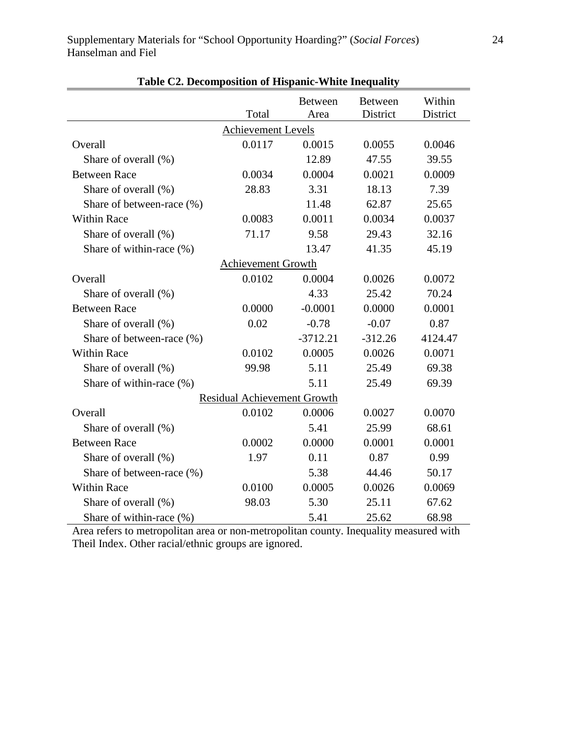**Table C2. Decomposition of Hispanic-White Inequality**

| | Total | Between Area | Between District | Within District |
|---|---|---|---|---|
| Achievement Levels | | | | |
| Overall | 0.0117 | 0.0015 | 0.0055 | 0.0046 |
| Share of overall (%) | | 12.89 | 47.55 | 39.55 |
| Between Race | 0.0034 | 0.0004 | 0.0021 | 0.0009 |
| Share of overall (%) | 28.83 | 3.31 | 18.13 | 7.39 |
| Share of between-race (%) | | 11.48 | 62.87 | 25.65 |
| Within Race | 0.0083 | 0.0011 | 0.0034 | 0.0037 |
| Share of overall (%) | 71.17 | 9.58 | 29.43 | 32.16 |
| Share of within-race (%) | | 13.47 | 41.35 | 45.19 |
| Achievement Growth | | | | |
| Overall | 0.0102 | 0.0004 | 0.0026 | 0.0072 |
| Share of overall (%) | | 4.33 | 25.42 | 70.24 |
| Between Race | 0.0000 | -0.0001 | 0.0000 | 0.0001 |
| Share of overall (%) | 0.02 | -0.78 | -0.07 | 0.87 |
| Share of between-race (%) | | -3712.21 | -312.26 | 4124.47 |
| Within Race | 0.0102 | 0.0005 | 0.0026 | 0.0071 |
| Share of overall (%) | 99.98 | 5.11 | 25.49 | 69.38 |
| Share of within-race (%) | | 5.11 | 25.49 | 69.39 |
| Residual Achievement Growth | | | | |
| Overall | 0.0102 | 0.0006 | 0.0027 | 0.0070 |
| Share of overall (%) | | 5.41 | 25.99 | 68.61 |
| Between Race | 0.0002 | 0.0000 | 0.0001 | 0.0001 |
| Share of overall (%) | 1.97 | 0.11 | 0.87 | 0.99 |
| Share of between-race (%) | | 5.38 | 44.46 | 50.17 |
| Within Race | 0.0100 | 0.0005 | 0.0026 | 0.0069 |
| Share of overall (%) | 98.03 | 5.30 | 25.11 | 67.62 |
| Share of within-race (%) | | 5.41 | 25.62 | 68.98 |

Area refers to metropolitan area or non-metropolitan county. Inequality measured with Theil Index. Other racial/ethnic groups are ignored.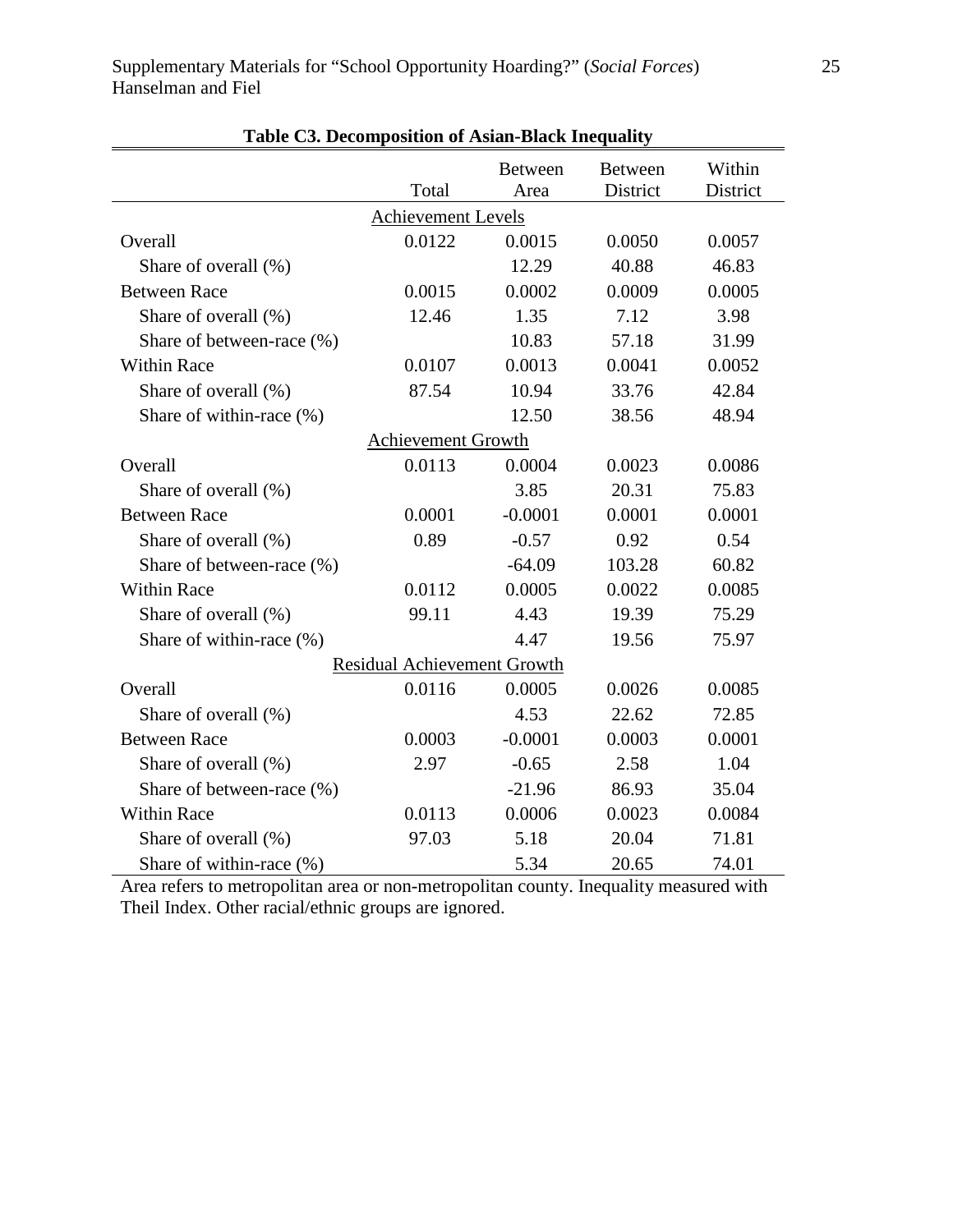**Table C3. Decomposition of Asian-Black Inequality**

| | Total | Between Area | Between District | Within District |
|---|---|---|---|---|
| Achievement Levels | | | | |
| Overall | 0.0122 | 0.0015 | 0.0050 | 0.0057 |
| Share of overall (%) | | 12.29 | 40.88 | 46.83 |
| Between Race | 0.0015 | 0.0002 | 0.0009 | 0.0005 |
| Share of overall (%) | 12.46 | 1.35 | 7.12 | 3.98 |
| Share of between-race (%) | | 10.83 | 57.18 | 31.99 |
| Within Race | 0.0107 | 0.0013 | 0.0041 | 0.0052 |
| Share of overall (%) | 87.54 | 10.94 | 33.76 | 42.84 |
| Share of within-race (%) | | 12.50 | 38.56 | 48.94 |
| Achievement Growth | | | | |
| Overall | 0.0113 | 0.0004 | 0.0023 | 0.0086 |
| Share of overall (%) | | 3.85 | 20.31 | 75.83 |
| Between Race | 0.0001 | -0.0001 | 0.0001 | 0.0001 |
| Share of overall (%) | 0.89 | -0.57 | 0.92 | 0.54 |
| Share of between-race (%) | | -64.09 | 103.28 | 60.82 |
| Within Race | 0.0112 | 0.0005 | 0.0022 | 0.0085 |
| Share of overall (%) | 99.11 | 4.43 | 19.39 | 75.29 |
| Share of within-race (%) | | 4.47 | 19.56 | 75.97 |
| Residual Achievement Growth | | | | |
| Overall | 0.0116 | 0.0005 | 0.0026 | 0.0085 |
| Share of overall (%) | | 4.53 | 22.62 | 72.85 |
| Between Race | 0.0003 | -0.0001 | 0.0003 | 0.0001 |
| Share of overall (%) | 2.97 | -0.65 | 2.58 | 1.04 |
| Share of between-race (%) | | -21.96 | 86.93 | 35.04 |
| Within Race | 0.0113 | 0.0006 | 0.0023 | 0.0084 |
| Share of overall (%) | 97.03 | 5.18 | 20.04 | 71.81 |
| Share of within-race (%) | | 5.34 | 20.65 | 74.01 |

Area refers to metropolitan area or non-metropolitan county. Inequality measured with Theil Index. Other racial/ethnic groups are ignored.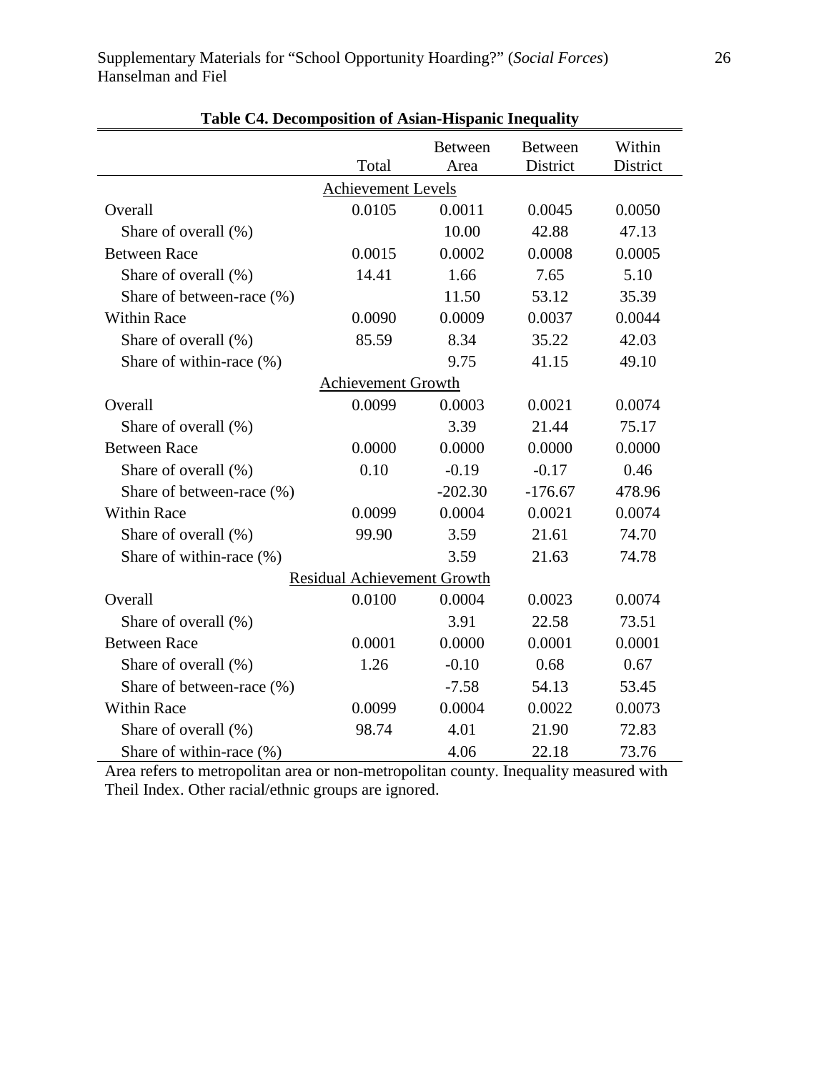**Table C4. Decomposition of Asian-Hispanic Inequality**

| | Total | Between Area | Between District | Within District |
|---|---|---|---|---|
| Achievement Levels | | | | |
| Overall | 0.0105 | 0.0011 | 0.0045 | 0.0050 |
| Share of overall (%) | | 10.00 | 42.88 | 47.13 |
| Between Race | 0.0015 | 0.0002 | 0.0008 | 0.0005 |
| Share of overall (%) | 14.41 | 1.66 | 7.65 | 5.10 |
| Share of between-race (%) | | 11.50 | 53.12 | 35.39 |
| Within Race | 0.0090 | 0.0009 | 0.0037 | 0.0044 |
| Share of overall (%) | 85.59 | 8.34 | 35.22 | 42.03 |
| Share of within-race (%) | | 9.75 | 41.15 | 49.10 |
| Achievement Growth | | | | |
| Overall | 0.0099 | 0.0003 | 0.0021 | 0.0074 |
| Share of overall (%) | | 3.39 | 21.44 | 75.17 |
| Between Race | 0.0000 | 0.0000 | 0.0000 | 0.0000 |
| Share of overall (%) | 0.10 | -0.19 | -0.17 | 0.46 |
| Share of between-race (%) | | -202.30 | -176.67 | 478.96 |
| Within Race | 0.0099 | 0.0004 | 0.0021 | 0.0074 |
| Share of overall (%) | 99.90 | 3.59 | 21.61 | 74.70 |
| Share of within-race (%) | | 3.59 | 21.63 | 74.78 |
| Residual Achievement Growth | | | | |
| Overall | 0.0100 | 0.0004 | 0.0023 | 0.0074 |
| Share of overall (%) | | 3.91 | 22.58 | 73.51 |
| Between Race | 0.0001 | 0.0000 | 0.0001 | 0.0001 |
| Share of overall (%) | 1.26 | -0.10 | 0.68 | 0.67 |
| Share of between-race (%) | | -7.58 | 54.13 | 53.45 |
| Within Race | 0.0099 | 0.0004 | 0.0022 | 0.0073 |
| Share of overall (%) | 98.74 | 4.01 | 21.90 | 72.83 |
| Share of within-race (%) | | 4.06 | 22.18 | 73.76 |

Area refers to metropolitan area or non-metropolitan county. Inequality measured with Theil Index. Other racial/ethnic groups are ignored.